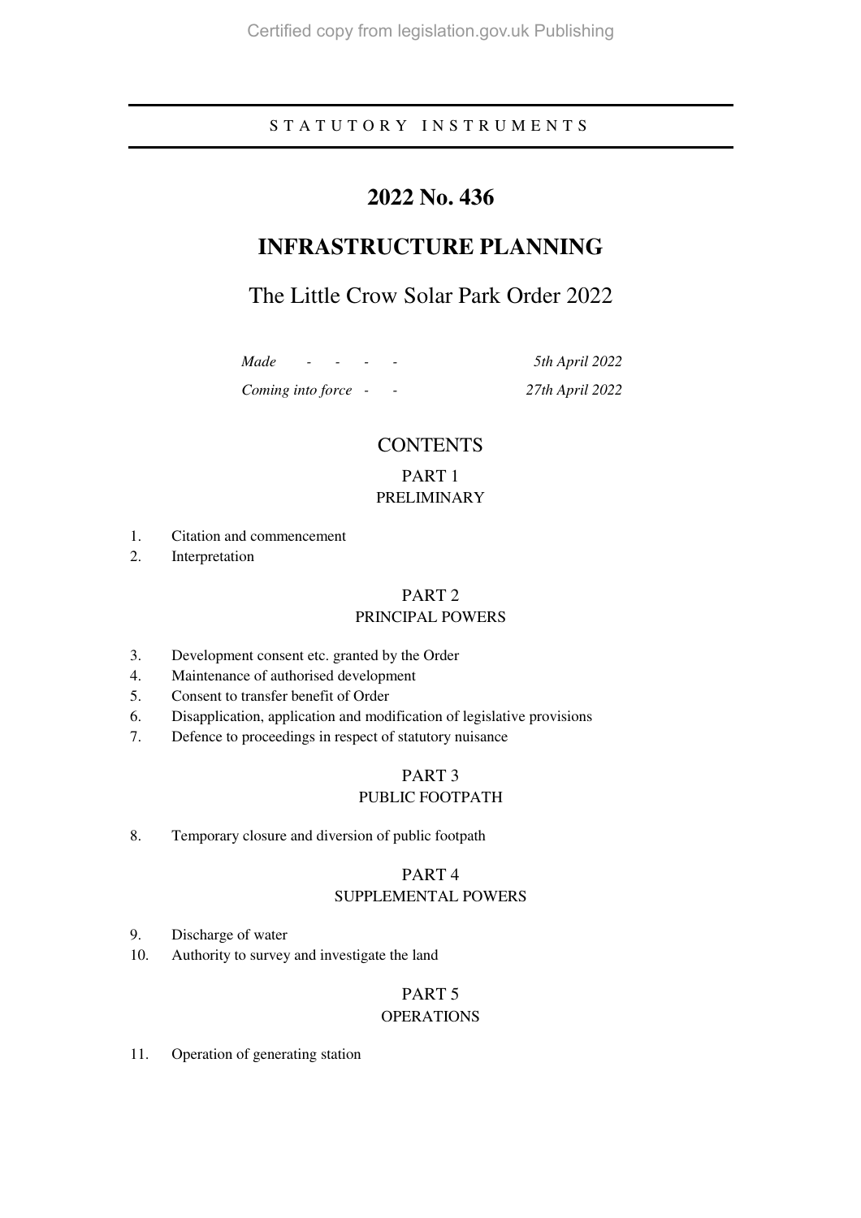STATUTORY INSTRUMENTS

# 2022 No. 436

# INFRASTRUCTURE PLANNING

## The Little Crow Solar Park Order 2022

| | |
|---|---|
| *Made - - - -* | *5th April 2022* |
| *Coming into force - -* | *27th April 2022* |

## CONTENTS

### PART 1
### PRELIMINARY

1. Citation and commencement
2. Interpretation

### PART 2
### PRINCIPAL POWERS

3. Development consent etc. granted by the Order
4. Maintenance of authorised development
5. Consent to transfer benefit of Order
6. Disapplication, application and modification of legislative provisions
7. Defence to proceedings in respect of statutory nuisance

### PART 3
### PUBLIC FOOTPATH

8. Temporary closure and diversion of public footpath

### PART 4
### SUPPLEMENTAL POWERS

9. Discharge of water
10. Authority to survey and investigate the land

### PART 5
### OPERATIONS

11. Operation of generating station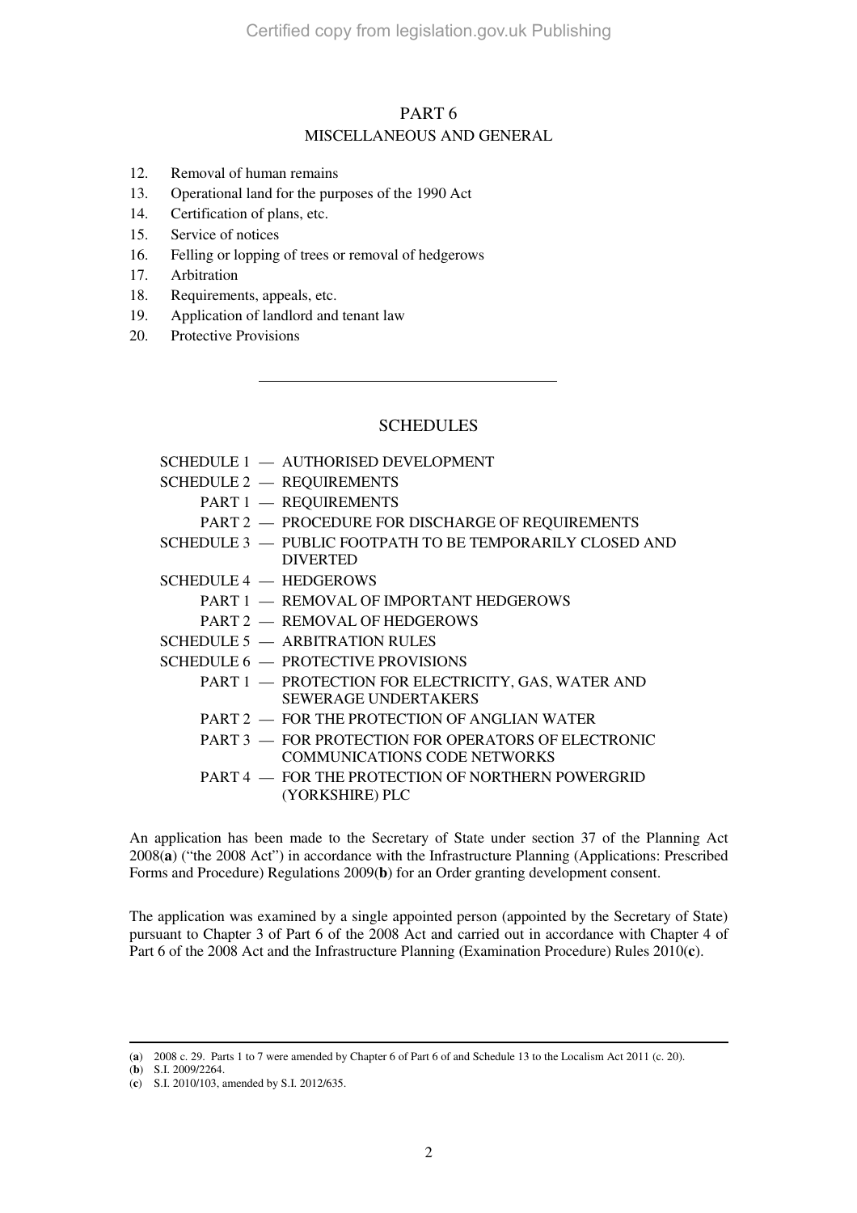## PART 6
## MISCELLANEOUS AND GENERAL

12. Removal of human remains
13. Operational land for the purposes of the 1990 Act
14. Certification of plans, etc.
15. Service of notices
16. Felling or lopping of trees or removal of hedgerows
17. Arbitration
18. Requirements, appeals, etc.
19. Application of landlord and tenant law
20. Protective Provisions

---

## SCHEDULES

SCHEDULE 1 — AUTHORISED DEVELOPMENT
SCHEDULE 2 — REQUIREMENTS
 PART 1 — REQUIREMENTS
 PART 2 — PROCEDURE FOR DISCHARGE OF REQUIREMENTS
SCHEDULE 3 — PUBLIC FOOTPATH TO BE TEMPORARILY CLOSED AND DIVERTED
SCHEDULE 4 — HEDGEROWS
 PART 1 — REMOVAL OF IMPORTANT HEDGEROWS
 PART 2 — REMOVAL OF HEDGEROWS
SCHEDULE 5 — ARBITRATION RULES
SCHEDULE 6 — PROTECTIVE PROVISIONS
 PART 1 — PROTECTION FOR ELECTRICITY, GAS, WATER AND SEWERAGE UNDERTAKERS
 PART 2 — FOR THE PROTECTION OF ANGLIAN WATER
 PART 3 — FOR PROTECTION FOR OPERATORS OF ELECTRONIC COMMUNICATIONS CODE NETWORKS
 PART 4 — FOR THE PROTECTION OF NORTHERN POWERGRID (YORKSHIRE) PLC

An application has been made to the Secretary of State under section 37 of the Planning Act 2008(**a**) ("the 2008 Act") in accordance with the Infrastructure Planning (Applications: Prescribed Forms and Procedure) Regulations 2009(**b**) for an Order granting development consent.

The application was examined by a single appointed person (appointed by the Secretary of State) pursuant to Chapter 3 of Part 6 of the 2008 Act and carried out in accordance with Chapter 4 of Part 6 of the 2008 Act and the Infrastructure Planning (Examination Procedure) Rules 2010(**c**).

---

(**a**) 2008 c. 29. Parts 1 to 7 were amended by Chapter 6 of Part 6 of and Schedule 13 to the Localism Act 2011 (c. 20).
(**b**) S.I. 2009/2264.
(**c**) S.I. 2010/103, amended by S.I. 2012/635.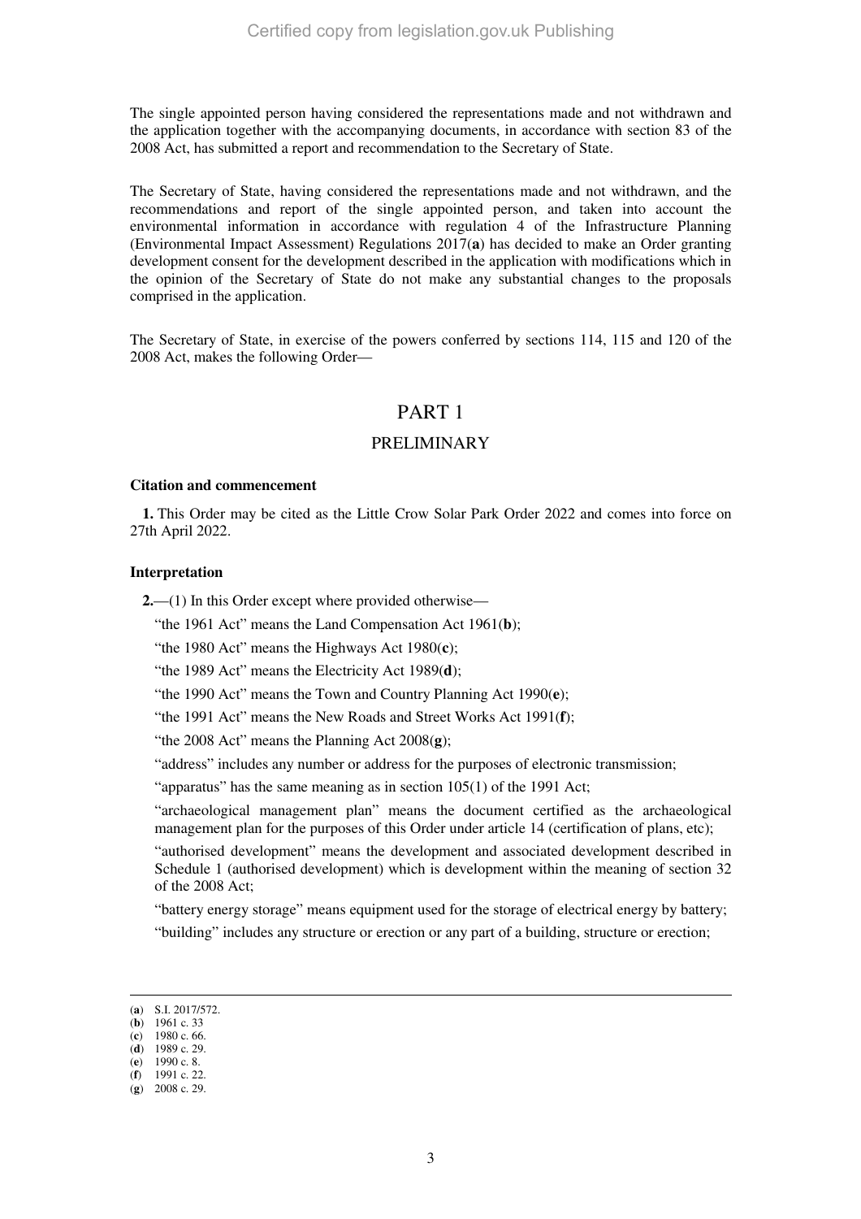The single appointed person having considered the representations made and not withdrawn and the application together with the accompanying documents, in accordance with section 83 of the 2008 Act, has submitted a report and recommendation to the Secretary of State.

The Secretary of State, having considered the representations made and not withdrawn, and the recommendations and report of the single appointed person, and taken into account the environmental information in accordance with regulation 4 of the Infrastructure Planning (Environmental Impact Assessment) Regulations 2017(**a**) has decided to make an Order granting development consent for the development described in the application with modifications which in the opinion of the Secretary of State do not make any substantial changes to the proposals comprised in the application.

The Secretary of State, in exercise of the powers conferred by sections 114, 115 and 120 of the 2008 Act, makes the following Order—

# PART 1

## PRELIMINARY

### Citation and commencement

**1.** This Order may be cited as the Little Crow Solar Park Order 2022 and comes into force on 27th April 2022.

### Interpretation

**2.**—(1) In this Order except where provided otherwise—

"the 1961 Act" means the Land Compensation Act 1961(**b**);

"the 1980 Act" means the Highways Act 1980(**c**);

"the 1989 Act" means the Electricity Act 1989(**d**);

"the 1990 Act" means the Town and Country Planning Act 1990(**e**);

"the 1991 Act" means the New Roads and Street Works Act 1991(**f**);

"the 2008 Act" means the Planning Act 2008(**g**);

"address" includes any number or address for the purposes of electronic transmission;

"apparatus" has the same meaning as in section 105(1) of the 1991 Act;

"archaeological management plan" means the document certified as the archaeological management plan for the purposes of this Order under article 14 (certification of plans, etc);

"authorised development" means the development and associated development described in Schedule 1 (authorised development) which is development within the meaning of section 32 of the 2008 Act;

"battery energy storage" means equipment used for the storage of electrical energy by battery;

"building" includes any structure or erection or any part of a building, structure or erection;

---

(**a**) S.I. 2017/572.
(**b**) 1961 c. 33
(**c**) 1980 c. 66.
(**d**) 1989 c. 29.
(**e**) 1990 c. 8.
(**f**) 1991 c. 22.
(**g**) 2008 c. 29.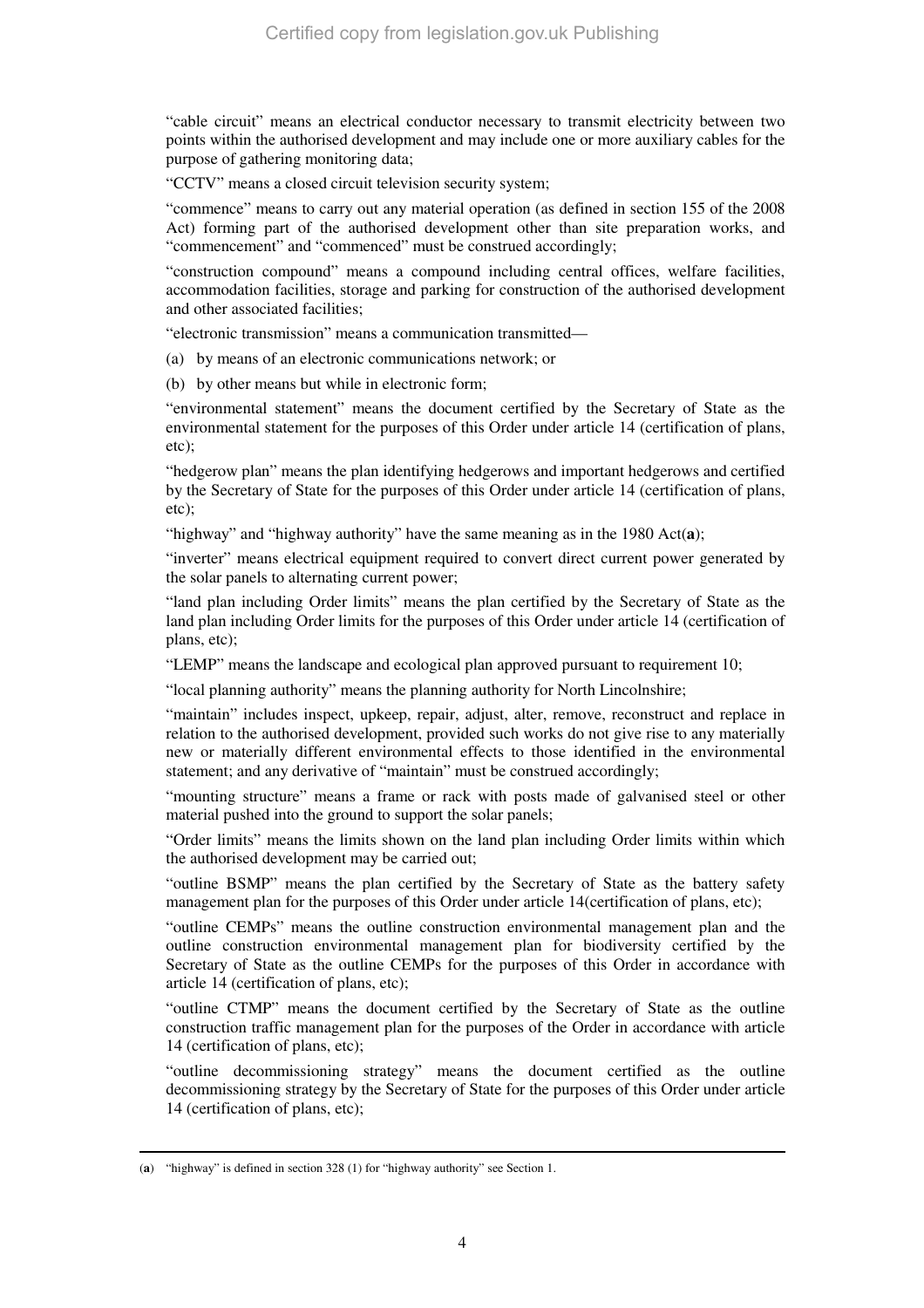"cable circuit" means an electrical conductor necessary to transmit electricity between two points within the authorised development and may include one or more auxiliary cables for the purpose of gathering monitoring data;

"CCTV" means a closed circuit television security system;

"commence" means to carry out any material operation (as defined in section 155 of the 2008 Act) forming part of the authorised development other than site preparation works, and "commencement" and "commenced" must be construed accordingly;

"construction compound" means a compound including central offices, welfare facilities, accommodation facilities, storage and parking for construction of the authorised development and other associated facilities;

"electronic transmission" means a communication transmitted—

(a) by means of an electronic communications network; or

(b) by other means but while in electronic form;

"environmental statement" means the document certified by the Secretary of State as the environmental statement for the purposes of this Order under article 14 (certification of plans, etc);

"hedgerow plan" means the plan identifying hedgerows and important hedgerows and certified by the Secretary of State for the purposes of this Order under article 14 (certification of plans, etc);

"highway" and "highway authority" have the same meaning as in the 1980 Act(**a**);

"inverter" means electrical equipment required to convert direct current power generated by the solar panels to alternating current power;

"land plan including Order limits" means the plan certified by the Secretary of State as the land plan including Order limits for the purposes of this Order under article 14 (certification of plans, etc);

"LEMP" means the landscape and ecological plan approved pursuant to requirement 10;

"local planning authority" means the planning authority for North Lincolnshire;

"maintain" includes inspect, upkeep, repair, adjust, alter, remove, reconstruct and replace in relation to the authorised development, provided such works do not give rise to any materially new or materially different environmental effects to those identified in the environmental statement; and any derivative of "maintain" must be construed accordingly;

"mounting structure" means a frame or rack with posts made of galvanised steel or other material pushed into the ground to support the solar panels;

"Order limits" means the limits shown on the land plan including Order limits within which the authorised development may be carried out;

"outline BSMP" means the plan certified by the Secretary of State as the battery safety management plan for the purposes of this Order under article 14(certification of plans, etc);

"outline CEMPs" means the outline construction environmental management plan and the outline construction environmental management plan for biodiversity certified by the Secretary of State as the outline CEMPs for the purposes of this Order in accordance with article 14 (certification of plans, etc);

"outline CTMP" means the document certified by the Secretary of State as the outline construction traffic management plan for the purposes of the Order in accordance with article 14 (certification of plans, etc);

"outline decommissioning strategy" means the document certified as the outline decommissioning strategy by the Secretary of State for the purposes of this Order under article 14 (certification of plans, etc);

---

(**a**) "highway" is defined in section 328 (1) for "highway authority" see Section 1.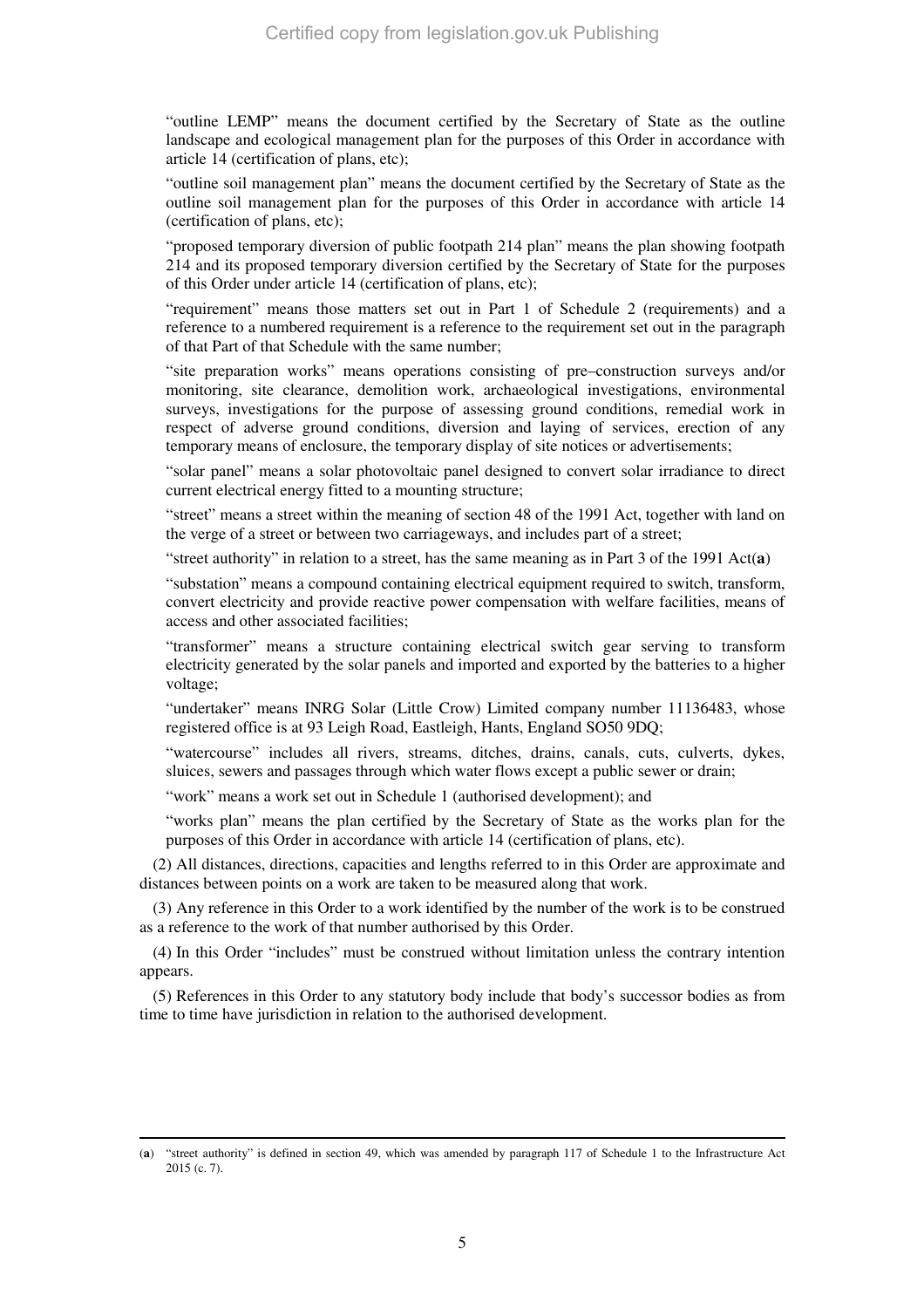"outline LEMP" means the document certified by the Secretary of State as the outline landscape and ecological management plan for the purposes of this Order in accordance with article 14 (certification of plans, etc);

"outline soil management plan" means the document certified by the Secretary of State as the outline soil management plan for the purposes of this Order in accordance with article 14 (certification of plans, etc);

"proposed temporary diversion of public footpath 214 plan" means the plan showing footpath 214 and its proposed temporary diversion certified by the Secretary of State for the purposes of this Order under article 14 (certification of plans, etc);

"requirement" means those matters set out in Part 1 of Schedule 2 (requirements) and a reference to a numbered requirement is a reference to the requirement set out in the paragraph of that Part of that Schedule with the same number;

"site preparation works" means operations consisting of pre–construction surveys and/or monitoring, site clearance, demolition work, archaeological investigations, environmental surveys, investigations for the purpose of assessing ground conditions, remedial work in respect of adverse ground conditions, diversion and laying of services, erection of any temporary means of enclosure, the temporary display of site notices or advertisements;

"solar panel" means a solar photovoltaic panel designed to convert solar irradiance to direct current electrical energy fitted to a mounting structure;

"street" means a street within the meaning of section 48 of the 1991 Act, together with land on the verge of a street or between two carriageways, and includes part of a street;

"street authority" in relation to a street, has the same meaning as in Part 3 of the 1991 Act(**a**)

"substation" means a compound containing electrical equipment required to switch, transform, convert electricity and provide reactive power compensation with welfare facilities, means of access and other associated facilities;

"transformer" means a structure containing electrical switch gear serving to transform electricity generated by the solar panels and imported and exported by the batteries to a higher voltage;

"undertaker" means INRG Solar (Little Crow) Limited company number 11136483, whose registered office is at 93 Leigh Road, Eastleigh, Hants, England SO50 9DQ;

"watercourse" includes all rivers, streams, ditches, drains, canals, cuts, culverts, dykes, sluices, sewers and passages through which water flows except a public sewer or drain;

"work" means a work set out in Schedule 1 (authorised development); and

"works plan" means the plan certified by the Secretary of State as the works plan for the purposes of this Order in accordance with article 14 (certification of plans, etc).

(2) All distances, directions, capacities and lengths referred to in this Order are approximate and distances between points on a work are taken to be measured along that work.

(3) Any reference in this Order to a work identified by the number of the work is to be construed as a reference to the work of that number authorised by this Order.

(4) In this Order "includes" must be construed without limitation unless the contrary intention appears.

(5) References in this Order to any statutory body include that body's successor bodies as from time to time have jurisdiction in relation to the authorised development.

---

(**a**) "street authority" is defined in section 49, which was amended by paragraph 117 of Schedule 1 to the Infrastructure Act 2015 (c. 7).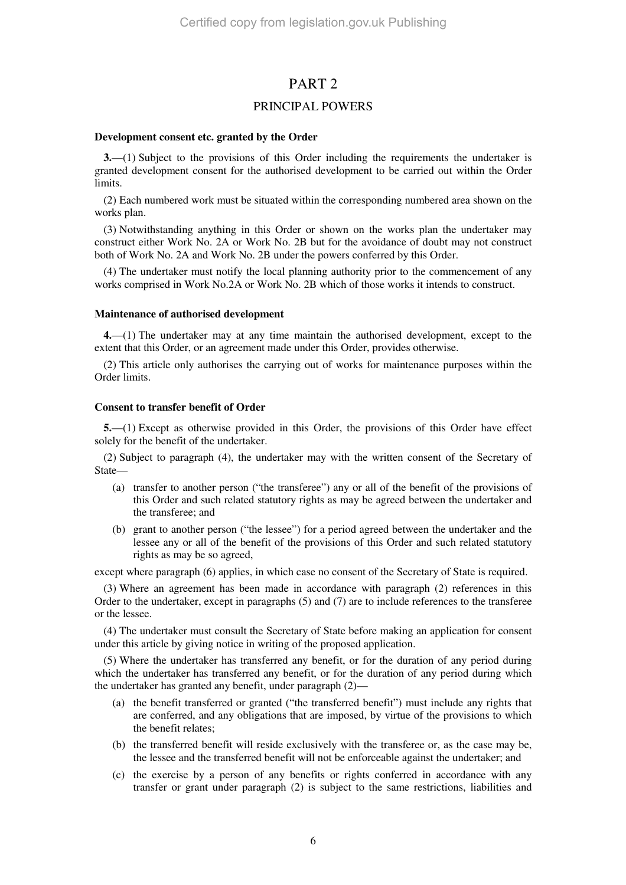# PART 2

## PRINCIPAL POWERS

### Development consent etc. granted by the Order

**3.**—(1) Subject to the provisions of this Order including the requirements the undertaker is granted development consent for the authorised development to be carried out within the Order limits.

(2) Each numbered work must be situated within the corresponding numbered area shown on the works plan.

(3) Notwithstanding anything in this Order or shown on the works plan the undertaker may construct either Work No. 2A or Work No. 2B but for the avoidance of doubt may not construct both of Work No. 2A and Work No. 2B under the powers conferred by this Order.

(4) The undertaker must notify the local planning authority prior to the commencement of any works comprised in Work No.2A or Work No. 2B which of those works it intends to construct.

### Maintenance of authorised development

**4.**—(1) The undertaker may at any time maintain the authorised development, except to the extent that this Order, or an agreement made under this Order, provides otherwise.

(2) This article only authorises the carrying out of works for maintenance purposes within the Order limits.

### Consent to transfer benefit of Order

**5.**—(1) Except as otherwise provided in this Order, the provisions of this Order have effect solely for the benefit of the undertaker.

(2) Subject to paragraph (4), the undertaker may with the written consent of the Secretary of State—

(a) transfer to another person ("the transferee") any or all of the benefit of the provisions of this Order and such related statutory rights as may be agreed between the undertaker and the transferee; and

(b) grant to another person ("the lessee") for a period agreed between the undertaker and the lessee any or all of the benefit of the provisions of this Order and such related statutory rights as may be so agreed,

except where paragraph (6) applies, in which case no consent of the Secretary of State is required.

(3) Where an agreement has been made in accordance with paragraph (2) references in this Order to the undertaker, except in paragraphs (5) and (7) are to include references to the transferee or the lessee.

(4) The undertaker must consult the Secretary of State before making an application for consent under this article by giving notice in writing of the proposed application.

(5) Where the undertaker has transferred any benefit, or for the duration of any period during which the undertaker has transferred any benefit, or for the duration of any period during which the undertaker has granted any benefit, under paragraph (2)—

(a) the benefit transferred or granted ("the transferred benefit") must include any rights that are conferred, and any obligations that are imposed, by virtue of the provisions to which the benefit relates;

(b) the transferred benefit will reside exclusively with the transferee or, as the case may be, the lessee and the transferred benefit will not be enforceable against the undertaker; and

(c) the exercise by a person of any benefits or rights conferred in accordance with any transfer or grant under paragraph (2) is subject to the same restrictions, liabilities and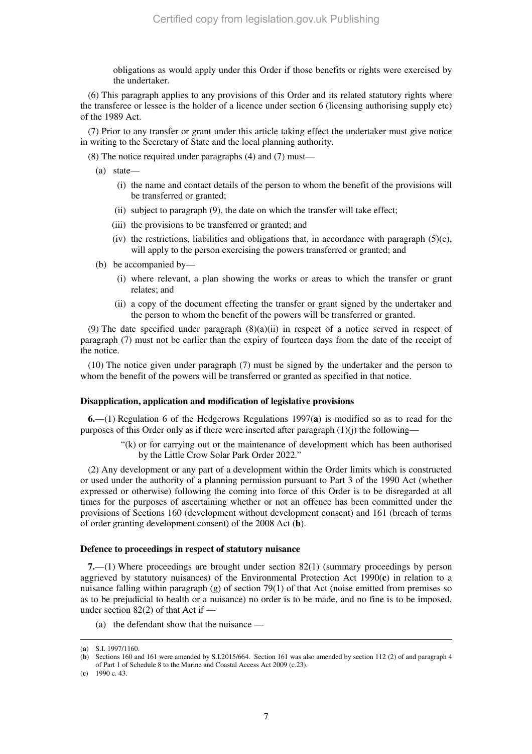obligations as would apply under this Order if those benefits or rights were exercised by the undertaker.

(6) This paragraph applies to any provisions of this Order and its related statutory rights where the transferee or lessee is the holder of a licence under section 6 (licensing authorising supply etc) of the 1989 Act.

(7) Prior to any transfer or grant under this article taking effect the undertaker must give notice in writing to the Secretary of State and the local planning authority.

(8) The notice required under paragraphs (4) and (7) must—

(a) state—

(i) the name and contact details of the person to whom the benefit of the provisions will be transferred or granted;

(ii) subject to paragraph (9), the date on which the transfer will take effect;

(iii) the provisions to be transferred or granted; and

(iv) the restrictions, liabilities and obligations that, in accordance with paragraph (5)(c), will apply to the person exercising the powers transferred or granted; and

(b) be accompanied by—

(i) where relevant, a plan showing the works or areas to which the transfer or grant relates; and

(ii) a copy of the document effecting the transfer or grant signed by the undertaker and the person to whom the benefit of the powers will be transferred or granted.

(9) The date specified under paragraph (8)(a)(ii) in respect of a notice served in respect of paragraph (7) must not be earlier than the expiry of fourteen days from the date of the receipt of the notice.

(10) The notice given under paragraph (7) must be signed by the undertaker and the person to whom the benefit of the powers will be transferred or granted as specified in that notice.

**Disapplication, application and modification of legislative provisions**

**6.**—(1) Regulation 6 of the Hedgerows Regulations 1997(**a**) is modified so as to read for the purposes of this Order only as if there were inserted after paragraph (1)(j) the following—

"(k) or for carrying out or the maintenance of development which has been authorised by the Little Crow Solar Park Order 2022."

(2) Any development or any part of a development within the Order limits which is constructed or used under the authority of a planning permission pursuant to Part 3 of the 1990 Act (whether expressed or otherwise) following the coming into force of this Order is to be disregarded at all times for the purposes of ascertaining whether or not an offence has been committed under the provisions of Sections 160 (development without development consent) and 161 (breach of terms of order granting development consent) of the 2008 Act (**b**).

**Defence to proceedings in respect of statutory nuisance**

**7.**—(1) Where proceedings are brought under section 82(1) (summary proceedings by person aggrieved by statutory nuisances) of the Environmental Protection Act 1990(**c**) in relation to a nuisance falling within paragraph (g) of section 79(1) of that Act (noise emitted from premises so as to be prejudicial to health or a nuisance) no order is to be made, and no fine is to be imposed, under section 82(2) of that Act if —

(a) the defendant show that the nuisance —

---

(**a**) S.I. 1997/1160.

(**b**) Sections 160 and 161 were amended by S.I.2015/664. Section 161 was also amended by section 112 (2) of and paragraph 4 of Part 1 of Schedule 8 to the Marine and Coastal Access Act 2009 (c.23).

(**c**) 1990 c. 43.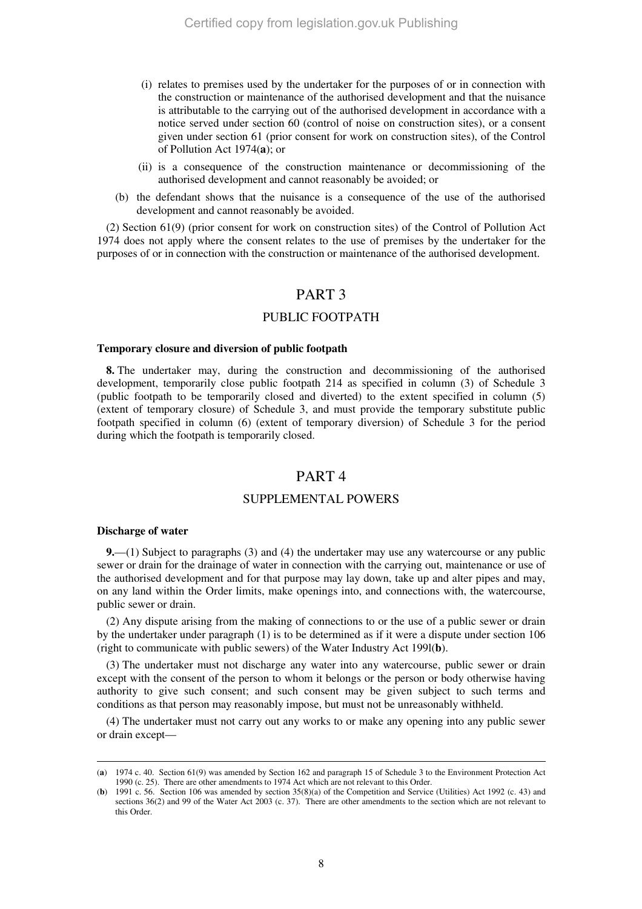(i) relates to premises used by the undertaker for the purposes of or in connection with the construction or maintenance of the authorised development and that the nuisance is attributable to the carrying out of the authorised development in accordance with a notice served under section 60 (control of noise on construction sites), or a consent given under section 61 (prior consent for work on construction sites), of the Control of Pollution Act 1974(**a**); or

(ii) is a consequence of the construction maintenance or decommissioning of the authorised development and cannot reasonably be avoided; or

(b) the defendant shows that the nuisance is a consequence of the use of the authorised development and cannot reasonably be avoided.

(2) Section 61(9) (prior consent for work on construction sites) of the Control of Pollution Act 1974 does not apply where the consent relates to the use of premises by the undertaker for the purposes of or in connection with the construction or maintenance of the authorised development.

## PART 3

## PUBLIC FOOTPATH

**Temporary closure and diversion of public footpath**

**8.** The undertaker may, during the construction and decommissioning of the authorised development, temporarily close public footpath 214 as specified in column (3) of Schedule 3 (public footpath to be temporarily closed and diverted) to the extent specified in column (5) (extent of temporary closure) of Schedule 3, and must provide the temporary substitute public footpath specified in column (6) (extent of temporary diversion) of Schedule 3 for the period during which the footpath is temporarily closed.

## PART 4

## SUPPLEMENTAL POWERS

**Discharge of water**

**9.**—(1) Subject to paragraphs (3) and (4) the undertaker may use any watercourse or any public sewer or drain for the drainage of water in connection with the carrying out, maintenance or use of the authorised development and for that purpose may lay down, take up and alter pipes and may, on any land within the Order limits, make openings into, and connections with, the watercourse, public sewer or drain.

(2) Any dispute arising from the making of connections to or the use of a public sewer or drain by the undertaker under paragraph (1) is to be determined as if it were a dispute under section 106 (right to communicate with public sewers) of the Water Industry Act 199l(**b**).

(3) The undertaker must not discharge any water into any watercourse, public sewer or drain except with the consent of the person to whom it belongs or the person or body otherwise having authority to give such consent; and such consent may be given subject to such terms and conditions as that person may reasonably impose, but must not be unreasonably withheld.

(4) The undertaker must not carry out any works to or make any opening into any public sewer or drain except—

---

(**a**) 1974 c. 40. Section 61(9) was amended by Section 162 and paragraph 15 of Schedule 3 to the Environment Protection Act 1990 (c. 25). There are other amendments to 1974 Act which are not relevant to this Order.

(**b**) 1991 c. 56. Section 106 was amended by section 35(8)(a) of the Competition and Service (Utilities) Act 1992 (c. 43) and sections 36(2) and 99 of the Water Act 2003 (c. 37). There are other amendments to the section which are not relevant to this Order.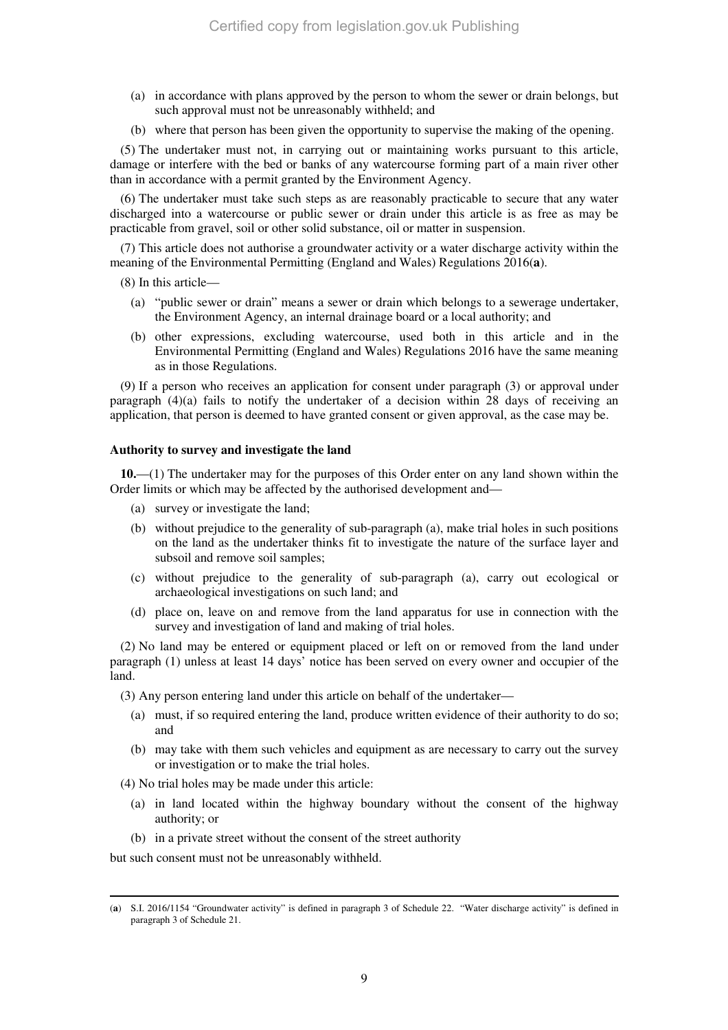(a) in accordance with plans approved by the person to whom the sewer or drain belongs, but such approval must not be unreasonably withheld; and

(b) where that person has been given the opportunity to supervise the making of the opening.

(5) The undertaker must not, in carrying out or maintaining works pursuant to this article, damage or interfere with the bed or banks of any watercourse forming part of a main river other than in accordance with a permit granted by the Environment Agency.

(6) The undertaker must take such steps as are reasonably practicable to secure that any water discharged into a watercourse or public sewer or drain under this article is as free as may be practicable from gravel, soil or other solid substance, oil or matter in suspension.

(7) This article does not authorise a groundwater activity or a water discharge activity within the meaning of the Environmental Permitting (England and Wales) Regulations 2016(**a**).

(8) In this article—

(a) "public sewer or drain" means a sewer or drain which belongs to a sewerage undertaker, the Environment Agency, an internal drainage board or a local authority; and

(b) other expressions, excluding watercourse, used both in this article and in the Environmental Permitting (England and Wales) Regulations 2016 have the same meaning as in those Regulations.

(9) If a person who receives an application for consent under paragraph (3) or approval under paragraph (4)(a) fails to notify the undertaker of a decision within 28 days of receiving an application, that person is deemed to have granted consent or given approval, as the case may be.

**Authority to survey and investigate the land**

**10.**—(1) The undertaker may for the purposes of this Order enter on any land shown within the Order limits or which may be affected by the authorised development and—

(a) survey or investigate the land;

(b) without prejudice to the generality of sub-paragraph (a), make trial holes in such positions on the land as the undertaker thinks fit to investigate the nature of the surface layer and subsoil and remove soil samples;

(c) without prejudice to the generality of sub-paragraph (a), carry out ecological or archaeological investigations on such land; and

(d) place on, leave on and remove from the land apparatus for use in connection with the survey and investigation of land and making of trial holes.

(2) No land may be entered or equipment placed or left on or removed from the land under paragraph (1) unless at least 14 days' notice has been served on every owner and occupier of the land.

(3) Any person entering land under this article on behalf of the undertaker—

(a) must, if so required entering the land, produce written evidence of their authority to do so; and

(b) may take with them such vehicles and equipment as are necessary to carry out the survey or investigation or to make the trial holes.

(4) No trial holes may be made under this article:

(a) in land located within the highway boundary without the consent of the highway authority; or

(b) in a private street without the consent of the street authority

but such consent must not be unreasonably withheld.

---

(**a**) S.I. 2016/1154 "Groundwater activity" is defined in paragraph 3 of Schedule 22. "Water discharge activity" is defined in paragraph 3 of Schedule 21.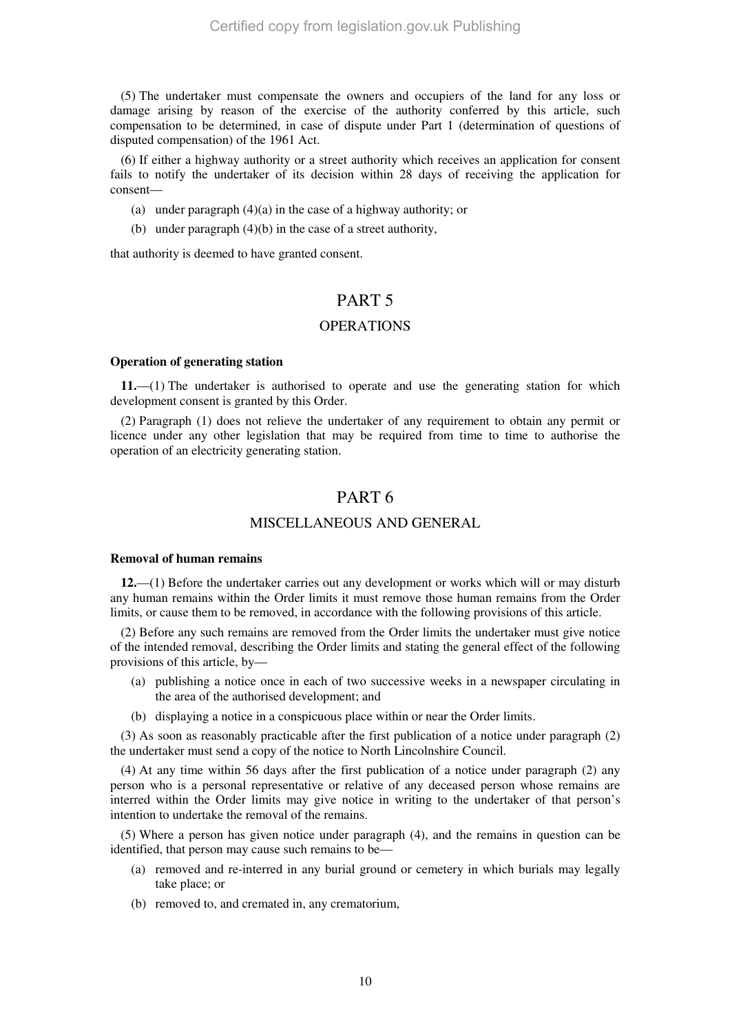(5) The undertaker must compensate the owners and occupiers of the land for any loss or damage arising by reason of the exercise of the authority conferred by this article, such compensation to be determined, in case of dispute under Part 1 (determination of questions of disputed compensation) of the 1961 Act.

(6) If either a highway authority or a street authority which receives an application for consent fails to notify the undertaker of its decision within 28 days of receiving the application for consent—

- (a) under paragraph (4)(a) in the case of a highway authority; or
- (b) under paragraph (4)(b) in the case of a street authority,

that authority is deemed to have granted consent.

## PART 5

## OPERATIONS

**Operation of generating station**

**11.**—(1) The undertaker is authorised to operate and use the generating station for which development consent is granted by this Order.

(2) Paragraph (1) does not relieve the undertaker of any requirement to obtain any permit or licence under any other legislation that may be required from time to time to authorise the operation of an electricity generating station.

## PART 6

## MISCELLANEOUS AND GENERAL

**Removal of human remains**

**12.**—(1) Before the undertaker carries out any development or works which will or may disturb any human remains within the Order limits it must remove those human remains from the Order limits, or cause them to be removed, in accordance with the following provisions of this article.

(2) Before any such remains are removed from the Order limits the undertaker must give notice of the intended removal, describing the Order limits and stating the general effect of the following provisions of this article, by—

- (a) publishing a notice once in each of two successive weeks in a newspaper circulating in the area of the authorised development; and
- (b) displaying a notice in a conspicuous place within or near the Order limits.

(3) As soon as reasonably practicable after the first publication of a notice under paragraph (2) the undertaker must send a copy of the notice to North Lincolnshire Council.

(4) At any time within 56 days after the first publication of a notice under paragraph (2) any person who is a personal representative or relative of any deceased person whose remains are interred within the Order limits may give notice in writing to the undertaker of that person's intention to undertake the removal of the remains.

(5) Where a person has given notice under paragraph (4), and the remains in question can be identified, that person may cause such remains to be—

- (a) removed and re-interred in any burial ground or cemetery in which burials may legally take place; or
- (b) removed to, and cremated in, any crematorium,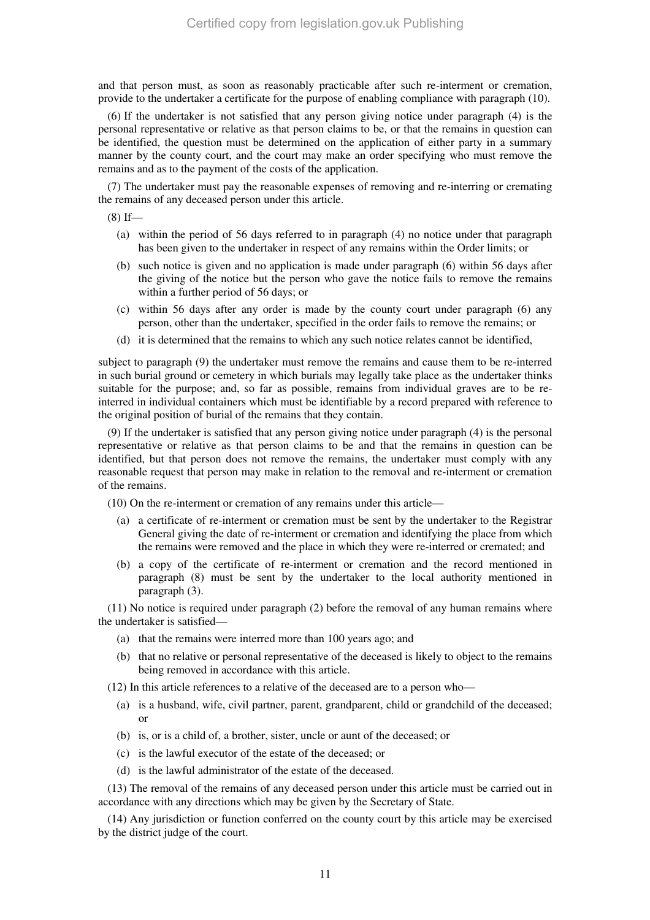and that person must, as soon as reasonably practicable after such re-interment or cremation, provide to the undertaker a certificate for the purpose of enabling compliance with paragraph (10).

(6) If the undertaker is not satisfied that any person giving notice under paragraph (4) is the personal representative or relative as that person claims to be, or that the remains in question can be identified, the question must be determined on the application of either party in a summary manner by the county court, and the court may make an order specifying who must remove the remains and as to the payment of the costs of the application.

(7) The undertaker must pay the reasonable expenses of removing and re-interring or cremating the remains of any deceased person under this article.

(8) If—

(a) within the period of 56 days referred to in paragraph (4) no notice under that paragraph has been given to the undertaker in respect of any remains within the Order limits; or

(b) such notice is given and no application is made under paragraph (6) within 56 days after the giving of the notice but the person who gave the notice fails to remove the remains within a further period of 56 days; or

(c) within 56 days after any order is made by the county court under paragraph (6) any person, other than the undertaker, specified in the order fails to remove the remains; or

(d) it is determined that the remains to which any such notice relates cannot be identified,

subject to paragraph (9) the undertaker must remove the remains and cause them to be re-interred in such burial ground or cemetery in which burials may legally take place as the undertaker thinks suitable for the purpose; and, so far as possible, remains from individual graves are to be re-interred in individual containers which must be identifiable by a record prepared with reference to the original position of burial of the remains that they contain.

(9) If the undertaker is satisfied that any person giving notice under paragraph (4) is the personal representative or relative as that person claims to be and that the remains in question can be identified, but that person does not remove the remains, the undertaker must comply with any reasonable request that person may make in relation to the removal and re-interment or cremation of the remains.

(10) On the re-interment or cremation of any remains under this article—

(a) a certificate of re-interment or cremation must be sent by the undertaker to the Registrar General giving the date of re-interment or cremation and identifying the place from which the remains were removed and the place in which they were re-interred or cremated; and

(b) a copy of the certificate of re-interment or cremation and the record mentioned in paragraph (8) must be sent by the undertaker to the local authority mentioned in paragraph (3).

(11) No notice is required under paragraph (2) before the removal of any human remains where the undertaker is satisfied—

(a) that the remains were interred more than 100 years ago; and

(b) that no relative or personal representative of the deceased is likely to object to the remains being removed in accordance with this article.

(12) In this article references to a relative of the deceased are to a person who—

(a) is a husband, wife, civil partner, parent, grandparent, child or grandchild of the deceased; or

(b) is, or is a child of, a brother, sister, uncle or aunt of the deceased; or

(c) is the lawful executor of the estate of the deceased; or

(d) is the lawful administrator of the estate of the deceased.

(13) The removal of the remains of any deceased person under this article must be carried out in accordance with any directions which may be given by the Secretary of State.

(14) Any jurisdiction or function conferred on the county court by this article may be exercised by the district judge of the court.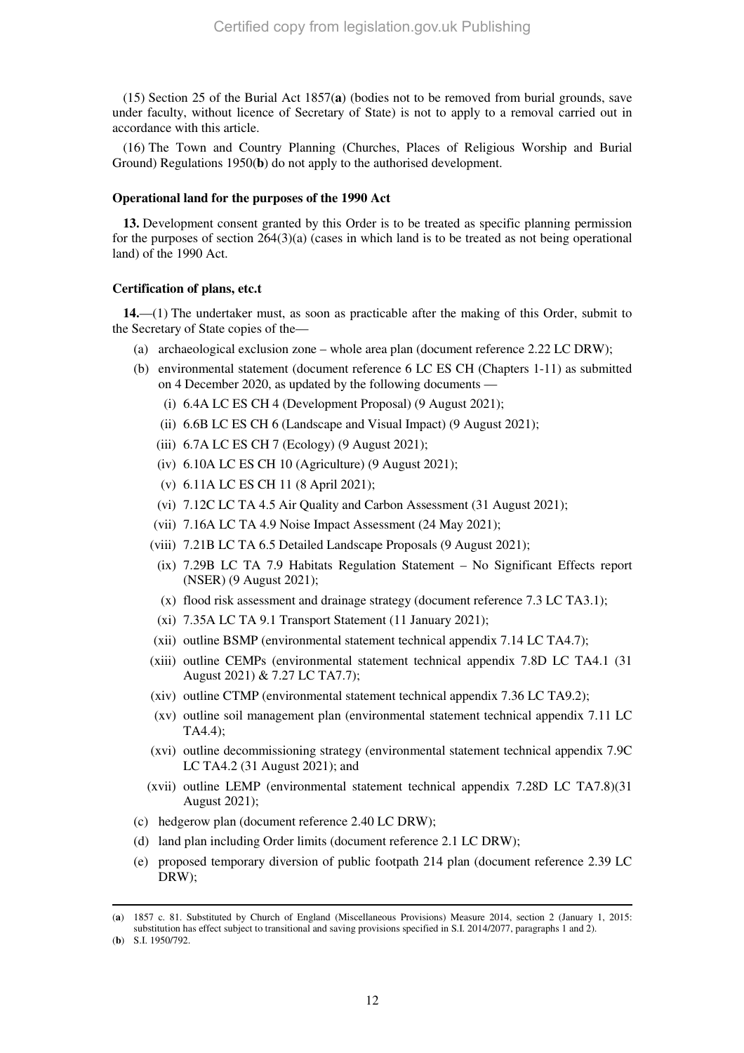(15) Section 25 of the Burial Act 1857(**a**) (bodies not to be removed from burial grounds, save under faculty, without licence of Secretary of State) is not to apply to a removal carried out in accordance with this article.

(16) The Town and Country Planning (Churches, Places of Religious Worship and Burial Ground) Regulations 1950(**b**) do not apply to the authorised development.

**Operational land for the purposes of the 1990 Act**

**13.** Development consent granted by this Order is to be treated as specific planning permission for the purposes of section 264(3)(a) (cases in which land is to be treated as not being operational land) of the 1990 Act.

**Certification of plans, etc.t**

**14.**—(1) The undertaker must, as soon as practicable after the making of this Order, submit to the Secretary of State copies of the—

- (a) archaeological exclusion zone – whole area plan (document reference 2.22 LC DRW);
- (b) environmental statement (document reference 6 LC ES CH (Chapters 1-11) as submitted on 4 December 2020, as updated by the following documents —
  - (i) 6.4A LC ES CH 4 (Development Proposal) (9 August 2021);
  - (ii) 6.6B LC ES CH 6 (Landscape and Visual Impact) (9 August 2021);
  - (iii) 6.7A LC ES CH 7 (Ecology) (9 August 2021);
  - (iv) 6.10A LC ES CH 10 (Agriculture) (9 August 2021);
  - (v) 6.11A LC ES CH 11 (8 April 2021);
  - (vi) 7.12C LC TA 4.5 Air Quality and Carbon Assessment (31 August 2021);
  - (vii) 7.16A LC TA 4.9 Noise Impact Assessment (24 May 2021);
  - (viii) 7.21B LC TA 6.5 Detailed Landscape Proposals (9 August 2021);
  - (ix) 7.29B LC TA 7.9 Habitats Regulation Statement – No Significant Effects report (NSER) (9 August 2021);
  - (x) flood risk assessment and drainage strategy (document reference 7.3 LC TA3.1);
  - (xi) 7.35A LC TA 9.1 Transport Statement (11 January 2021);
  - (xii) outline BSMP (environmental statement technical appendix 7.14 LC TA4.7);
  - (xiii) outline CEMPs (environmental statement technical appendix 7.8D LC TA4.1 (31 August 2021) & 7.27 LC TA7.7);
  - (xiv) outline CTMP (environmental statement technical appendix 7.36 LC TA9.2);
  - (xv) outline soil management plan (environmental statement technical appendix 7.11 LC TA4.4);
  - (xvi) outline decommissioning strategy (environmental statement technical appendix 7.9C LC TA4.2 (31 August 2021); and
  - (xvii) outline LEMP (environmental statement technical appendix 7.28D LC TA7.8)(31 August 2021);
- (c) hedgerow plan (document reference 2.40 LC DRW);
- (d) land plan including Order limits (document reference 2.1 LC DRW);
- (e) proposed temporary diversion of public footpath 214 plan (document reference 2.39 LC DRW);

---

(**a**) 1857 c. 81. Substituted by Church of England (Miscellaneous Provisions) Measure 2014, section 2 (January 1, 2015: substitution has effect subject to transitional and saving provisions specified in S.I. 2014/2077, paragraphs 1 and 2).

(**b**) S.I. 1950/792.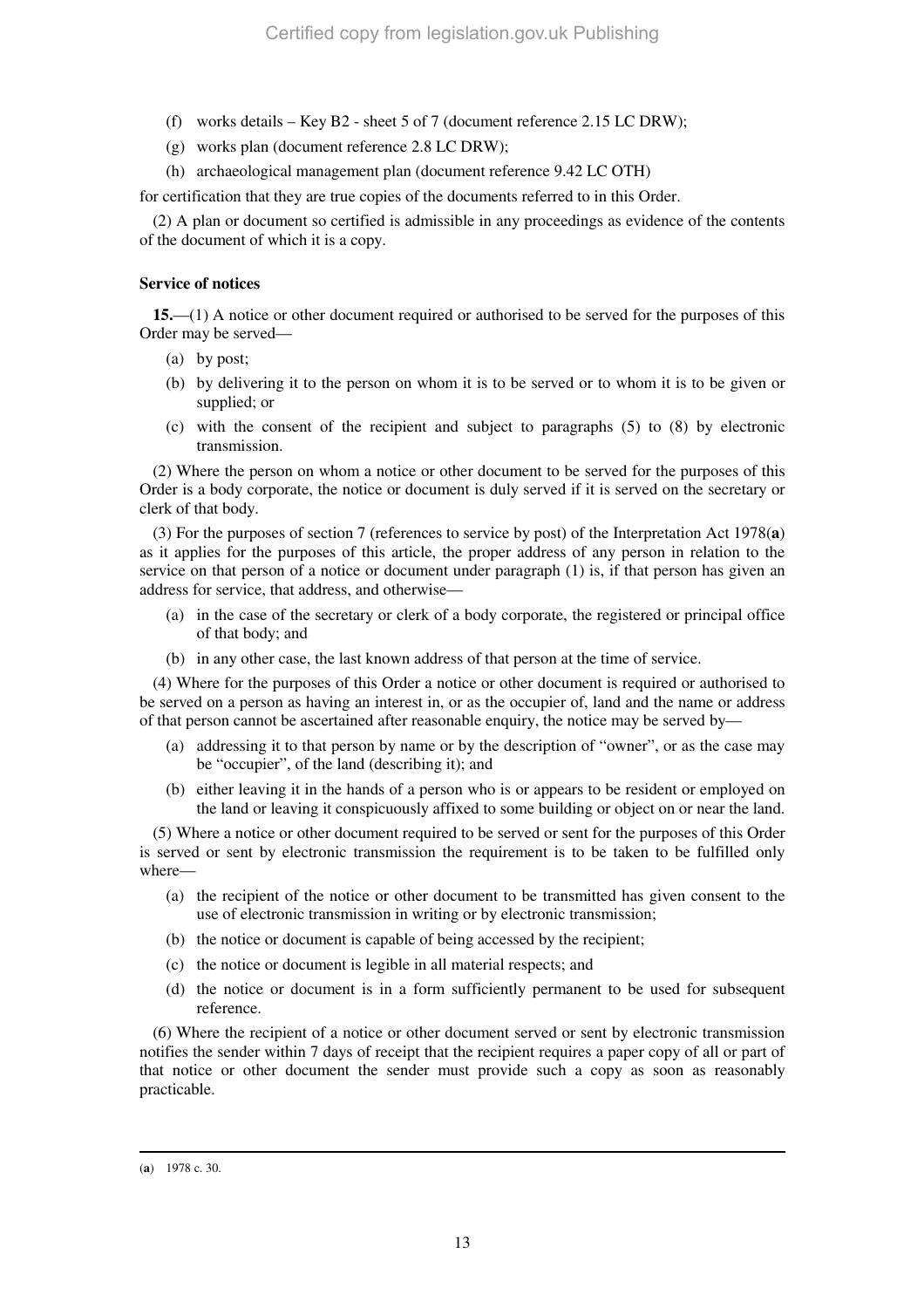(f) works details – Key B2 - sheet 5 of 7 (document reference 2.15 LC DRW);

(g) works plan (document reference 2.8 LC DRW);

(h) archaeological management plan (document reference 9.42 LC OTH)

for certification that they are true copies of the documents referred to in this Order.

(2) A plan or document so certified is admissible in any proceedings as evidence of the contents of the document of which it is a copy.

**Service of notices**

**15.**—(1) A notice or other document required or authorised to be served for the purposes of this Order may be served—

(a) by post;

(b) by delivering it to the person on whom it is to be served or to whom it is to be given or supplied; or

(c) with the consent of the recipient and subject to paragraphs (5) to (8) by electronic transmission.

(2) Where the person on whom a notice or other document to be served for the purposes of this Order is a body corporate, the notice or document is duly served if it is served on the secretary or clerk of that body.

(3) For the purposes of section 7 (references to service by post) of the Interpretation Act 1978([a]) as it applies for the purposes of this article, the proper address of any person in relation to the service on that person of a notice or document under paragraph (1) is, if that person has given an address for service, that address, and otherwise—

(a) in the case of the secretary or clerk of a body corporate, the registered or principal office of that body; and

(b) in any other case, the last known address of that person at the time of service.

(4) Where for the purposes of this Order a notice or other document is required or authorised to be served on a person as having an interest in, or as the occupier of, land and the name or address of that person cannot be ascertained after reasonable enquiry, the notice may be served by—

(a) addressing it to that person by name or by the description of "owner", or as the case may be "occupier", of the land (describing it); and

(b) either leaving it in the hands of a person who is or appears to be resident or employed on the land or leaving it conspicuously affixed to some building or object on or near the land.

(5) Where a notice or other document required to be served or sent for the purposes of this Order is served or sent by electronic transmission the requirement is to be taken to be fulfilled only where—

(a) the recipient of the notice or other document to be transmitted has given consent to the use of electronic transmission in writing or by electronic transmission;

(b) the notice or document is capable of being accessed by the recipient;

(c) the notice or document is legible in all material respects; and

(d) the notice or document is in a form sufficiently permanent to be used for subsequent reference.

(6) Where the recipient of a notice or other document served or sent by electronic transmission notifies the sender within 7 days of receipt that the recipient requires a paper copy of all or part of that notice or other document the sender must provide such a copy as soon as reasonably practicable.

---

([a]) 1978 c. 30.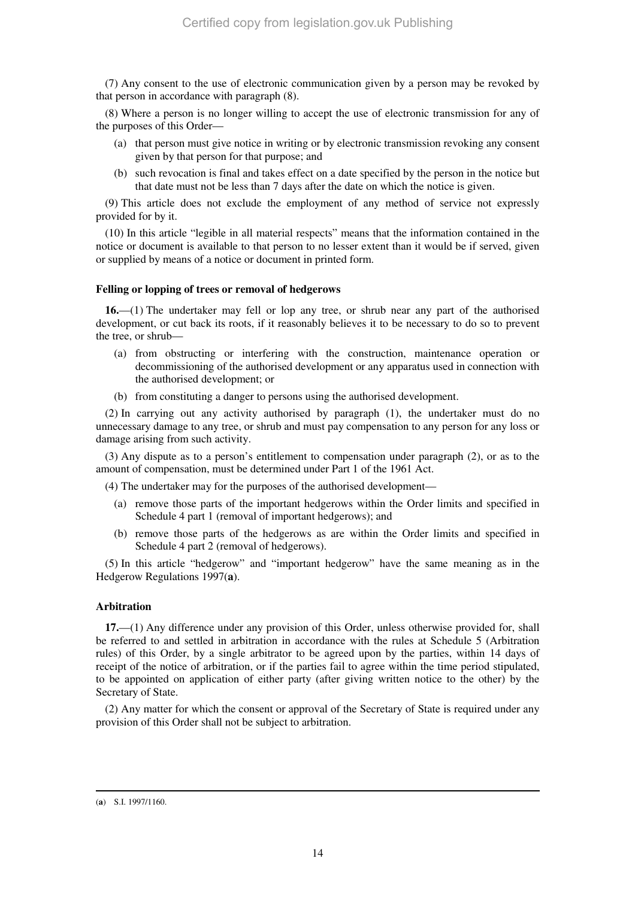(7) Any consent to the use of electronic communication given by a person may be revoked by that person in accordance with paragraph (8).

(8) Where a person is no longer willing to accept the use of electronic transmission for any of the purposes of this Order—

- (a) that person must give notice in writing or by electronic transmission revoking any consent given by that person for that purpose; and
- (b) such revocation is final and takes effect on a date specified by the person in the notice but that date must not be less than 7 days after the date on which the notice is given.

(9) This article does not exclude the employment of any method of service not expressly provided for by it.

(10) In this article "legible in all material respects" means that the information contained in the notice or document is available to that person to no lesser extent than it would be if served, given or supplied by means of a notice or document in printed form.

#### Felling or lopping of trees or removal of hedgerows

**16.**—(1) The undertaker may fell or lop any tree, or shrub near any part of the authorised development, or cut back its roots, if it reasonably believes it to be necessary to do so to prevent the tree, or shrub—

- (a) from obstructing or interfering with the construction, maintenance operation or decommissioning of the authorised development or any apparatus used in connection with the authorised development; or
- (b) from constituting a danger to persons using the authorised development.

(2) In carrying out any activity authorised by paragraph (1), the undertaker must do no unnecessary damage to any tree, or shrub and must pay compensation to any person for any loss or damage arising from such activity.

(3) Any dispute as to a person's entitlement to compensation under paragraph (2), or as to the amount of compensation, must be determined under Part 1 of the 1961 Act.

(4) The undertaker may for the purposes of the authorised development—

- (a) remove those parts of the important hedgerows within the Order limits and specified in Schedule 4 part 1 (removal of important hedgerows); and
- (b) remove those parts of the hedgerows as are within the Order limits and specified in Schedule 4 part 2 (removal of hedgerows).

(5) In this article "hedgerow" and "important hedgerow" have the same meaning as in the Hedgerow Regulations 1997(**a**).

#### Arbitration

**17.**—(1) Any difference under any provision of this Order, unless otherwise provided for, shall be referred to and settled in arbitration in accordance with the rules at Schedule 5 (Arbitration rules) of this Order, by a single arbitrator to be agreed upon by the parties, within 14 days of receipt of the notice of arbitration, or if the parties fail to agree within the time period stipulated, to be appointed on application of either party (after giving written notice to the other) by the Secretary of State.

(2) Any matter for which the consent or approval of the Secretary of State is required under any provision of this Order shall not be subject to arbitration.

---

(**a**) S.I. 1997/1160.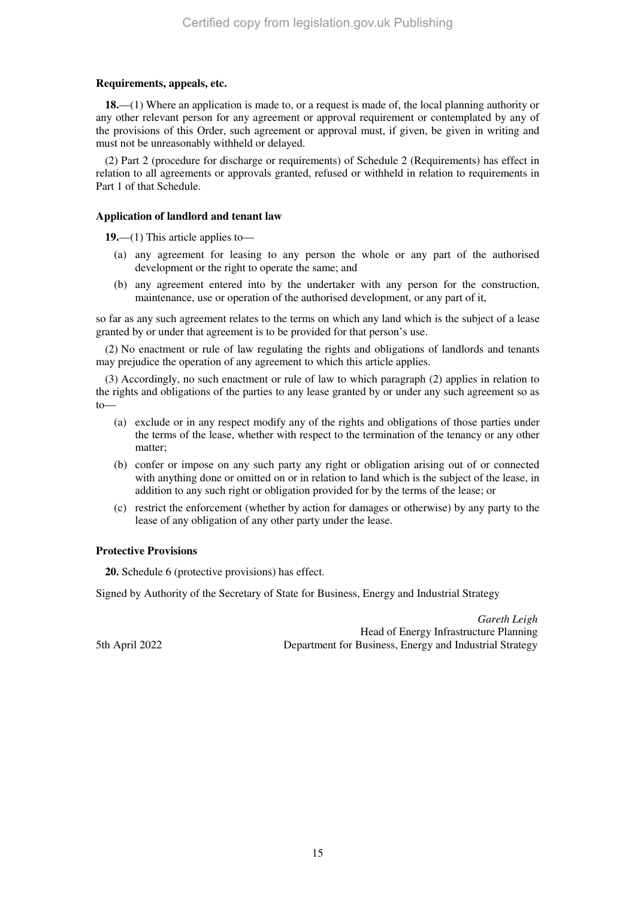**Requirements, appeals, etc.**

**18.**—(1) Where an application is made to, or a request is made of, the local planning authority or any other relevant person for any agreement or approval requirement or contemplated by any of the provisions of this Order, such agreement or approval must, if given, be given in writing and must not be unreasonably withheld or delayed.

(2) Part 2 (procedure for discharge or requirements) of Schedule 2 (Requirements) has effect in relation to all agreements or approvals granted, refused or withheld in relation to requirements in Part 1 of that Schedule.

**Application of landlord and tenant law**

**19.**—(1) This article applies to—

(a) any agreement for leasing to any person the whole or any part of the authorised development or the right to operate the same; and

(b) any agreement entered into by the undertaker with any person for the construction, maintenance, use or operation of the authorised development, or any part of it,

so far as any such agreement relates to the terms on which any land which is the subject of a lease granted by or under that agreement is to be provided for that person's use.

(2) No enactment or rule of law regulating the rights and obligations of landlords and tenants may prejudice the operation of any agreement to which this article applies.

(3) Accordingly, no such enactment or rule of law to which paragraph (2) applies in relation to the rights and obligations of the parties to any lease granted by or under any such agreement so as to—

(a) exclude or in any respect modify any of the rights and obligations of those parties under the terms of the lease, whether with respect to the termination of the tenancy or any other matter;

(b) confer or impose on any such party any right or obligation arising out of or connected with anything done or omitted on or in relation to land which is the subject of the lease, in addition to any such right or obligation provided for by the terms of the lease; or

(c) restrict the enforcement (whether by action for damages or otherwise) by any party to the lease of any obligation of any other party under the lease.

**Protective Provisions**

**20.** Schedule 6 (protective provisions) has effect.

Signed by Authority of the Secretary of State for Business, Energy and Industrial Strategy

*Gareth Leigh*
Head of Energy Infrastructure Planning
Department for Business, Energy and Industrial Strategy

5th April 2022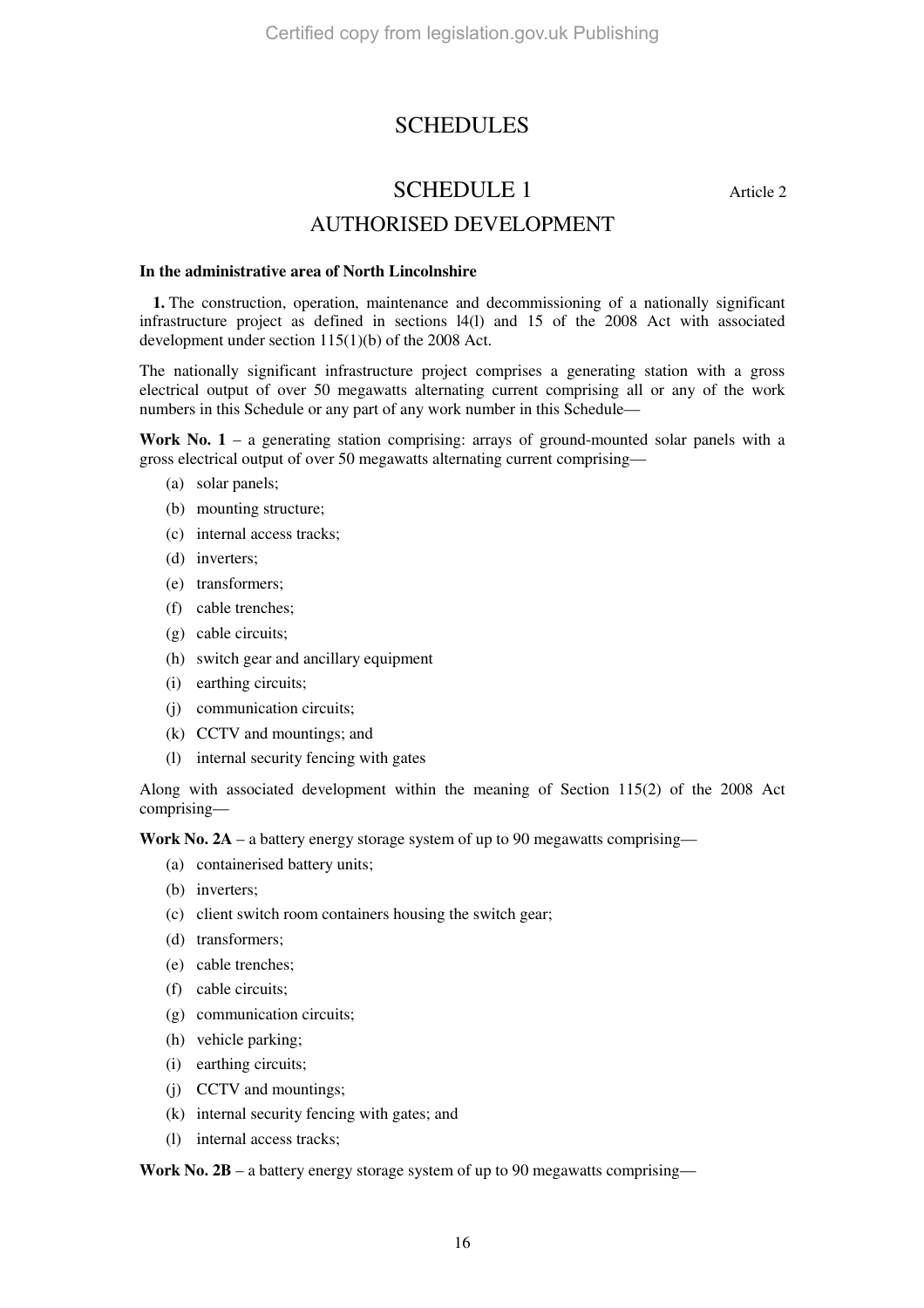# SCHEDULES

## SCHEDULE 1

Article 2

## AUTHORISED DEVELOPMENT

**In the administrative area of North Lincolnshire**

**1.** The construction, operation, maintenance and decommissioning of a nationally significant infrastructure project as defined in sections l4(l) and 15 of the 2008 Act with associated development under section 115(1)(b) of the 2008 Act.

The nationally significant infrastructure project comprises a generating station with a gross electrical output of over 50 megawatts alternating current comprising all or any of the work numbers in this Schedule or any part of any work number in this Schedule—

**Work No. 1** – a generating station comprising: arrays of ground-mounted solar panels with a gross electrical output of over 50 megawatts alternating current comprising—

- (a) solar panels;
- (b) mounting structure;
- (c) internal access tracks;
- (d) inverters;
- (e) transformers;
- (f) cable trenches;
- (g) cable circuits;
- (h) switch gear and ancillary equipment
- (i) earthing circuits;
- (j) communication circuits;
- (k) CCTV and mountings; and
- (l) internal security fencing with gates

Along with associated development within the meaning of Section 115(2) of the 2008 Act comprising—

**Work No. 2A** – a battery energy storage system of up to 90 megawatts comprising—

- (a) containerised battery units;
- (b) inverters;
- (c) client switch room containers housing the switch gear;
- (d) transformers;
- (e) cable trenches;
- (f) cable circuits;
- (g) communication circuits;
- (h) vehicle parking;
- (i) earthing circuits;
- (j) CCTV and mountings;
- (k) internal security fencing with gates; and
- (l) internal access tracks;

**Work No. 2B** – a battery energy storage system of up to 90 megawatts comprising—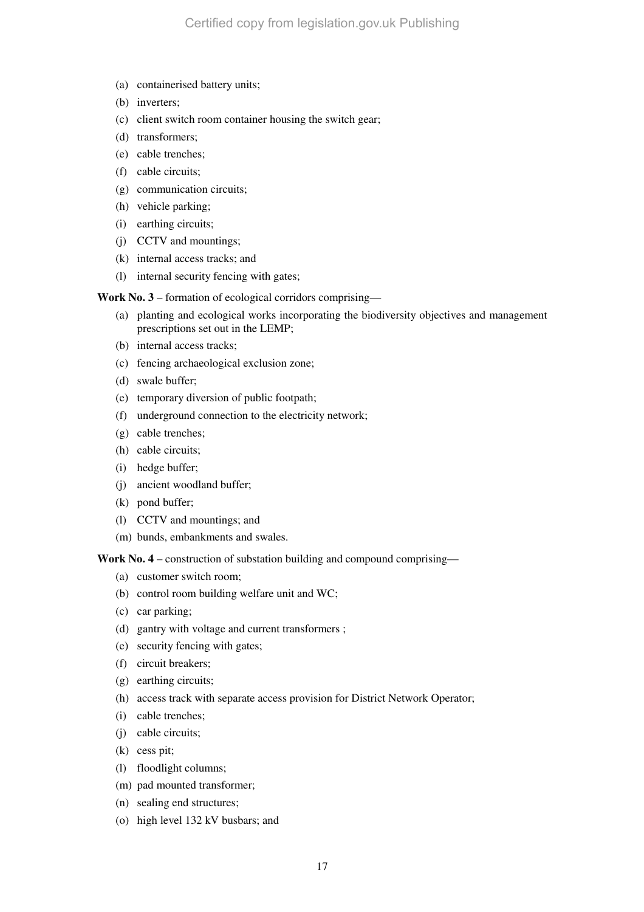(a) containerised battery units;

(b) inverters;

(c) client switch room container housing the switch gear;

(d) transformers;

(e) cable trenches;

(f) cable circuits;

(g) communication circuits;

(h) vehicle parking;

(i) earthing circuits;

(j) CCTV and mountings;

(k) internal access tracks; and

(l) internal security fencing with gates;

**Work No. 3** – formation of ecological corridors comprising—

(a) planting and ecological works incorporating the biodiversity objectives and management prescriptions set out in the LEMP;

(b) internal access tracks;

(c) fencing archaeological exclusion zone;

(d) swale buffer;

(e) temporary diversion of public footpath;

(f) underground connection to the electricity network;

(g) cable trenches;

(h) cable circuits;

(i) hedge buffer;

(j) ancient woodland buffer;

(k) pond buffer;

(l) CCTV and mountings; and

(m) bunds, embankments and swales.

**Work No. 4** – construction of substation building and compound comprising—

(a) customer switch room;

(b) control room building welfare unit and WC;

(c) car parking;

(d) gantry with voltage and current transformers ;

(e) security fencing with gates;

(f) circuit breakers;

(g) earthing circuits;

(h) access track with separate access provision for District Network Operator;

(i) cable trenches;

(j) cable circuits;

(k) cess pit;

(l) floodlight columns;

(m) pad mounted transformer;

(n) sealing end structures;

(o) high level 132 kV busbars; and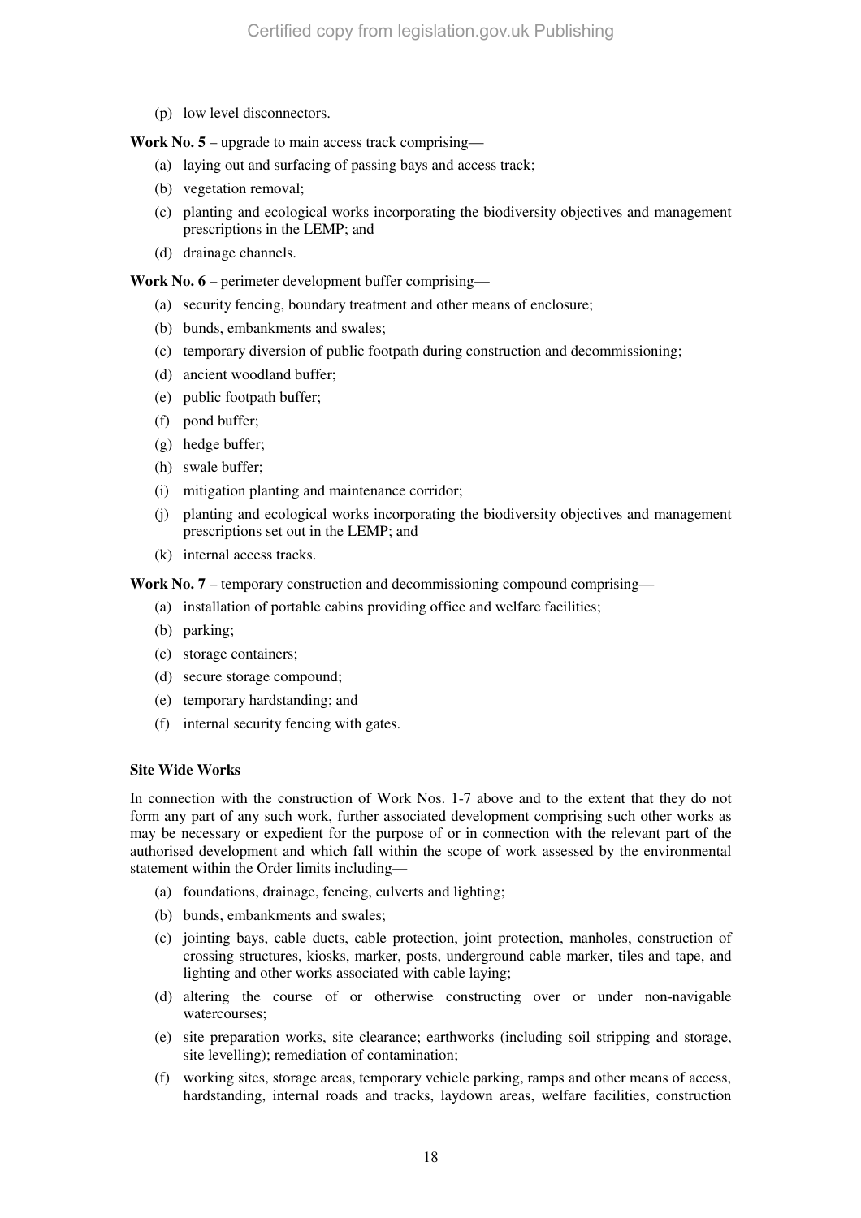(p) low level disconnectors.

**Work No. 5** – upgrade to main access track comprising—

(a) laying out and surfacing of passing bays and access track;

(b) vegetation removal;

(c) planting and ecological works incorporating the biodiversity objectives and management prescriptions in the LEMP; and

(d) drainage channels.

**Work No. 6** – perimeter development buffer comprising—

(a) security fencing, boundary treatment and other means of enclosure;

(b) bunds, embankments and swales;

(c) temporary diversion of public footpath during construction and decommissioning;

(d) ancient woodland buffer;

(e) public footpath buffer;

(f) pond buffer;

(g) hedge buffer;

(h) swale buffer;

(i) mitigation planting and maintenance corridor;

(j) planting and ecological works incorporating the biodiversity objectives and management prescriptions set out in the LEMP; and

(k) internal access tracks.

**Work No. 7** – temporary construction and decommissioning compound comprising—

(a) installation of portable cabins providing office and welfare facilities;

(b) parking;

(c) storage containers;

(d) secure storage compound;

(e) temporary hardstanding; and

(f) internal security fencing with gates.

**Site Wide Works**

In connection with the construction of Work Nos. 1-7 above and to the extent that they do not form any part of any such work, further associated development comprising such other works as may be necessary or expedient for the purpose of or in connection with the relevant part of the authorised development and which fall within the scope of work assessed by the environmental statement within the Order limits including—

(a) foundations, drainage, fencing, culverts and lighting;

(b) bunds, embankments and swales;

(c) jointing bays, cable ducts, cable protection, joint protection, manholes, construction of crossing structures, kiosks, marker, posts, underground cable marker, tiles and tape, and lighting and other works associated with cable laying;

(d) altering the course of or otherwise constructing over or under non-navigable watercourses;

(e) site preparation works, site clearance; earthworks (including soil stripping and storage, site levelling); remediation of contamination;

(f) working sites, storage areas, temporary vehicle parking, ramps and other means of access, hardstanding, internal roads and tracks, laydown areas, welfare facilities, construction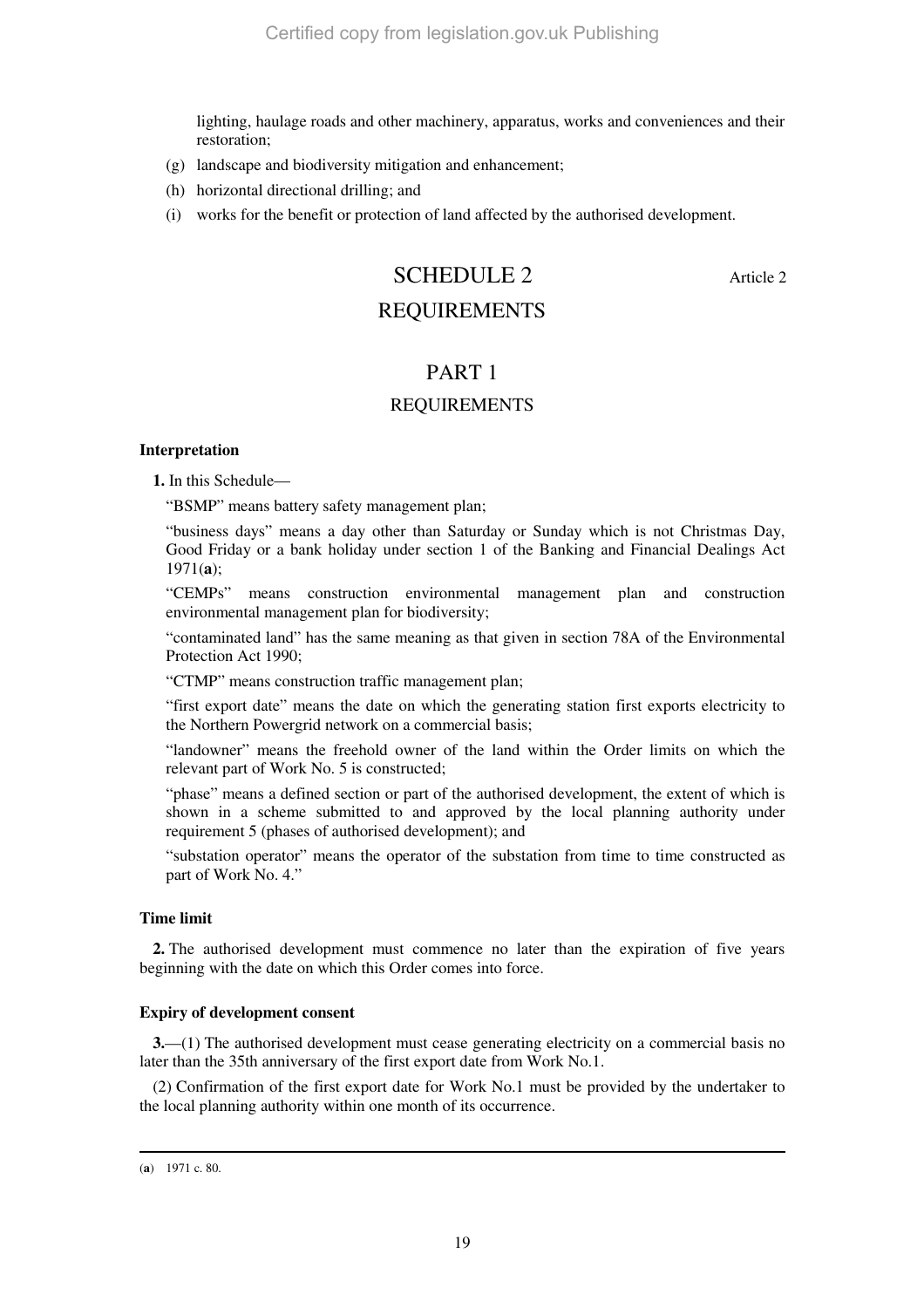lighting, haulage roads and other machinery, apparatus, works and conveniences and their restoration;

(g) landscape and biodiversity mitigation and enhancement;

(h) horizontal directional drilling; and

(i) works for the benefit or protection of land affected by the authorised development.

# SCHEDULE 2

Article 2

# REQUIREMENTS

## PART 1

## REQUIREMENTS

### Interpretation

**1.** In this Schedule—

"BSMP" means battery safety management plan;

"business days" means a day other than Saturday or Sunday which is not Christmas Day, Good Friday or a bank holiday under section 1 of the Banking and Financial Dealings Act 1971(**a**);

"CEMPs" means construction environmental management plan and construction environmental management plan for biodiversity;

"contaminated land" has the same meaning as that given in section 78A of the Environmental Protection Act 1990;

"CTMP" means construction traffic management plan;

"first export date" means the date on which the generating station first exports electricity to the Northern Powergrid network on a commercial basis;

"landowner" means the freehold owner of the land within the Order limits on which the relevant part of Work No. 5 is constructed;

"phase" means a defined section or part of the authorised development, the extent of which is shown in a scheme submitted to and approved by the local planning authority under requirement 5 (phases of authorised development); and

"substation operator" means the operator of the substation from time to time constructed as part of Work No. 4."

### Time limit

**2.** The authorised development must commence no later than the expiration of five years beginning with the date on which this Order comes into force.

### Expiry of development consent

**3.**—(1) The authorised development must cease generating electricity on a commercial basis no later than the 35th anniversary of the first export date from Work No.1.

(2) Confirmation of the first export date for Work No.1 must be provided by the undertaker to the local planning authority within one month of its occurrence.

(**a**) 1971 c. 80.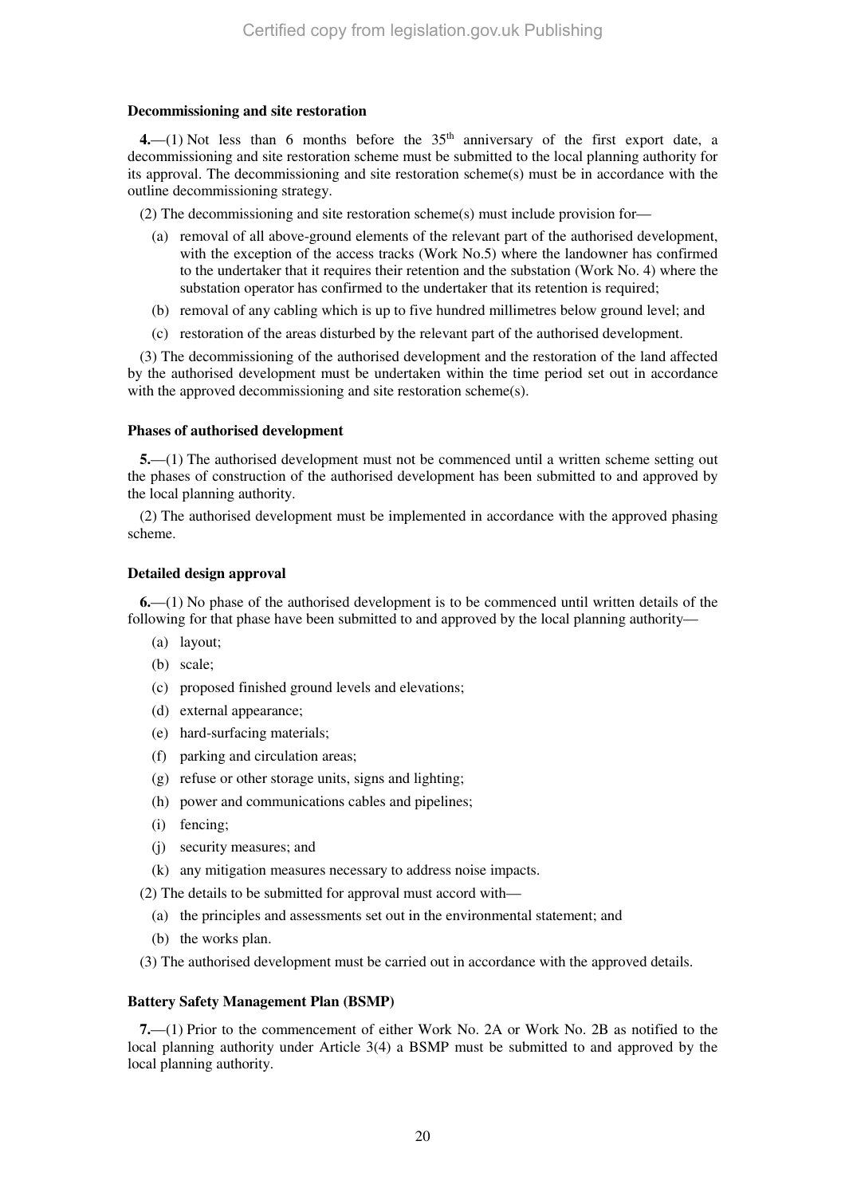**Decommissioning and site restoration**

**4.**—(1) Not less than 6 months before the 35th anniversary of the first export date, a decommissioning and site restoration scheme must be submitted to the local planning authority for its approval. The decommissioning and site restoration scheme(s) must be in accordance with the outline decommissioning strategy.

(2) The decommissioning and site restoration scheme(s) must include provision for—

(a) removal of all above-ground elements of the relevant part of the authorised development, with the exception of the access tracks (Work No.5) where the landowner has confirmed to the undertaker that it requires their retention and the substation (Work No. 4) where the substation operator has confirmed to the undertaker that its retention is required;

(b) removal of any cabling which is up to five hundred millimetres below ground level; and

(c) restoration of the areas disturbed by the relevant part of the authorised development.

(3) The decommissioning of the authorised development and the restoration of the land affected by the authorised development must be undertaken within the time period set out in accordance with the approved decommissioning and site restoration scheme(s).

**Phases of authorised development**

**5.**—(1) The authorised development must not be commenced until a written scheme setting out the phases of construction of the authorised development has been submitted to and approved by the local planning authority.

(2) The authorised development must be implemented in accordance with the approved phasing scheme.

**Detailed design approval**

**6.**—(1) No phase of the authorised development is to be commenced until written details of the following for that phase have been submitted to and approved by the local planning authority—

(a) layout;

(b) scale;

(c) proposed finished ground levels and elevations;

(d) external appearance;

(e) hard-surfacing materials;

(f) parking and circulation areas;

(g) refuse or other storage units, signs and lighting;

(h) power and communications cables and pipelines;

(i) fencing;

(j) security measures; and

(k) any mitigation measures necessary to address noise impacts.

(2) The details to be submitted for approval must accord with—

(a) the principles and assessments set out in the environmental statement; and

(b) the works plan.

(3) The authorised development must be carried out in accordance with the approved details.

**Battery Safety Management Plan (BSMP)**

**7.**—(1) Prior to the commencement of either Work No. 2A or Work No. 2B as notified to the local planning authority under Article 3(4) a BSMP must be submitted to and approved by the local planning authority.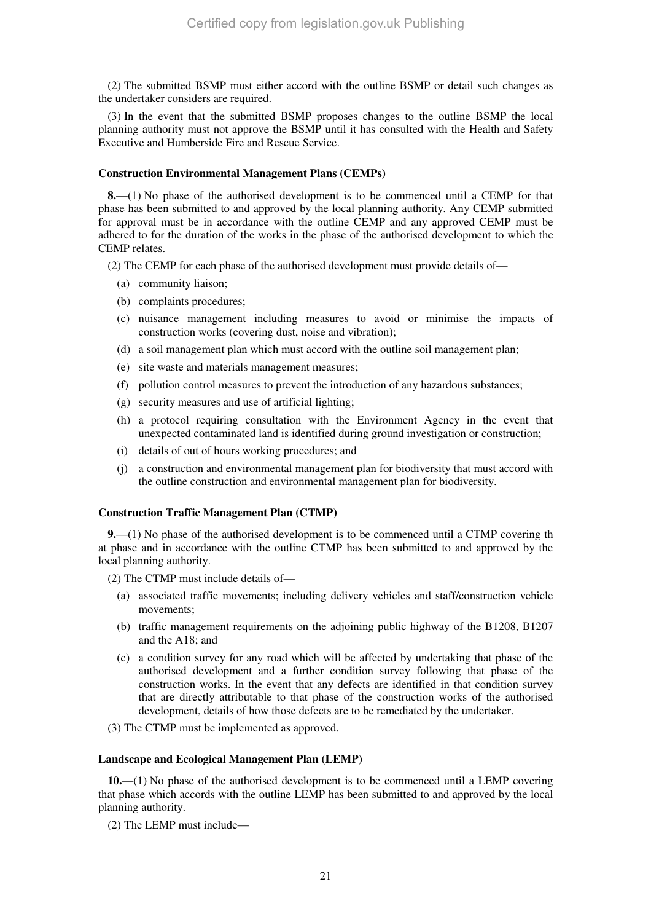(2) The submitted BSMP must either accord with the outline BSMP or detail such changes as the undertaker considers are required.

(3) In the event that the submitted BSMP proposes changes to the outline BSMP the local planning authority must not approve the BSMP until it has consulted with the Health and Safety Executive and Humberside Fire and Rescue Service.

**Construction Environmental Management Plans (CEMPs)**

**8.**—(1) No phase of the authorised development is to be commenced until a CEMP for that phase has been submitted to and approved by the local planning authority. Any CEMP submitted for approval must be in accordance with the outline CEMP and any approved CEMP must be adhered to for the duration of the works in the phase of the authorised development to which the CEMP relates.

(2) The CEMP for each phase of the authorised development must provide details of—

(a) community liaison;

(b) complaints procedures;

(c) nuisance management including measures to avoid or minimise the impacts of construction works (covering dust, noise and vibration);

(d) a soil management plan which must accord with the outline soil management plan;

(e) site waste and materials management measures;

(f) pollution control measures to prevent the introduction of any hazardous substances;

(g) security measures and use of artificial lighting;

(h) a protocol requiring consultation with the Environment Agency in the event that unexpected contaminated land is identified during ground investigation or construction;

(i) details of out of hours working procedures; and

(j) a construction and environmental management plan for biodiversity that must accord with the outline construction and environmental management plan for biodiversity.

**Construction Traffic Management Plan (CTMP)**

**9.**—(1) No phase of the authorised development is to be commenced until a CTMP covering th at phase and in accordance with the outline CTMP has been submitted to and approved by the local planning authority.

(2) The CTMP must include details of—

(a) associated traffic movements; including delivery vehicles and staff/construction vehicle movements;

(b) traffic management requirements on the adjoining public highway of the B1208, B1207 and the A18; and

(c) a condition survey for any road which will be affected by undertaking that phase of the authorised development and a further condition survey following that phase of the construction works. In the event that any defects are identified in that condition survey that are directly attributable to that phase of the construction works of the authorised development, details of how those defects are to be remediated by the undertaker.

(3) The CTMP must be implemented as approved.

**Landscape and Ecological Management Plan (LEMP)**

**10.**—(1) No phase of the authorised development is to be commenced until a LEMP covering that phase which accords with the outline LEMP has been submitted to and approved by the local planning authority.

(2) The LEMP must include—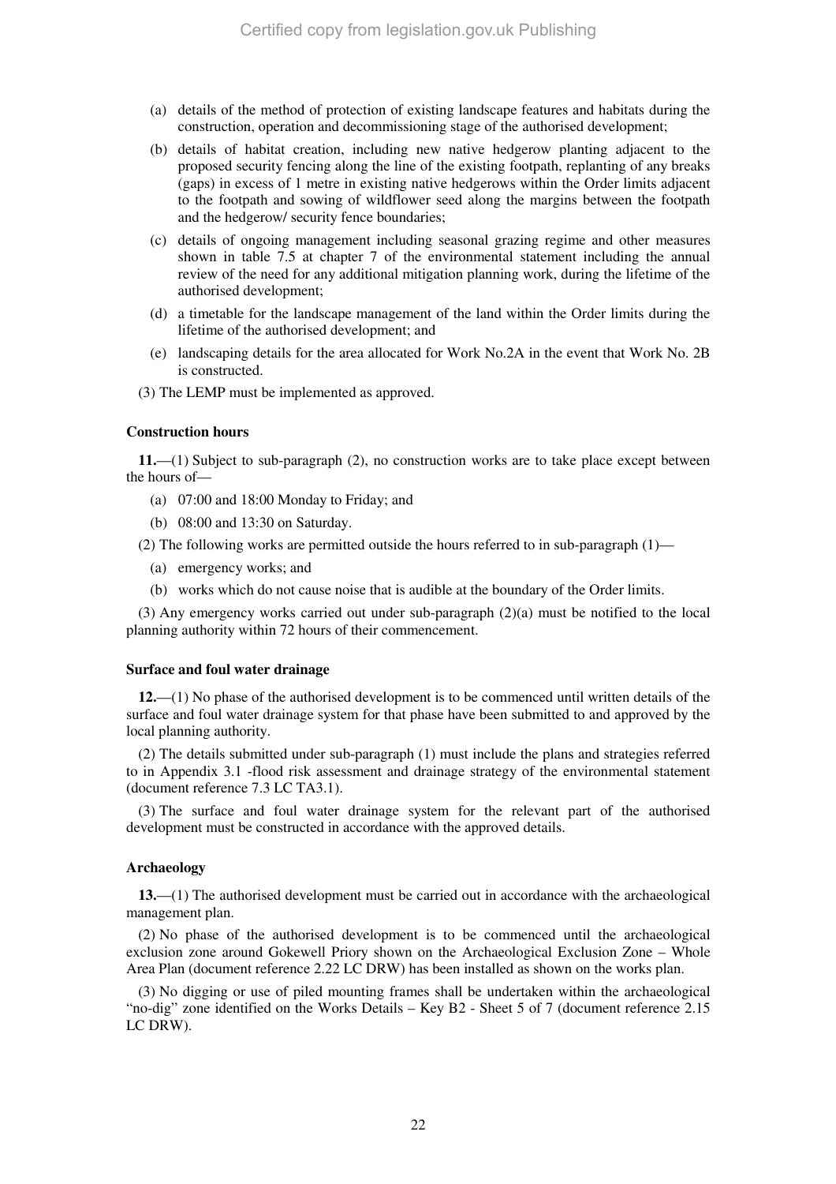(a) details of the method of protection of existing landscape features and habitats during the construction, operation and decommissioning stage of the authorised development;

(b) details of habitat creation, including new native hedgerow planting adjacent to the proposed security fencing along the line of the existing footpath, replanting of any breaks (gaps) in excess of 1 metre in existing native hedgerows within the Order limits adjacent to the footpath and sowing of wildflower seed along the margins between the footpath and the hedgerow/ security fence boundaries;

(c) details of ongoing management including seasonal grazing regime and other measures shown in table 7.5 at chapter 7 of the environmental statement including the annual review of the need for any additional mitigation planning work, during the lifetime of the authorised development;

(d) a timetable for the landscape management of the land within the Order limits during the lifetime of the authorised development; and

(e) landscaping details for the area allocated for Work No.2A in the event that Work No. 2B is constructed.

(3) The LEMP must be implemented as approved.

**Construction hours**

**11.**—(1) Subject to sub-paragraph (2), no construction works are to take place except between the hours of—

(a) 07:00 and 18:00 Monday to Friday; and

(b) 08:00 and 13:30 on Saturday.

(2) The following works are permitted outside the hours referred to in sub-paragraph (1)—

(a) emergency works; and

(b) works which do not cause noise that is audible at the boundary of the Order limits.

(3) Any emergency works carried out under sub-paragraph (2)(a) must be notified to the local planning authority within 72 hours of their commencement.

**Surface and foul water drainage**

**12.**—(1) No phase of the authorised development is to be commenced until written details of the surface and foul water drainage system for that phase have been submitted to and approved by the local planning authority.

(2) The details submitted under sub-paragraph (1) must include the plans and strategies referred to in Appendix 3.1 -flood risk assessment and drainage strategy of the environmental statement (document reference 7.3 LC TA3.1).

(3) The surface and foul water drainage system for the relevant part of the authorised development must be constructed in accordance with the approved details.

**Archaeology**

**13.**—(1) The authorised development must be carried out in accordance with the archaeological management plan.

(2) No phase of the authorised development is to be commenced until the archaeological exclusion zone around Gokewell Priory shown on the Archaeological Exclusion Zone – Whole Area Plan (document reference 2.22 LC DRW) has been installed as shown on the works plan.

(3) No digging or use of piled mounting frames shall be undertaken within the archaeological "no-dig" zone identified on the Works Details – Key B2 - Sheet 5 of 7 (document reference 2.15 LC DRW).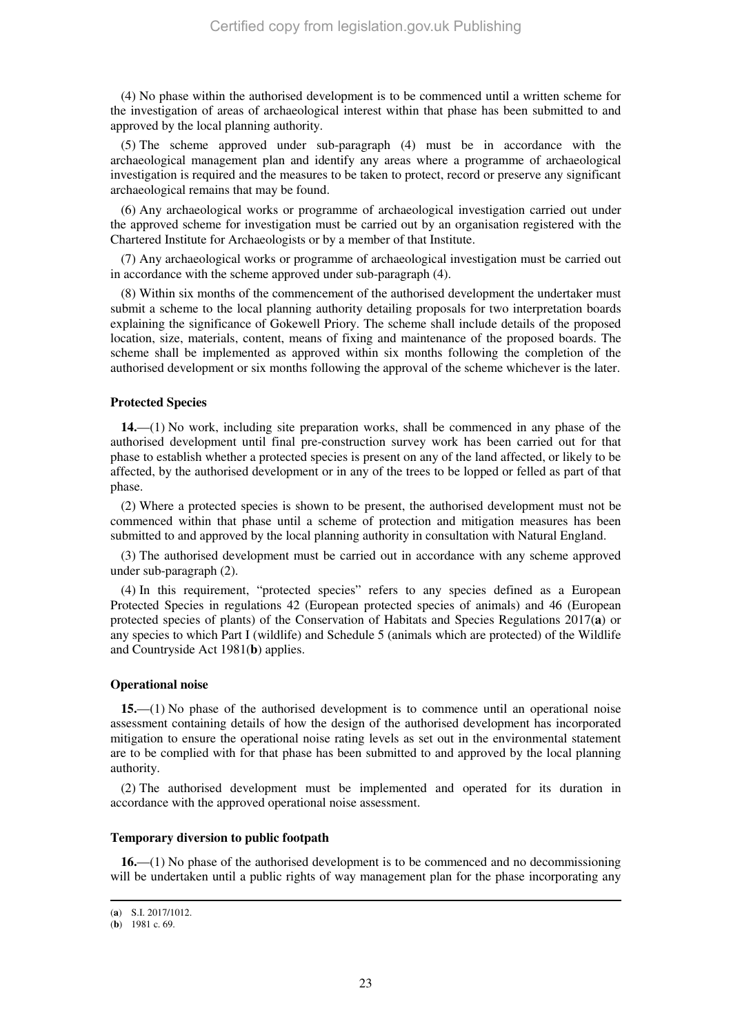(4) No phase within the authorised development is to be commenced until a written scheme for the investigation of areas of archaeological interest within that phase has been submitted to and approved by the local planning authority.

(5) The scheme approved under sub-paragraph (4) must be in accordance with the archaeological management plan and identify any areas where a programme of archaeological investigation is required and the measures to be taken to protect, record or preserve any significant archaeological remains that may be found.

(6) Any archaeological works or programme of archaeological investigation carried out under the approved scheme for investigation must be carried out by an organisation registered with the Chartered Institute for Archaeologists or by a member of that Institute.

(7) Any archaeological works or programme of archaeological investigation must be carried out in accordance with the scheme approved under sub-paragraph (4).

(8) Within six months of the commencement of the authorised development the undertaker must submit a scheme to the local planning authority detailing proposals for two interpretation boards explaining the significance of Gokewell Priory. The scheme shall include details of the proposed location, size, materials, content, means of fixing and maintenance of the proposed boards. The scheme shall be implemented as approved within six months following the completion of the authorised development or six months following the approval of the scheme whichever is the later.

**Protected Species**

**14.**—(1) No work, including site preparation works, shall be commenced in any phase of the authorised development until final pre-construction survey work has been carried out for that phase to establish whether a protected species is present on any of the land affected, or likely to be affected, by the authorised development or in any of the trees to be lopped or felled as part of that phase.

(2) Where a protected species is shown to be present, the authorised development must not be commenced within that phase until a scheme of protection and mitigation measures has been submitted to and approved by the local planning authority in consultation with Natural England.

(3) The authorised development must be carried out in accordance with any scheme approved under sub-paragraph (2).

(4) In this requirement, "protected species" refers to any species defined as a European Protected Species in regulations 42 (European protected species of animals) and 46 (European protected species of plants) of the Conservation of Habitats and Species Regulations 2017(**a**) or any species to which Part I (wildlife) and Schedule 5 (animals which are protected) of the Wildlife and Countryside Act 1981(**b**) applies.

**Operational noise**

**15.**—(1) No phase of the authorised development is to commence until an operational noise assessment containing details of how the design of the authorised development has incorporated mitigation to ensure the operational noise rating levels as set out in the environmental statement are to be complied with for that phase has been submitted to and approved by the local planning authority.

(2) The authorised development must be implemented and operated for its duration in accordance with the approved operational noise assessment.

**Temporary diversion to public footpath**

**16.**—(1) No phase of the authorised development is to be commenced and no decommissioning will be undertaken until a public rights of way management plan for the phase incorporating any

---

(**a**) S.I. 2017/1012.
(**b**) 1981 c. 69.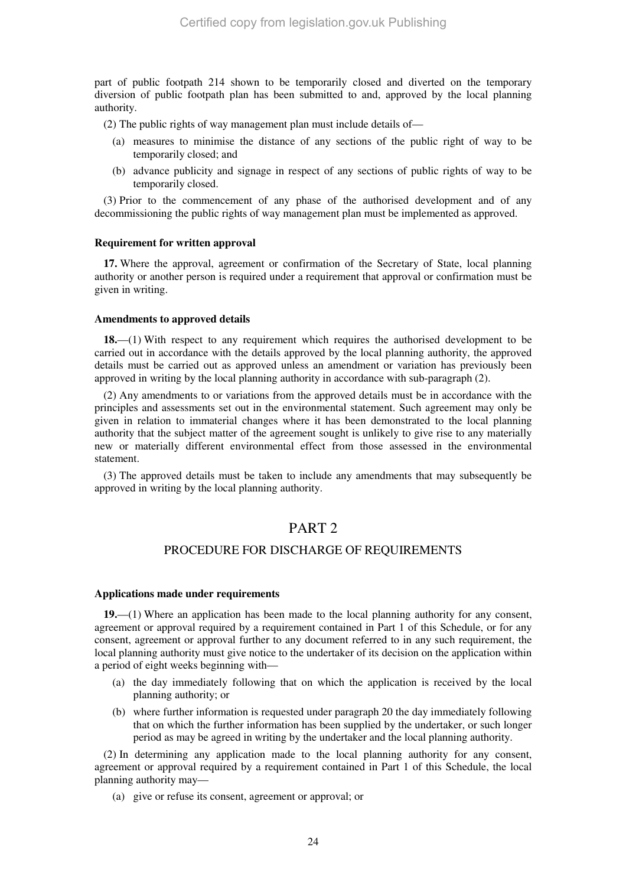part of public footpath 214 shown to be temporarily closed and diverted on the temporary diversion of public footpath plan has been submitted to and, approved by the local planning authority.

(2) The public rights of way management plan must include details of—

(a) measures to minimise the distance of any sections of the public right of way to be temporarily closed; and

(b) advance publicity and signage in respect of any sections of public rights of way to be temporarily closed.

(3) Prior to the commencement of any phase of the authorised development and of any decommissioning the public rights of way management plan must be implemented as approved.

**Requirement for written approval**

**17.** Where the approval, agreement or confirmation of the Secretary of State, local planning authority or another person is required under a requirement that approval or confirmation must be given in writing.

**Amendments to approved details**

**18.**—(1) With respect to any requirement which requires the authorised development to be carried out in accordance with the details approved by the local planning authority, the approved details must be carried out as approved unless an amendment or variation has previously been approved in writing by the local planning authority in accordance with sub-paragraph (2).

(2) Any amendments to or variations from the approved details must be in accordance with the principles and assessments set out in the environmental statement. Such agreement may only be given in relation to immaterial changes where it has been demonstrated to the local planning authority that the subject matter of the agreement sought is unlikely to give rise to any materially new or materially different environmental effect from those assessed in the environmental statement.

(3) The approved details must be taken to include any amendments that may subsequently be approved in writing by the local planning authority.

# PART 2

## PROCEDURE FOR DISCHARGE OF REQUIREMENTS

**Applications made under requirements**

**19.**—(1) Where an application has been made to the local planning authority for any consent, agreement or approval required by a requirement contained in Part 1 of this Schedule, or for any consent, agreement or approval further to any document referred to in any such requirement, the local planning authority must give notice to the undertaker of its decision on the application within a period of eight weeks beginning with—

(a) the day immediately following that on which the application is received by the local planning authority; or

(b) where further information is requested under paragraph 20 the day immediately following that on which the further information has been supplied by the undertaker, or such longer period as may be agreed in writing by the undertaker and the local planning authority.

(2) In determining any application made to the local planning authority for any consent, agreement or approval required by a requirement contained in Part 1 of this Schedule, the local planning authority may—

(a) give or refuse its consent, agreement or approval; or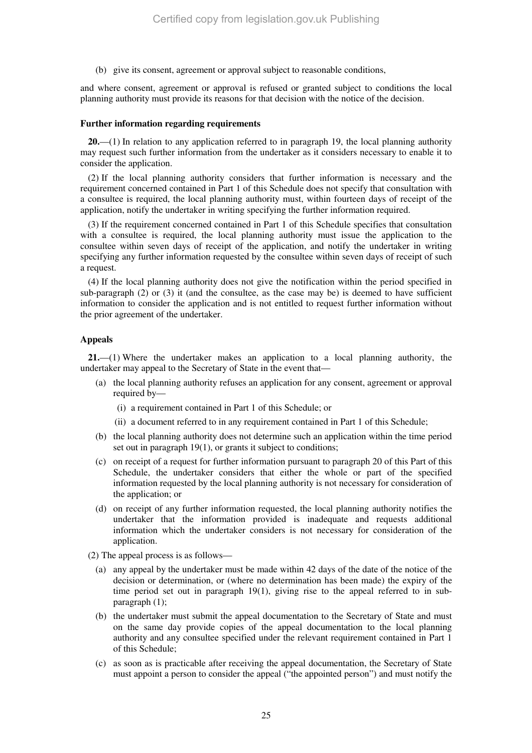(b) give its consent, agreement or approval subject to reasonable conditions,

and where consent, agreement or approval is refused or granted subject to conditions the local planning authority must provide its reasons for that decision with the notice of the decision.

**Further information regarding requirements**

**20.**—(1) In relation to any application referred to in paragraph 19, the local planning authority may request such further information from the undertaker as it considers necessary to enable it to consider the application.

(2) If the local planning authority considers that further information is necessary and the requirement concerned contained in Part 1 of this Schedule does not specify that consultation with a consultee is required, the local planning authority must, within fourteen days of receipt of the application, notify the undertaker in writing specifying the further information required.

(3) If the requirement concerned contained in Part 1 of this Schedule specifies that consultation with a consultee is required, the local planning authority must issue the application to the consultee within seven days of receipt of the application, and notify the undertaker in writing specifying any further information requested by the consultee within seven days of receipt of such a request.

(4) If the local planning authority does not give the notification within the period specified in sub-paragraph (2) or (3) it (and the consultee, as the case may be) is deemed to have sufficient information to consider the application and is not entitled to request further information without the prior agreement of the undertaker.

**Appeals**

**21.**—(1) Where the undertaker makes an application to a local planning authority, the undertaker may appeal to the Secretary of State in the event that—

(a) the local planning authority refuses an application for any consent, agreement or approval required by—

   (i) a requirement contained in Part 1 of this Schedule; or

   (ii) a document referred to in any requirement contained in Part 1 of this Schedule;

(b) the local planning authority does not determine such an application within the time period set out in paragraph 19(1), or grants it subject to conditions;

(c) on receipt of a request for further information pursuant to paragraph 20 of this Part of this Schedule, the undertaker considers that either the whole or part of the specified information requested by the local planning authority is not necessary for consideration of the application; or

(d) on receipt of any further information requested, the local planning authority notifies the undertaker that the information provided is inadequate and requests additional information which the undertaker considers is not necessary for consideration of the application.

(2) The appeal process is as follows—

(a) any appeal by the undertaker must be made within 42 days of the date of the notice of the decision or determination, or (where no determination has been made) the expiry of the time period set out in paragraph 19(1), giving rise to the appeal referred to in sub-paragraph (1);

(b) the undertaker must submit the appeal documentation to the Secretary of State and must on the same day provide copies of the appeal documentation to the local planning authority and any consultee specified under the relevant requirement contained in Part 1 of this Schedule;

(c) as soon as is practicable after receiving the appeal documentation, the Secretary of State must appoint a person to consider the appeal ("the appointed person") and must notify the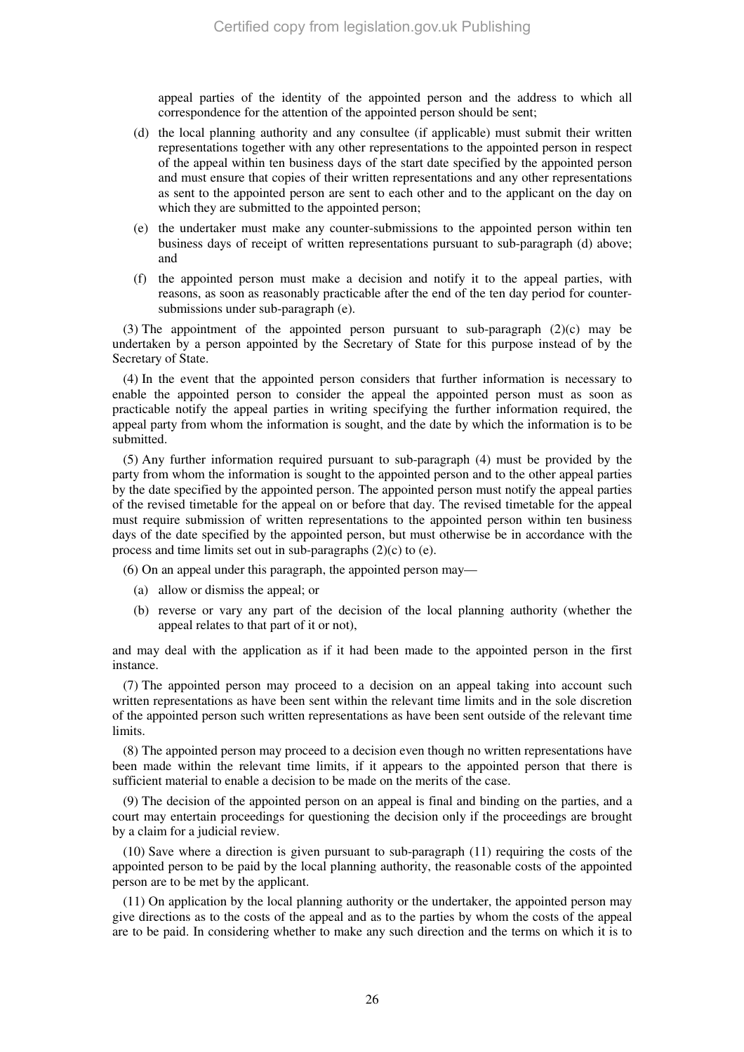appeal parties of the identity of the appointed person and the address to which all correspondence for the attention of the appointed person should be sent;

(d) the local planning authority and any consultee (if applicable) must submit their written representations together with any other representations to the appointed person in respect of the appeal within ten business days of the start date specified by the appointed person and must ensure that copies of their written representations and any other representations as sent to the appointed person are sent to each other and to the applicant on the day on which they are submitted to the appointed person;

(e) the undertaker must make any counter-submissions to the appointed person within ten business days of receipt of written representations pursuant to sub-paragraph (d) above; and

(f) the appointed person must make a decision and notify it to the appeal parties, with reasons, as soon as reasonably practicable after the end of the ten day period for counter-submissions under sub-paragraph (e).

(3) The appointment of the appointed person pursuant to sub-paragraph (2)(c) may be undertaken by a person appointed by the Secretary of State for this purpose instead of by the Secretary of State.

(4) In the event that the appointed person considers that further information is necessary to enable the appointed person to consider the appeal the appointed person must as soon as practicable notify the appeal parties in writing specifying the further information required, the appeal party from whom the information is sought, and the date by which the information is to be submitted.

(5) Any further information required pursuant to sub-paragraph (4) must be provided by the party from whom the information is sought to the appointed person and to the other appeal parties by the date specified by the appointed person. The appointed person must notify the appeal parties of the revised timetable for the appeal on or before that day. The revised timetable for the appeal must require submission of written representations to the appointed person within ten business days of the date specified by the appointed person, but must otherwise be in accordance with the process and time limits set out in sub-paragraphs (2)(c) to (e).

(6) On an appeal under this paragraph, the appointed person may—

(a) allow or dismiss the appeal; or

(b) reverse or vary any part of the decision of the local planning authority (whether the appeal relates to that part of it or not),

and may deal with the application as if it had been made to the appointed person in the first instance.

(7) The appointed person may proceed to a decision on an appeal taking into account such written representations as have been sent within the relevant time limits and in the sole discretion of the appointed person such written representations as have been sent outside of the relevant time limits.

(8) The appointed person may proceed to a decision even though no written representations have been made within the relevant time limits, if it appears to the appointed person that there is sufficient material to enable a decision to be made on the merits of the case.

(9) The decision of the appointed person on an appeal is final and binding on the parties, and a court may entertain proceedings for questioning the decision only if the proceedings are brought by a claim for a judicial review.

(10) Save where a direction is given pursuant to sub-paragraph (11) requiring the costs of the appointed person to be paid by the local planning authority, the reasonable costs of the appointed person are to be met by the applicant.

(11) On application by the local planning authority or the undertaker, the appointed person may give directions as to the costs of the appeal and as to the parties by whom the costs of the appeal are to be paid. In considering whether to make any such direction and the terms on which it is to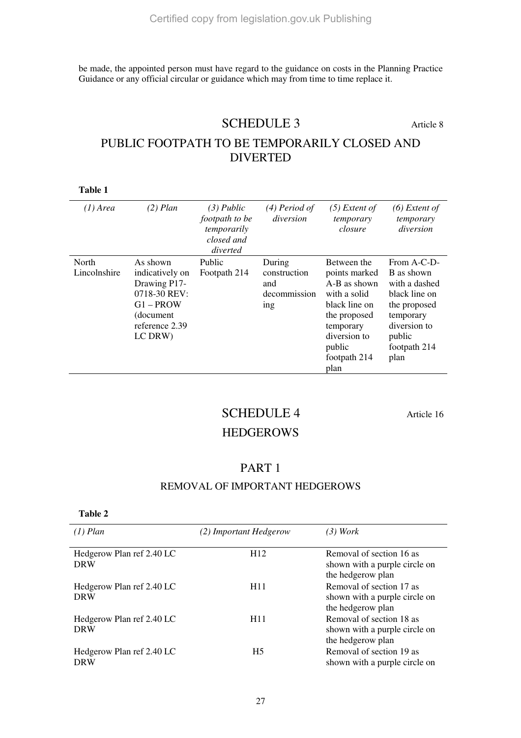be made, the appointed person must have regard to the guidance on costs in the Planning Practice Guidance or any official circular or guidance which may from time to time replace it.

## SCHEDULE 3

Article 8

## PUBLIC FOOTPATH TO BE TEMPORARILY CLOSED AND DIVERTED

**Table 1**

| *(1) Area* | *(2) Plan* | *(3) Public footpath to be temporarily closed and diverted* | *(4) Period of diversion* | *(5) Extent of temporary closure* | *(6) Extent of temporary diversion* |
|---|---|---|---|---|---|
| North Lincolnshire | As shown indicatively on Drawing P17-0718-30 REV: G1 – PROW (document reference 2.39 LC DRW) | Public Footpath 214 | During construction and decommissioning | Between the points marked A-B as shown with a solid black line on the proposed temporary diversion to public footpath 214 plan | From A-C-D-B as shown with a dashed black line on the proposed temporary diversion to public footpath 214 plan |

## SCHEDULE 4

Article 16

## HEDGEROWS

### PART 1

### REMOVAL OF IMPORTANT HEDGEROWS

**Table 2**

| *(1) Plan* | *(2) Important Hedgerow* | *(3) Work* |
|---|---|---|
| Hedgerow Plan ref 2.40 LC DRW | H12 | Removal of section 16 as shown with a purple circle on the hedgerow plan |
| Hedgerow Plan ref 2.40 LC DRW | H11 | Removal of section 17 as shown with a purple circle on the hedgerow plan |
| Hedgerow Plan ref 2.40 LC DRW | H11 | Removal of section 18 as shown with a purple circle on the hedgerow plan |
| Hedgerow Plan ref 2.40 LC DRW | H5 | Removal of section 19 as shown with a purple circle on |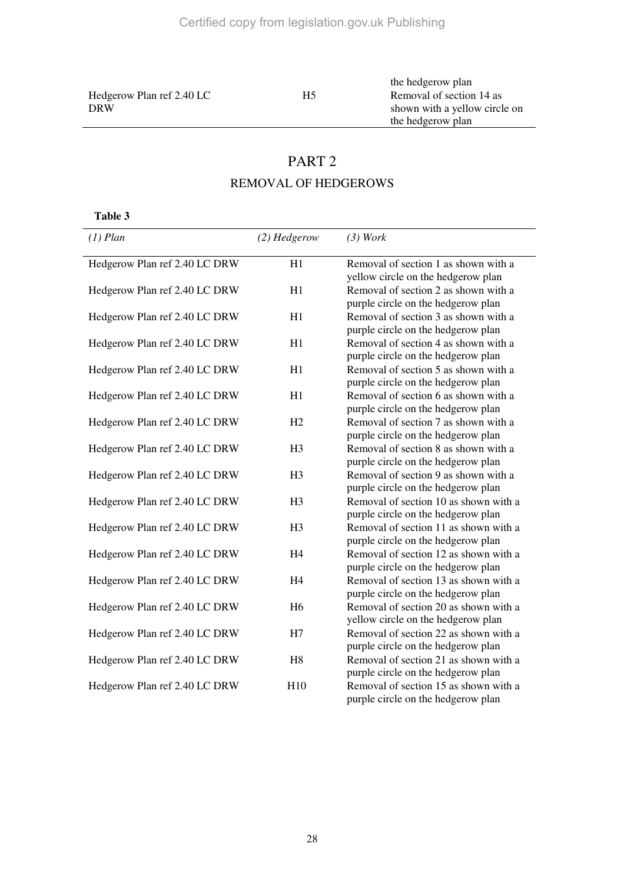| | | |
|---|---|---|
| | | the hedgerow plan |
| Hedgerow Plan ref 2.40 LC DRW | H5 | Removal of section 14 as shown with a yellow circle on the hedgerow plan |

## PART 2

### REMOVAL OF HEDGEROWS

**Table 3**

| *(1) Plan* | *(2) Hedgerow* | *(3) Work* |
|---|---|---|
| Hedgerow Plan ref 2.40 LC DRW | H1 | Removal of section 1 as shown with a yellow circle on the hedgerow plan |
| Hedgerow Plan ref 2.40 LC DRW | H1 | Removal of section 2 as shown with a purple circle on the hedgerow plan |
| Hedgerow Plan ref 2.40 LC DRW | H1 | Removal of section 3 as shown with a purple circle on the hedgerow plan |
| Hedgerow Plan ref 2.40 LC DRW | H1 | Removal of section 4 as shown with a purple circle on the hedgerow plan |
| Hedgerow Plan ref 2.40 LC DRW | H1 | Removal of section 5 as shown with a purple circle on the hedgerow plan |
| Hedgerow Plan ref 2.40 LC DRW | H1 | Removal of section 6 as shown with a purple circle on the hedgerow plan |
| Hedgerow Plan ref 2.40 LC DRW | H2 | Removal of section 7 as shown with a purple circle on the hedgerow plan |
| Hedgerow Plan ref 2.40 LC DRW | H3 | Removal of section 8 as shown with a purple circle on the hedgerow plan |
| Hedgerow Plan ref 2.40 LC DRW | H3 | Removal of section 9 as shown with a purple circle on the hedgerow plan |
| Hedgerow Plan ref 2.40 LC DRW | H3 | Removal of section 10 as shown with a purple circle on the hedgerow plan |
| Hedgerow Plan ref 2.40 LC DRW | H3 | Removal of section 11 as shown with a purple circle on the hedgerow plan |
| Hedgerow Plan ref 2.40 LC DRW | H4 | Removal of section 12 as shown with a purple circle on the hedgerow plan |
| Hedgerow Plan ref 2.40 LC DRW | H4 | Removal of section 13 as shown with a purple circle on the hedgerow plan |
| Hedgerow Plan ref 2.40 LC DRW | H6 | Removal of section 20 as shown with a yellow circle on the hedgerow plan |
| Hedgerow Plan ref 2.40 LC DRW | H7 | Removal of section 22 as shown with a purple circle on the hedgerow plan |
| Hedgerow Plan ref 2.40 LC DRW | H8 | Removal of section 21 as shown with a purple circle on the hedgerow plan |
| Hedgerow Plan ref 2.40 LC DRW | H10 | Removal of section 15 as shown with a purple circle on the hedgerow plan |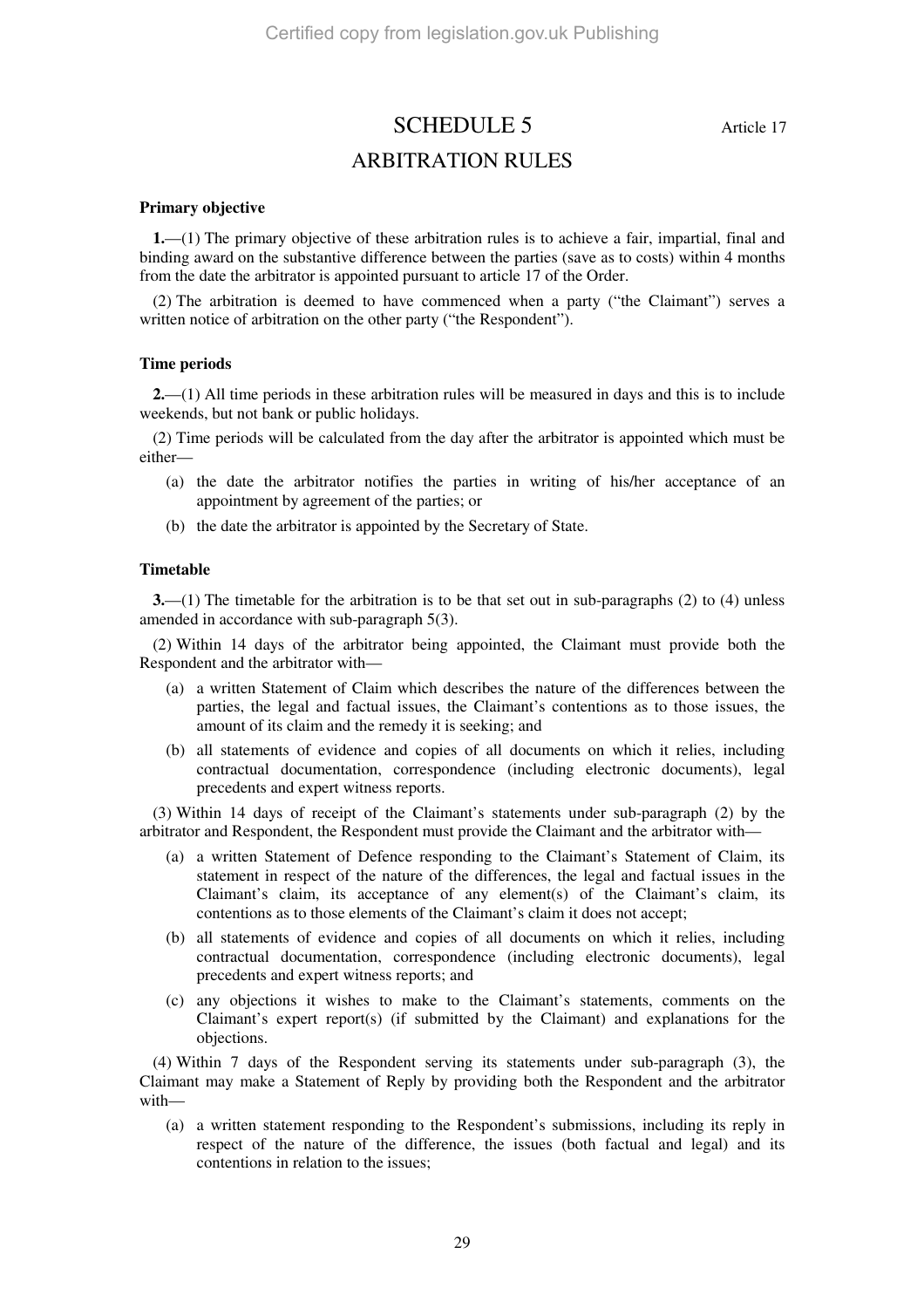# SCHEDULE 5

Article 17

## ARBITRATION RULES

**Primary objective**

**1.**—(1) The primary objective of these arbitration rules is to achieve a fair, impartial, final and binding award on the substantive difference between the parties (save as to costs) within 4 months from the date the arbitrator is appointed pursuant to article 17 of the Order.

(2) The arbitration is deemed to have commenced when a party ("the Claimant") serves a written notice of arbitration on the other party ("the Respondent").

**Time periods**

**2.**—(1) All time periods in these arbitration rules will be measured in days and this is to include weekends, but not bank or public holidays.

(2) Time periods will be calculated from the day after the arbitrator is appointed which must be either—

(a) the date the arbitrator notifies the parties in writing of his/her acceptance of an appointment by agreement of the parties; or

(b) the date the arbitrator is appointed by the Secretary of State.

**Timetable**

**3.**—(1) The timetable for the arbitration is to be that set out in sub-paragraphs (2) to (4) unless amended in accordance with sub-paragraph 5(3).

(2) Within 14 days of the arbitrator being appointed, the Claimant must provide both the Respondent and the arbitrator with—

(a) a written Statement of Claim which describes the nature of the differences between the parties, the legal and factual issues, the Claimant's contentions as to those issues, the amount of its claim and the remedy it is seeking; and

(b) all statements of evidence and copies of all documents on which it relies, including contractual documentation, correspondence (including electronic documents), legal precedents and expert witness reports.

(3) Within 14 days of receipt of the Claimant's statements under sub-paragraph (2) by the arbitrator and Respondent, the Respondent must provide the Claimant and the arbitrator with—

(a) a written Statement of Defence responding to the Claimant's Statement of Claim, its statement in respect of the nature of the differences, the legal and factual issues in the Claimant's claim, its acceptance of any element(s) of the Claimant's claim, its contentions as to those elements of the Claimant's claim it does not accept;

(b) all statements of evidence and copies of all documents on which it relies, including contractual documentation, correspondence (including electronic documents), legal precedents and expert witness reports; and

(c) any objections it wishes to make to the Claimant's statements, comments on the Claimant's expert report(s) (if submitted by the Claimant) and explanations for the objections.

(4) Within 7 days of the Respondent serving its statements under sub-paragraph (3), the Claimant may make a Statement of Reply by providing both the Respondent and the arbitrator with—

(a) a written statement responding to the Respondent's submissions, including its reply in respect of the nature of the difference, the issues (both factual and legal) and its contentions in relation to the issues;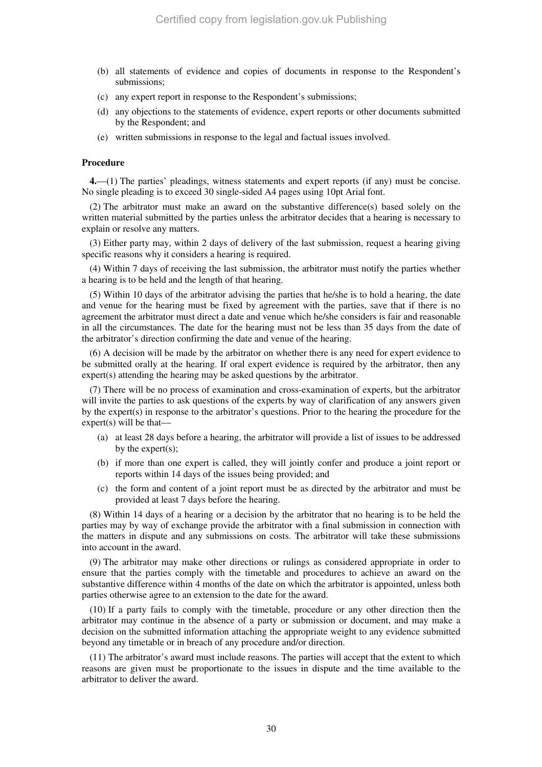(b) all statements of evidence and copies of documents in response to the Respondent's submissions;

(c) any expert report in response to the Respondent's submissions;

(d) any objections to the statements of evidence, expert reports or other documents submitted by the Respondent; and

(e) written submissions in response to the legal and factual issues involved.

**Procedure**

**4.**—(1) The parties' pleadings, witness statements and expert reports (if any) must be concise. No single pleading is to exceed 30 single-sided A4 pages using 10pt Arial font.

(2) The arbitrator must make an award on the substantive difference(s) based solely on the written material submitted by the parties unless the arbitrator decides that a hearing is necessary to explain or resolve any matters.

(3) Either party may, within 2 days of delivery of the last submission, request a hearing giving specific reasons why it considers a hearing is required.

(4) Within 7 days of receiving the last submission, the arbitrator must notify the parties whether a hearing is to be held and the length of that hearing.

(5) Within 10 days of the arbitrator advising the parties that he/she is to hold a hearing, the date and venue for the hearing must be fixed by agreement with the parties, save that if there is no agreement the arbitrator must direct a date and venue which he/she considers is fair and reasonable in all the circumstances. The date for the hearing must not be less than 35 days from the date of the arbitrator's direction confirming the date and venue of the hearing.

(6) A decision will be made by the arbitrator on whether there is any need for expert evidence to be submitted orally at the hearing. If oral expert evidence is required by the arbitrator, then any expert(s) attending the hearing may be asked questions by the arbitrator.

(7) There will be no process of examination and cross-examination of experts, but the arbitrator will invite the parties to ask questions of the experts by way of clarification of any answers given by the expert(s) in response to the arbitrator's questions. Prior to the hearing the procedure for the expert(s) will be that—

(a) at least 28 days before a hearing, the arbitrator will provide a list of issues to be addressed by the expert(s);

(b) if more than one expert is called, they will jointly confer and produce a joint report or reports within 14 days of the issues being provided; and

(c) the form and content of a joint report must be as directed by the arbitrator and must be provided at least 7 days before the hearing.

(8) Within 14 days of a hearing or a decision by the arbitrator that no hearing is to be held the parties may by way of exchange provide the arbitrator with a final submission in connection with the matters in dispute and any submissions on costs. The arbitrator will take these submissions into account in the award.

(9) The arbitrator may make other directions or rulings as considered appropriate in order to ensure that the parties comply with the timetable and procedures to achieve an award on the substantive difference within 4 months of the date on which the arbitrator is appointed, unless both parties otherwise agree to an extension to the date for the award.

(10) If a party fails to comply with the timetable, procedure or any other direction then the arbitrator may continue in the absence of a party or submission or document, and may make a decision on the submitted information attaching the appropriate weight to any evidence submitted beyond any timetable or in breach of any procedure and/or direction.

(11) The arbitrator's award must include reasons. The parties will accept that the extent to which reasons are given must be proportionate to the issues in dispute and the time available to the arbitrator to deliver the award.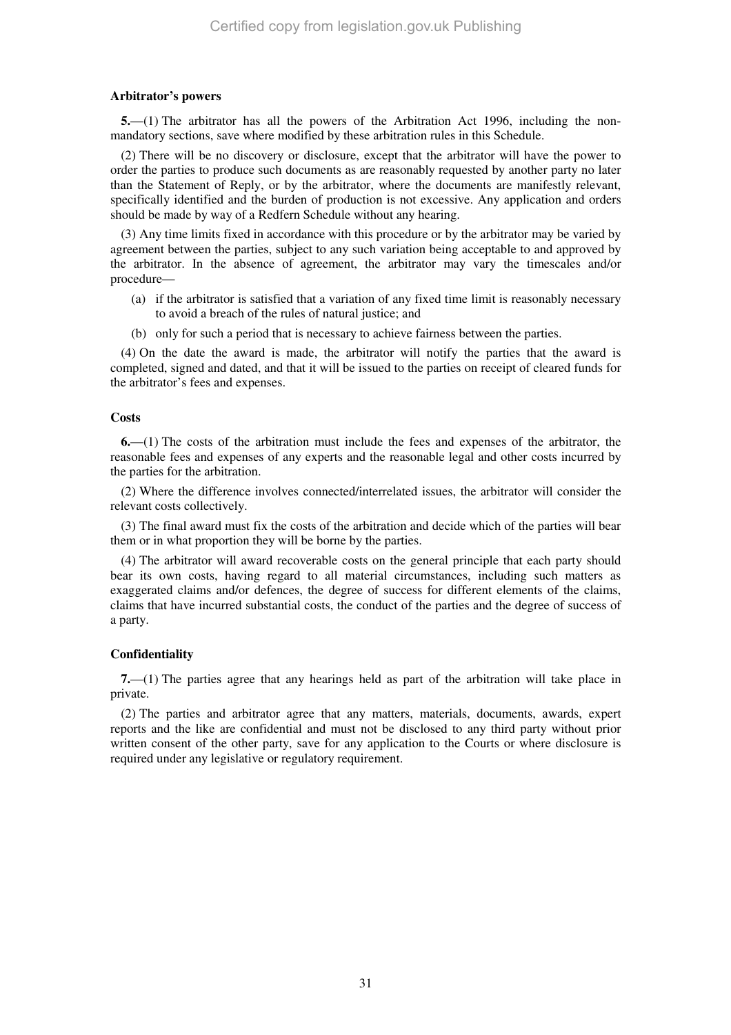**Arbitrator's powers**

**5.**—(1) The arbitrator has all the powers of the Arbitration Act 1996, including the non-mandatory sections, save where modified by these arbitration rules in this Schedule.

(2) There will be no discovery or disclosure, except that the arbitrator will have the power to order the parties to produce such documents as are reasonably requested by another party no later than the Statement of Reply, or by the arbitrator, where the documents are manifestly relevant, specifically identified and the burden of production is not excessive. Any application and orders should be made by way of a Redfern Schedule without any hearing.

(3) Any time limits fixed in accordance with this procedure or by the arbitrator may be varied by agreement between the parties, subject to any such variation being acceptable to and approved by the arbitrator. In the absence of agreement, the arbitrator may vary the timescales and/or procedure—

- (a) if the arbitrator is satisfied that a variation of any fixed time limit is reasonably necessary to avoid a breach of the rules of natural justice; and
- (b) only for such a period that is necessary to achieve fairness between the parties.

(4) On the date the award is made, the arbitrator will notify the parties that the award is completed, signed and dated, and that it will be issued to the parties on receipt of cleared funds for the arbitrator's fees and expenses.

**Costs**

**6.**—(1) The costs of the arbitration must include the fees and expenses of the arbitrator, the reasonable fees and expenses of any experts and the reasonable legal and other costs incurred by the parties for the arbitration.

(2) Where the difference involves connected/interrelated issues, the arbitrator will consider the relevant costs collectively.

(3) The final award must fix the costs of the arbitration and decide which of the parties will bear them or in what proportion they will be borne by the parties.

(4) The arbitrator will award recoverable costs on the general principle that each party should bear its own costs, having regard to all material circumstances, including such matters as exaggerated claims and/or defences, the degree of success for different elements of the claims, claims that have incurred substantial costs, the conduct of the parties and the degree of success of a party.

**Confidentiality**

**7.**—(1) The parties agree that any hearings held as part of the arbitration will take place in private.

(2) The parties and arbitrator agree that any matters, materials, documents, awards, expert reports and the like are confidential and must not be disclosed to any third party without prior written consent of the other party, save for any application to the Courts or where disclosure is required under any legislative or regulatory requirement.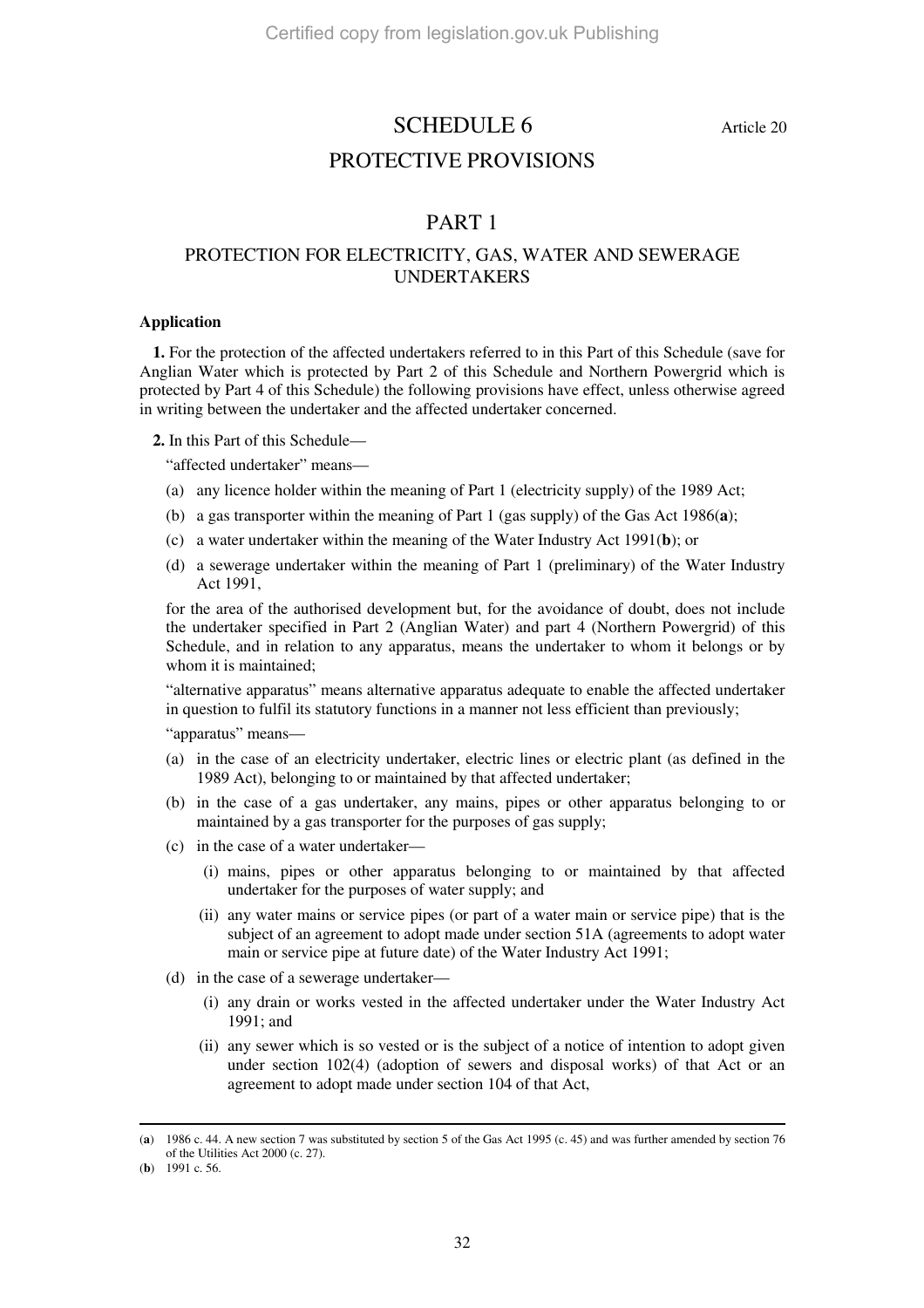# SCHEDULE 6

Article 20

## PROTECTIVE PROVISIONS

## PART 1

### PROTECTION FOR ELECTRICITY, GAS, WATER AND SEWERAGE UNDERTAKERS

**Application**

**1.** For the protection of the affected undertakers referred to in this Part of this Schedule (save for Anglian Water which is protected by Part 2 of this Schedule and Northern Powergrid which is protected by Part 4 of this Schedule) the following provisions have effect, unless otherwise agreed in writing between the undertaker and the affected undertaker concerned.

**2.** In this Part of this Schedule—

"affected undertaker" means—

(a) any licence holder within the meaning of Part 1 (electricity supply) of the 1989 Act;

(b) a gas transporter within the meaning of Part 1 (gas supply) of the Gas Act 1986(**a**);

(c) a water undertaker within the meaning of the Water Industry Act 1991(**b**); or

(d) a sewerage undertaker within the meaning of Part 1 (preliminary) of the Water Industry Act 1991,

for the area of the authorised development but, for the avoidance of doubt, does not include the undertaker specified in Part 2 (Anglian Water) and part 4 (Northern Powergrid) of this Schedule, and in relation to any apparatus, means the undertaker to whom it belongs or by whom it is maintained;

"alternative apparatus" means alternative apparatus adequate to enable the affected undertaker in question to fulfil its statutory functions in a manner not less efficient than previously;

"apparatus" means—

(a) in the case of an electricity undertaker, electric lines or electric plant (as defined in the 1989 Act), belonging to or maintained by that affected undertaker;

(b) in the case of a gas undertaker, any mains, pipes or other apparatus belonging to or maintained by a gas transporter for the purposes of gas supply;

(c) in the case of a water undertaker—

   (i) mains, pipes or other apparatus belonging to or maintained by that affected undertaker for the purposes of water supply; and

   (ii) any water mains or service pipes (or part of a water main or service pipe) that is the subject of an agreement to adopt made under section 51A (agreements to adopt water main or service pipe at future date) of the Water Industry Act 1991;

(d) in the case of a sewerage undertaker—

   (i) any drain or works vested in the affected undertaker under the Water Industry Act 1991; and

   (ii) any sewer which is so vested or is the subject of a notice of intention to adopt given under section 102(4) (adoption of sewers and disposal works) of that Act or an agreement to adopt made under section 104 of that Act,

---

(**a**) 1986 c. 44. A new section 7 was substituted by section 5 of the Gas Act 1995 (c. 45) and was further amended by section 76 of the Utilities Act 2000 (c. 27).

(**b**) 1991 c. 56.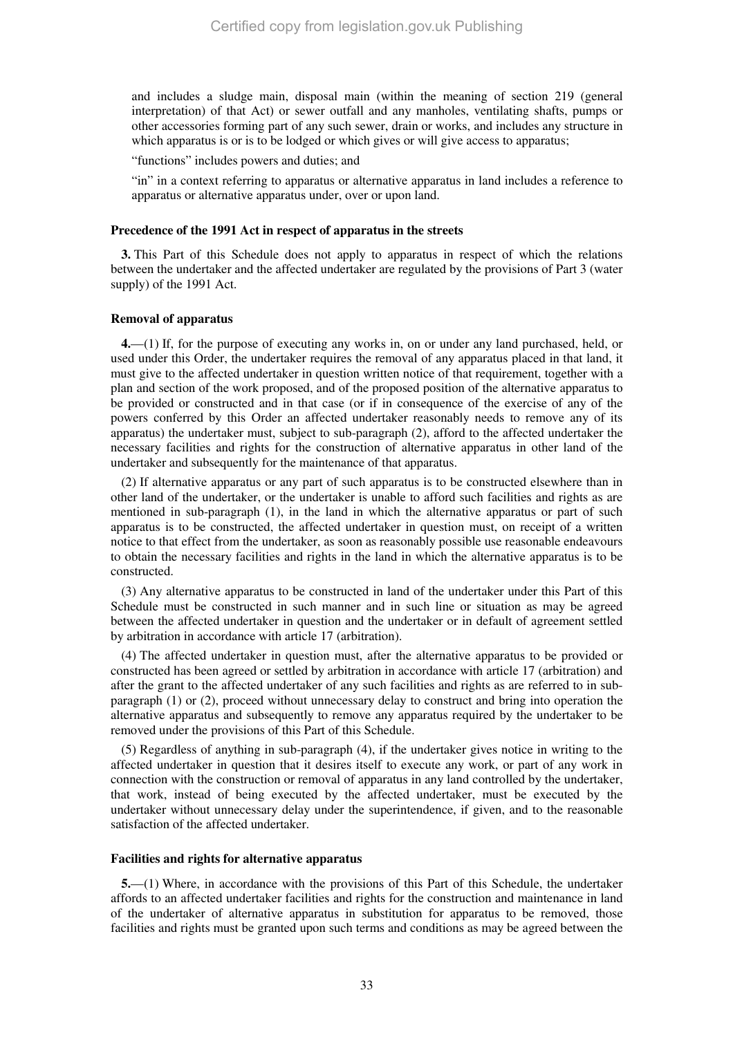and includes a sludge main, disposal main (within the meaning of section 219 (general interpretation) of that Act) or sewer outfall and any manholes, ventilating shafts, pumps or other accessories forming part of any such sewer, drain or works, and includes any structure in which apparatus is or is to be lodged or which gives or will give access to apparatus;

"functions" includes powers and duties; and

"in" in a context referring to apparatus or alternative apparatus in land includes a reference to apparatus or alternative apparatus under, over or upon land.

**Precedence of the 1991 Act in respect of apparatus in the streets**

**3.** This Part of this Schedule does not apply to apparatus in respect of which the relations between the undertaker and the affected undertaker are regulated by the provisions of Part 3 (water supply) of the 1991 Act.

**Removal of apparatus**

**4.**—(1) If, for the purpose of executing any works in, on or under any land purchased, held, or used under this Order, the undertaker requires the removal of any apparatus placed in that land, it must give to the affected undertaker in question written notice of that requirement, together with a plan and section of the work proposed, and of the proposed position of the alternative apparatus to be provided or constructed and in that case (or if in consequence of the exercise of any of the powers conferred by this Order an affected undertaker reasonably needs to remove any of its apparatus) the undertaker must, subject to sub-paragraph (2), afford to the affected undertaker the necessary facilities and rights for the construction of alternative apparatus in other land of the undertaker and subsequently for the maintenance of that apparatus.

(2) If alternative apparatus or any part of such apparatus is to be constructed elsewhere than in other land of the undertaker, or the undertaker is unable to afford such facilities and rights as are mentioned in sub-paragraph (1), in the land in which the alternative apparatus or part of such apparatus is to be constructed, the affected undertaker in question must, on receipt of a written notice to that effect from the undertaker, as soon as reasonably possible use reasonable endeavours to obtain the necessary facilities and rights in the land in which the alternative apparatus is to be constructed.

(3) Any alternative apparatus to be constructed in land of the undertaker under this Part of this Schedule must be constructed in such manner and in such line or situation as may be agreed between the affected undertaker in question and the undertaker or in default of agreement settled by arbitration in accordance with article 17 (arbitration).

(4) The affected undertaker in question must, after the alternative apparatus to be provided or constructed has been agreed or settled by arbitration in accordance with article 17 (arbitration) and after the grant to the affected undertaker of any such facilities and rights as are referred to in sub-paragraph (1) or (2), proceed without unnecessary delay to construct and bring into operation the alternative apparatus and subsequently to remove any apparatus required by the undertaker to be removed under the provisions of this Part of this Schedule.

(5) Regardless of anything in sub-paragraph (4), if the undertaker gives notice in writing to the affected undertaker in question that it desires itself to execute any work, or part of any work in connection with the construction or removal of apparatus in any land controlled by the undertaker, that work, instead of being executed by the affected undertaker, must be executed by the undertaker without unnecessary delay under the superintendence, if given, and to the reasonable satisfaction of the affected undertaker.

**Facilities and rights for alternative apparatus**

**5.**—(1) Where, in accordance with the provisions of this Part of this Schedule, the undertaker affords to an affected undertaker facilities and rights for the construction and maintenance in land of the undertaker of alternative apparatus in substitution for apparatus to be removed, those facilities and rights must be granted upon such terms and conditions as may be agreed between the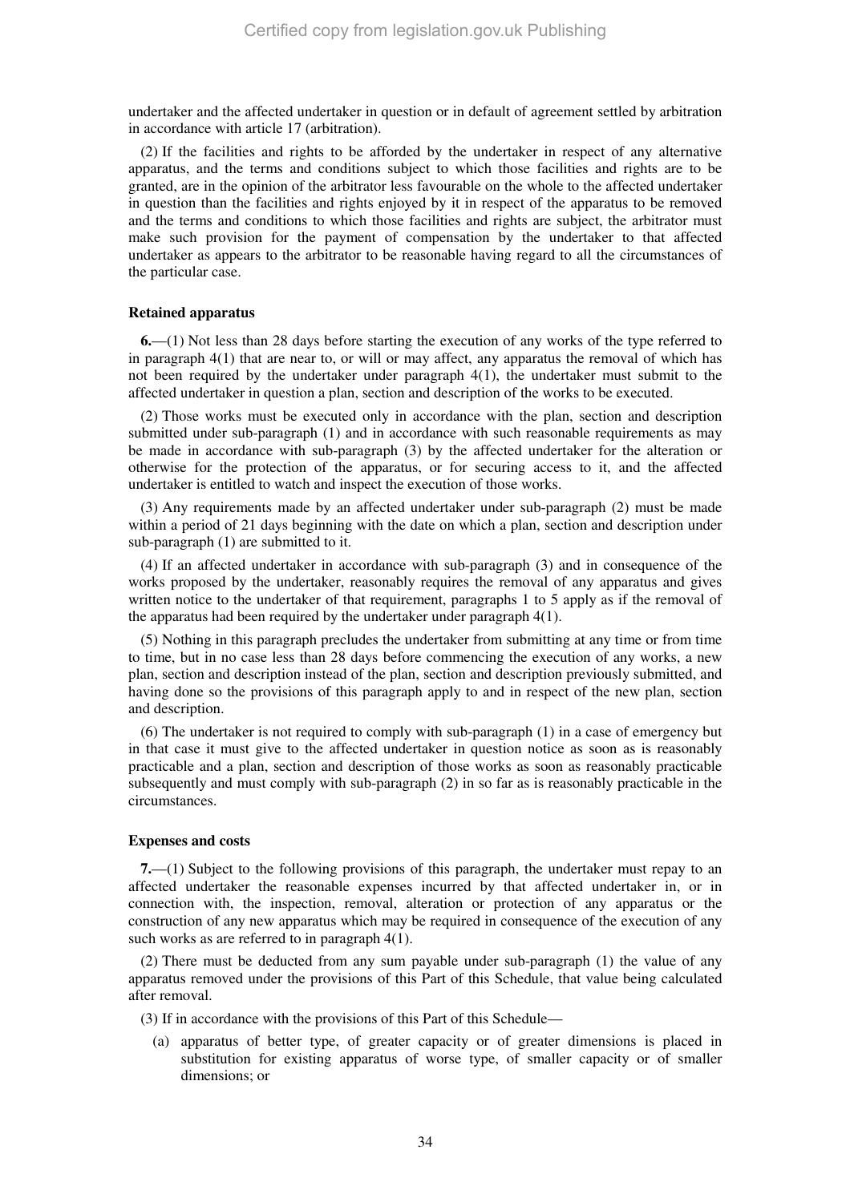undertaker and the affected undertaker in question or in default of agreement settled by arbitration in accordance with article 17 (arbitration).

(2) If the facilities and rights to be afforded by the undertaker in respect of any alternative apparatus, and the terms and conditions subject to which those facilities and rights are to be granted, are in the opinion of the arbitrator less favourable on the whole to the affected undertaker in question than the facilities and rights enjoyed by it in respect of the apparatus to be removed and the terms and conditions to which those facilities and rights are subject, the arbitrator must make such provision for the payment of compensation by the undertaker to that affected undertaker as appears to the arbitrator to be reasonable having regard to all the circumstances of the particular case.

**Retained apparatus**

**6.**—(1) Not less than 28 days before starting the execution of any works of the type referred to in paragraph 4(1) that are near to, or will or may affect, any apparatus the removal of which has not been required by the undertaker under paragraph 4(1), the undertaker must submit to the affected undertaker in question a plan, section and description of the works to be executed.

(2) Those works must be executed only in accordance with the plan, section and description submitted under sub-paragraph (1) and in accordance with such reasonable requirements as may be made in accordance with sub-paragraph (3) by the affected undertaker for the alteration or otherwise for the protection of the apparatus, or for securing access to it, and the affected undertaker is entitled to watch and inspect the execution of those works.

(3) Any requirements made by an affected undertaker under sub-paragraph (2) must be made within a period of 21 days beginning with the date on which a plan, section and description under sub-paragraph (1) are submitted to it.

(4) If an affected undertaker in accordance with sub-paragraph (3) and in consequence of the works proposed by the undertaker, reasonably requires the removal of any apparatus and gives written notice to the undertaker of that requirement, paragraphs 1 to 5 apply as if the removal of the apparatus had been required by the undertaker under paragraph 4(1).

(5) Nothing in this paragraph precludes the undertaker from submitting at any time or from time to time, but in no case less than 28 days before commencing the execution of any works, a new plan, section and description instead of the plan, section and description previously submitted, and having done so the provisions of this paragraph apply to and in respect of the new plan, section and description.

(6) The undertaker is not required to comply with sub-paragraph (1) in a case of emergency but in that case it must give to the affected undertaker in question notice as soon as is reasonably practicable and a plan, section and description of those works as soon as reasonably practicable subsequently and must comply with sub-paragraph (2) in so far as is reasonably practicable in the circumstances.

**Expenses and costs**

**7.**—(1) Subject to the following provisions of this paragraph, the undertaker must repay to an affected undertaker the reasonable expenses incurred by that affected undertaker in, or in connection with, the inspection, removal, alteration or protection of any apparatus or the construction of any new apparatus which may be required in consequence of the execution of any such works as are referred to in paragraph 4(1).

(2) There must be deducted from any sum payable under sub-paragraph (1) the value of any apparatus removed under the provisions of this Part of this Schedule, that value being calculated after removal.

(3) If in accordance with the provisions of this Part of this Schedule—

(a) apparatus of better type, of greater capacity or of greater dimensions is placed in substitution for existing apparatus of worse type, of smaller capacity or of smaller dimensions; or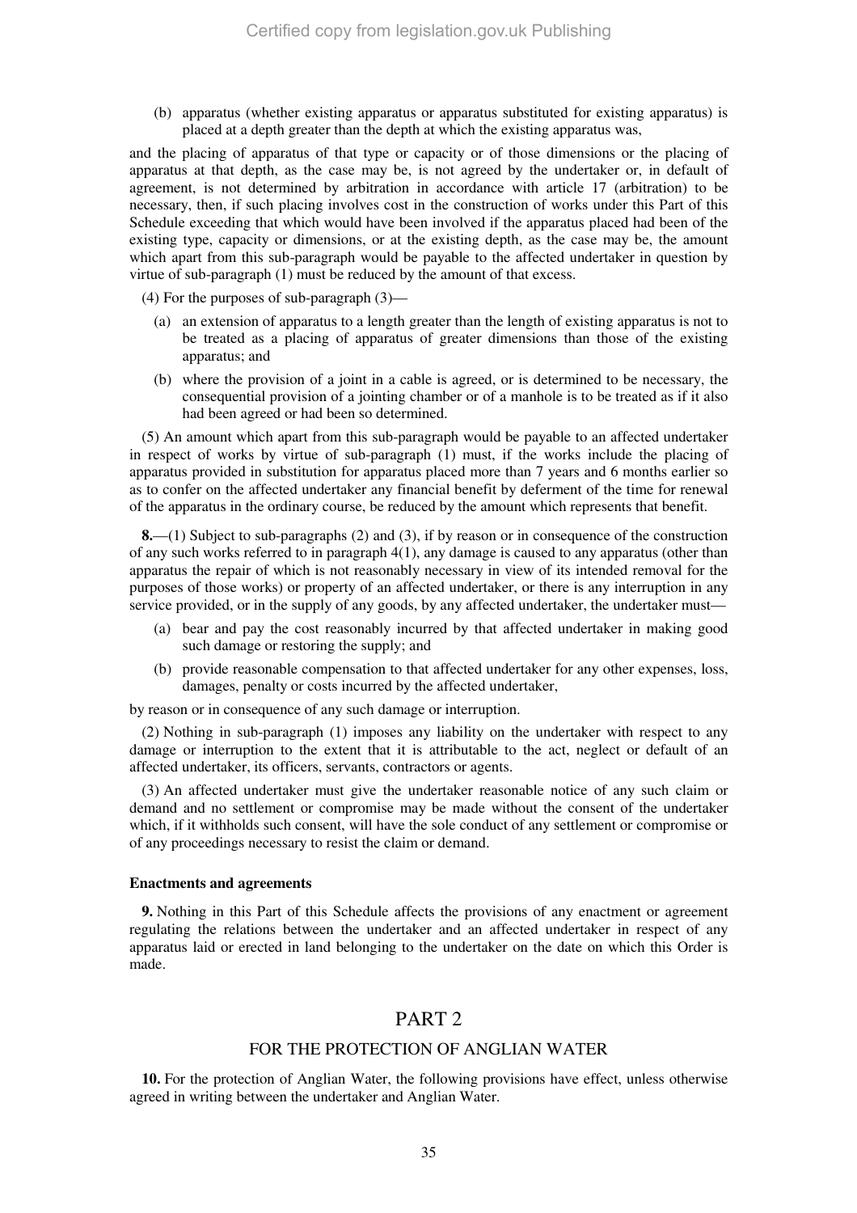(b) apparatus (whether existing apparatus or apparatus substituted for existing apparatus) is placed at a depth greater than the depth at which the existing apparatus was,

and the placing of apparatus of that type or capacity or of those dimensions or the placing of apparatus at that depth, as the case may be, is not agreed by the undertaker or, in default of agreement, is not determined by arbitration in accordance with article 17 (arbitration) to be necessary, then, if such placing involves cost in the construction of works under this Part of this Schedule exceeding that which would have been involved if the apparatus placed had been of the existing type, capacity or dimensions, or at the existing depth, as the case may be, the amount which apart from this sub-paragraph would be payable to the affected undertaker in question by virtue of sub-paragraph (1) must be reduced by the amount of that excess.

(4) For the purposes of sub-paragraph (3)—

(a) an extension of apparatus to a length greater than the length of existing apparatus is not to be treated as a placing of apparatus of greater dimensions than those of the existing apparatus; and

(b) where the provision of a joint in a cable is agreed, or is determined to be necessary, the consequential provision of a jointing chamber or of a manhole is to be treated as if it also had been agreed or had been so determined.

(5) An amount which apart from this sub-paragraph would be payable to an affected undertaker in respect of works by virtue of sub-paragraph (1) must, if the works include the placing of apparatus provided in substitution for apparatus placed more than 7 years and 6 months earlier so as to confer on the affected undertaker any financial benefit by deferment of the time for renewal of the apparatus in the ordinary course, be reduced by the amount which represents that benefit.

**8.**—(1) Subject to sub-paragraphs (2) and (3), if by reason or in consequence of the construction of any such works referred to in paragraph 4(1), any damage is caused to any apparatus (other than apparatus the repair of which is not reasonably necessary in view of its intended removal for the purposes of those works) or property of an affected undertaker, or there is any interruption in any service provided, or in the supply of any goods, by any affected undertaker, the undertaker must—

(a) bear and pay the cost reasonably incurred by that affected undertaker in making good such damage or restoring the supply; and

(b) provide reasonable compensation to that affected undertaker for any other expenses, loss, damages, penalty or costs incurred by the affected undertaker,

by reason or in consequence of any such damage or interruption.

(2) Nothing in sub-paragraph (1) imposes any liability on the undertaker with respect to any damage or interruption to the extent that it is attributable to the act, neglect or default of an affected undertaker, its officers, servants, contractors or agents.

(3) An affected undertaker must give the undertaker reasonable notice of any such claim or demand and no settlement or compromise may be made without the consent of the undertaker which, if it withholds such consent, will have the sole conduct of any settlement or compromise or of any proceedings necessary to resist the claim or demand.

**Enactments and agreements**

**9.** Nothing in this Part of this Schedule affects the provisions of any enactment or agreement regulating the relations between the undertaker and an affected undertaker in respect of any apparatus laid or erected in land belonging to the undertaker on the date on which this Order is made.

## PART 2

### FOR THE PROTECTION OF ANGLIAN WATER

**10.** For the protection of Anglian Water, the following provisions have effect, unless otherwise agreed in writing between the undertaker and Anglian Water.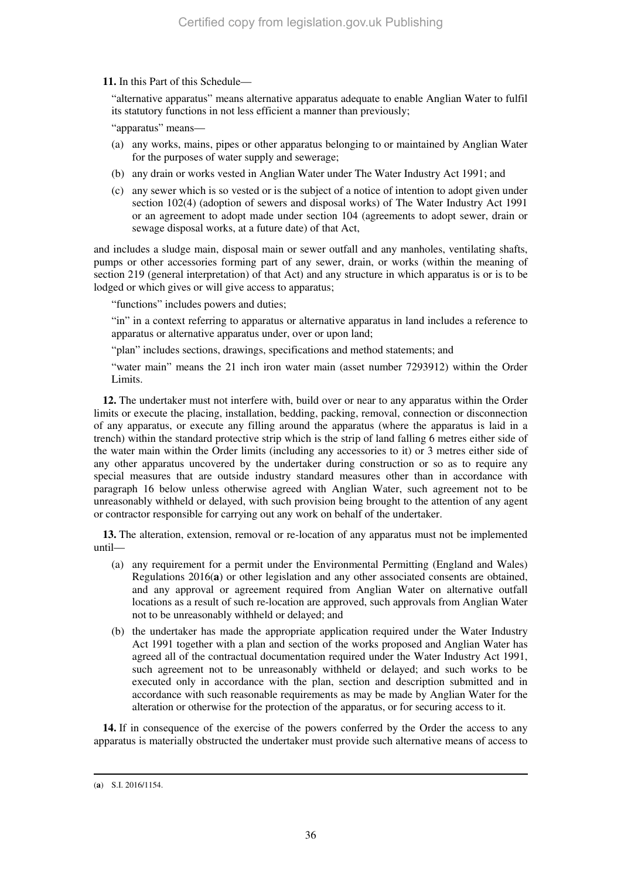**11.** In this Part of this Schedule—

"alternative apparatus" means alternative apparatus adequate to enable Anglian Water to fulfil its statutory functions in not less efficient a manner than previously;

"apparatus" means—

(a) any works, mains, pipes or other apparatus belonging to or maintained by Anglian Water for the purposes of water supply and sewerage;

(b) any drain or works vested in Anglian Water under The Water Industry Act 1991; and

(c) any sewer which is so vested or is the subject of a notice of intention to adopt given under section 102(4) (adoption of sewers and disposal works) of The Water Industry Act 1991 or an agreement to adopt made under section 104 (agreements to adopt sewer, drain or sewage disposal works, at a future date) of that Act,

and includes a sludge main, disposal main or sewer outfall and any manholes, ventilating shafts, pumps or other accessories forming part of any sewer, drain, or works (within the meaning of section 219 (general interpretation) of that Act) and any structure in which apparatus is or is to be lodged or which gives or will give access to apparatus;

"functions" includes powers and duties;

"in" in a context referring to apparatus or alternative apparatus in land includes a reference to apparatus or alternative apparatus under, over or upon land;

"plan" includes sections, drawings, specifications and method statements; and

"water main" means the 21 inch iron water main (asset number 7293912) within the Order Limits.

**12.** The undertaker must not interfere with, build over or near to any apparatus within the Order limits or execute the placing, installation, bedding, packing, removal, connection or disconnection of any apparatus, or execute any filling around the apparatus (where the apparatus is laid in a trench) within the standard protective strip which is the strip of land falling 6 metres either side of the water main within the Order limits (including any accessories to it) or 3 metres either side of any other apparatus uncovered by the undertaker during construction or so as to require any special measures that are outside industry standard measures other than in accordance with paragraph 16 below unless otherwise agreed with Anglian Water, such agreement not to be unreasonably withheld or delayed, with such provision being brought to the attention of any agent or contractor responsible for carrying out any work on behalf of the undertaker.

**13.** The alteration, extension, removal or re-location of any apparatus must not be implemented until—

(a) any requirement for a permit under the Environmental Permitting (England and Wales) Regulations 2016([a]) or other legislation and any other associated consents are obtained, and any approval or agreement required from Anglian Water on alternative outfall locations as a result of such re-location are approved, such approvals from Anglian Water not to be unreasonably withheld or delayed; and

(b) the undertaker has made the appropriate application required under the Water Industry Act 1991 together with a plan and section of the works proposed and Anglian Water has agreed all of the contractual documentation required under the Water Industry Act 1991, such agreement not to be unreasonably withheld or delayed; and such works to be executed only in accordance with the plan, section and description submitted and in accordance with such reasonable requirements as may be made by Anglian Water for the alteration or otherwise for the protection of the apparatus, or for securing access to it.

**14.** If in consequence of the exercise of the powers conferred by the Order the access to any apparatus is materially obstructed the undertaker must provide such alternative means of access to

---

([a]) S.I. 2016/1154.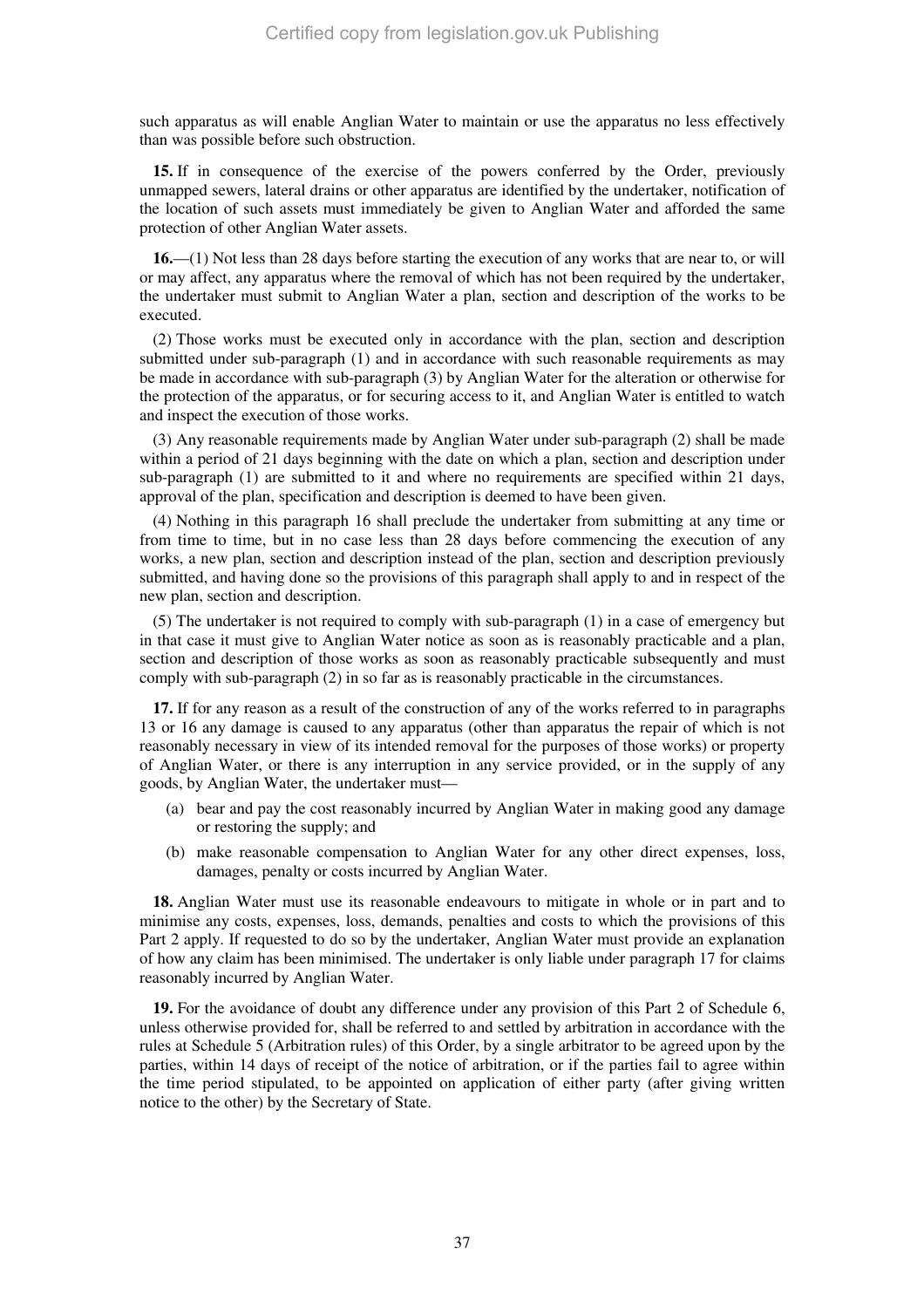such apparatus as will enable Anglian Water to maintain or use the apparatus no less effectively than was possible before such obstruction.

**15.** If in consequence of the exercise of the powers conferred by the Order, previously unmapped sewers, lateral drains or other apparatus are identified by the undertaker, notification of the location of such assets must immediately be given to Anglian Water and afforded the same protection of other Anglian Water assets.

**16.**—(1) Not less than 28 days before starting the execution of any works that are near to, or will or may affect, any apparatus where the removal of which has not been required by the undertaker, the undertaker must submit to Anglian Water a plan, section and description of the works to be executed.

(2) Those works must be executed only in accordance with the plan, section and description submitted under sub-paragraph (1) and in accordance with such reasonable requirements as may be made in accordance with sub-paragraph (3) by Anglian Water for the alteration or otherwise for the protection of the apparatus, or for securing access to it, and Anglian Water is entitled to watch and inspect the execution of those works.

(3) Any reasonable requirements made by Anglian Water under sub-paragraph (2) shall be made within a period of 21 days beginning with the date on which a plan, section and description under sub-paragraph (1) are submitted to it and where no requirements are specified within 21 days, approval of the plan, specification and description is deemed to have been given.

(4) Nothing in this paragraph 16 shall preclude the undertaker from submitting at any time or from time to time, but in no case less than 28 days before commencing the execution of any works, a new plan, section and description instead of the plan, section and description previously submitted, and having done so the provisions of this paragraph shall apply to and in respect of the new plan, section and description.

(5) The undertaker is not required to comply with sub-paragraph (1) in a case of emergency but in that case it must give to Anglian Water notice as soon as is reasonably practicable and a plan, section and description of those works as soon as reasonably practicable subsequently and must comply with sub-paragraph (2) in so far as is reasonably practicable in the circumstances.

**17.** If for any reason as a result of the construction of any of the works referred to in paragraphs 13 or 16 any damage is caused to any apparatus (other than apparatus the repair of which is not reasonably necessary in view of its intended removal for the purposes of those works) or property of Anglian Water, or there is any interruption in any service provided, or in the supply of any goods, by Anglian Water, the undertaker must—

(a) bear and pay the cost reasonably incurred by Anglian Water in making good any damage or restoring the supply; and

(b) make reasonable compensation to Anglian Water for any other direct expenses, loss, damages, penalty or costs incurred by Anglian Water.

**18.** Anglian Water must use its reasonable endeavours to mitigate in whole or in part and to minimise any costs, expenses, loss, demands, penalties and costs to which the provisions of this Part 2 apply. If requested to do so by the undertaker, Anglian Water must provide an explanation of how any claim has been minimised. The undertaker is only liable under paragraph 17 for claims reasonably incurred by Anglian Water.

**19.** For the avoidance of doubt any difference under any provision of this Part 2 of Schedule 6, unless otherwise provided for, shall be referred to and settled by arbitration in accordance with the rules at Schedule 5 (Arbitration rules) of this Order, by a single arbitrator to be agreed upon by the parties, within 14 days of receipt of the notice of arbitration, or if the parties fail to agree within the time period stipulated, to be appointed on application of either party (after giving written notice to the other) by the Secretary of State.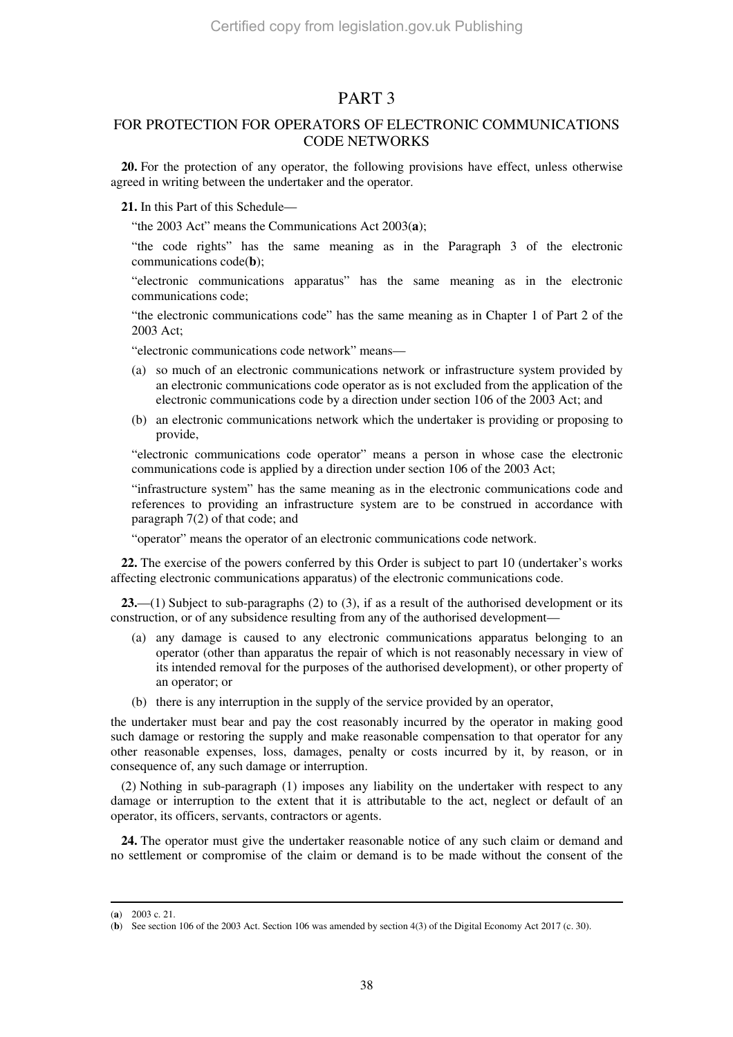# PART 3

## FOR PROTECTION FOR OPERATORS OF ELECTRONIC COMMUNICATIONS CODE NETWORKS

**20.** For the protection of any operator, the following provisions have effect, unless otherwise agreed in writing between the undertaker and the operator.

**21.** In this Part of this Schedule—

"the 2003 Act" means the Communications Act 2003(**a**);

"the code rights" has the same meaning as in the Paragraph 3 of the electronic communications code(**b**);

"electronic communications apparatus" has the same meaning as in the electronic communications code;

"the electronic communications code" has the same meaning as in Chapter 1 of Part 2 of the 2003 Act;

"electronic communications code network" means—

(a) so much of an electronic communications network or infrastructure system provided by an electronic communications code operator as is not excluded from the application of the electronic communications code by a direction under section 106 of the 2003 Act; and

(b) an electronic communications network which the undertaker is providing or proposing to provide,

"electronic communications code operator" means a person in whose case the electronic communications code is applied by a direction under section 106 of the 2003 Act;

"infrastructure system" has the same meaning as in the electronic communications code and references to providing an infrastructure system are to be construed in accordance with paragraph 7(2) of that code; and

"operator" means the operator of an electronic communications code network.

**22.** The exercise of the powers conferred by this Order is subject to part 10 (undertaker's works affecting electronic communications apparatus) of the electronic communications code.

**23.**—(1) Subject to sub-paragraphs (2) to (3), if as a result of the authorised development or its construction, or of any subsidence resulting from any of the authorised development—

(a) any damage is caused to any electronic communications apparatus belonging to an operator (other than apparatus the repair of which is not reasonably necessary in view of its intended removal for the purposes of the authorised development), or other property of an operator; or

(b) there is any interruption in the supply of the service provided by an operator,

the undertaker must bear and pay the cost reasonably incurred by the operator in making good such damage or restoring the supply and make reasonable compensation to that operator for any other reasonable expenses, loss, damages, penalty or costs incurred by it, by reason, or in consequence of, any such damage or interruption.

(2) Nothing in sub-paragraph (1) imposes any liability on the undertaker with respect to any damage or interruption to the extent that it is attributable to the act, neglect or default of an operator, its officers, servants, contractors or agents.

**24.** The operator must give the undertaker reasonable notice of any such claim or demand and no settlement or compromise of the claim or demand is to be made without the consent of the

---

(**a**) 2003 c. 21.

(**b**) See section 106 of the 2003 Act. Section 106 was amended by section 4(3) of the Digital Economy Act 2017 (c. 30).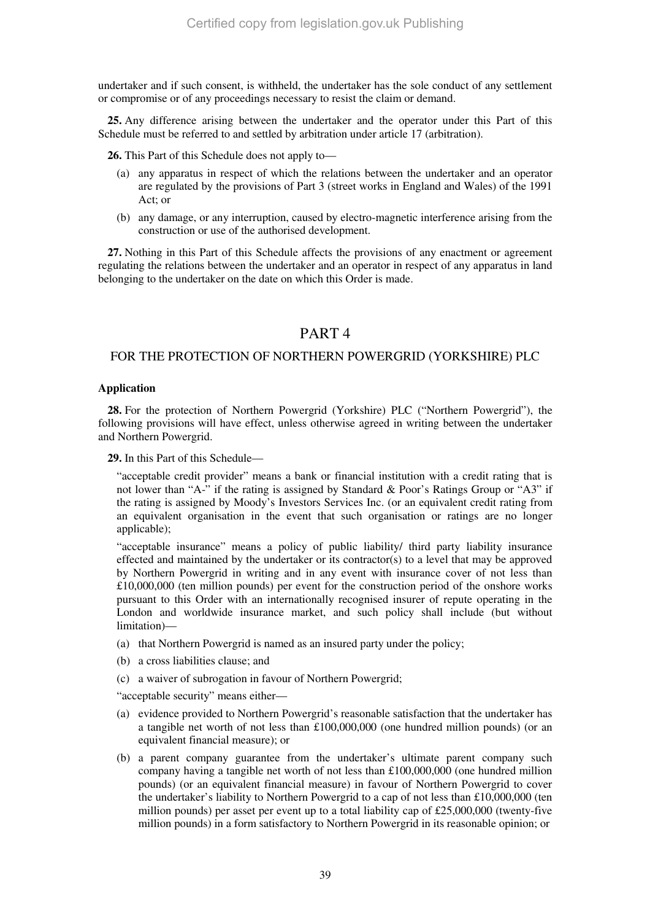undertaker and if such consent, is withheld, the undertaker has the sole conduct of any settlement or compromise or of any proceedings necessary to resist the claim or demand.

**25.** Any difference arising between the undertaker and the operator under this Part of this Schedule must be referred to and settled by arbitration under article 17 (arbitration).

**26.** This Part of this Schedule does not apply to—

(a) any apparatus in respect of which the relations between the undertaker and an operator are regulated by the provisions of Part 3 (street works in England and Wales) of the 1991 Act; or

(b) any damage, or any interruption, caused by electro-magnetic interference arising from the construction or use of the authorised development.

**27.** Nothing in this Part of this Schedule affects the provisions of any enactment or agreement regulating the relations between the undertaker and an operator in respect of any apparatus in land belonging to the undertaker on the date on which this Order is made.

## PART 4

### FOR THE PROTECTION OF NORTHERN POWERGRID (YORKSHIRE) PLC

**Application**

**28.** For the protection of Northern Powergrid (Yorkshire) PLC ("Northern Powergrid"), the following provisions will have effect, unless otherwise agreed in writing between the undertaker and Northern Powergrid.

**29.** In this Part of this Schedule—

"acceptable credit provider" means a bank or financial institution with a credit rating that is not lower than "A-" if the rating is assigned by Standard & Poor's Ratings Group or "A3" if the rating is assigned by Moody's Investors Services Inc. (or an equivalent credit rating from an equivalent organisation in the event that such organisation or ratings are no longer applicable);

"acceptable insurance" means a policy of public liability/ third party liability insurance effected and maintained by the undertaker or its contractor(s) to a level that may be approved by Northern Powergrid in writing and in any event with insurance cover of not less than £10,000,000 (ten million pounds) per event for the construction period of the onshore works pursuant to this Order with an internationally recognised insurer of repute operating in the London and worldwide insurance market, and such policy shall include (but without limitation)—

(a) that Northern Powergrid is named as an insured party under the policy;

(b) a cross liabilities clause; and

(c) a waiver of subrogation in favour of Northern Powergrid;

"acceptable security" means either—

(a) evidence provided to Northern Powergrid's reasonable satisfaction that the undertaker has a tangible net worth of not less than £100,000,000 (one hundred million pounds) (or an equivalent financial measure); or

(b) a parent company guarantee from the undertaker's ultimate parent company such company having a tangible net worth of not less than £100,000,000 (one hundred million pounds) (or an equivalent financial measure) in favour of Northern Powergrid to cover the undertaker's liability to Northern Powergrid to a cap of not less than £10,000,000 (ten million pounds) per asset per event up to a total liability cap of £25,000,000 (twenty-five million pounds) in a form satisfactory to Northern Powergrid in its reasonable opinion; or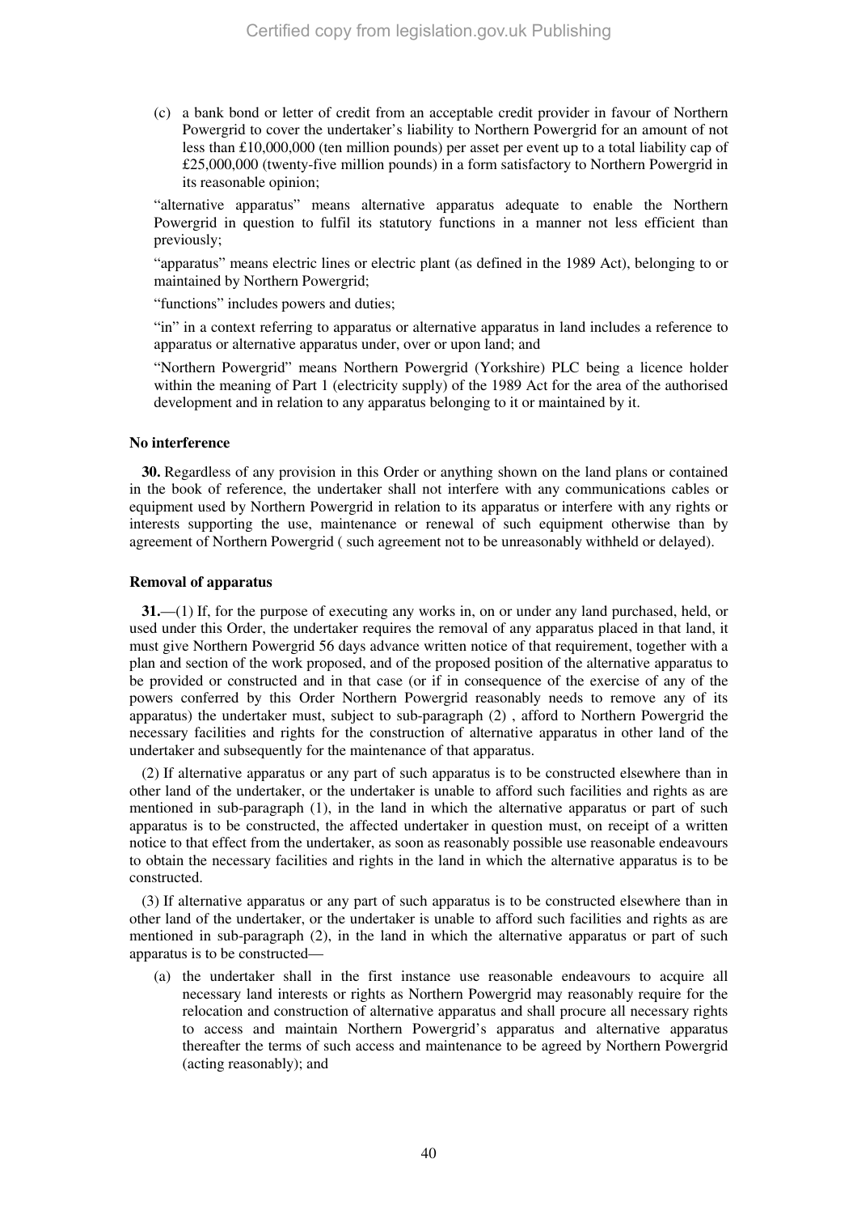(c) a bank bond or letter of credit from an acceptable credit provider in favour of Northern Powergrid to cover the undertaker's liability to Northern Powergrid for an amount of not less than £10,000,000 (ten million pounds) per asset per event up to a total liability cap of £25,000,000 (twenty-five million pounds) in a form satisfactory to Northern Powergrid in its reasonable opinion;

"alternative apparatus" means alternative apparatus adequate to enable the Northern Powergrid in question to fulfil its statutory functions in a manner not less efficient than previously;

"apparatus" means electric lines or electric plant (as defined in the 1989 Act), belonging to or maintained by Northern Powergrid;

"functions" includes powers and duties;

"in" in a context referring to apparatus or alternative apparatus in land includes a reference to apparatus or alternative apparatus under, over or upon land; and

"Northern Powergrid" means Northern Powergrid (Yorkshire) PLC being a licence holder within the meaning of Part 1 (electricity supply) of the 1989 Act for the area of the authorised development and in relation to any apparatus belonging to it or maintained by it.

**No interference**

**30.** Regardless of any provision in this Order or anything shown on the land plans or contained in the book of reference, the undertaker shall not interfere with any communications cables or equipment used by Northern Powergrid in relation to its apparatus or interfere with any rights or interests supporting the use, maintenance or renewal of such equipment otherwise than by agreement of Northern Powergrid ( such agreement not to be unreasonably withheld or delayed).

**Removal of apparatus**

**31.**—(1) If, for the purpose of executing any works in, on or under any land purchased, held, or used under this Order, the undertaker requires the removal of any apparatus placed in that land, it must give Northern Powergrid 56 days advance written notice of that requirement, together with a plan and section of the work proposed, and of the proposed position of the alternative apparatus to be provided or constructed and in that case (or if in consequence of the exercise of any of the powers conferred by this Order Northern Powergrid reasonably needs to remove any of its apparatus) the undertaker must, subject to sub-paragraph (2) , afford to Northern Powergrid the necessary facilities and rights for the construction of alternative apparatus in other land of the undertaker and subsequently for the maintenance of that apparatus.

(2) If alternative apparatus or any part of such apparatus is to be constructed elsewhere than in other land of the undertaker, or the undertaker is unable to afford such facilities and rights as are mentioned in sub-paragraph (1), in the land in which the alternative apparatus or part of such apparatus is to be constructed, the affected undertaker in question must, on receipt of a written notice to that effect from the undertaker, as soon as reasonably possible use reasonable endeavours to obtain the necessary facilities and rights in the land in which the alternative apparatus is to be constructed.

(3) If alternative apparatus or any part of such apparatus is to be constructed elsewhere than in other land of the undertaker, or the undertaker is unable to afford such facilities and rights as are mentioned in sub-paragraph (2), in the land in which the alternative apparatus or part of such apparatus is to be constructed—

(a) the undertaker shall in the first instance use reasonable endeavours to acquire all necessary land interests or rights as Northern Powergrid may reasonably require for the relocation and construction of alternative apparatus and shall procure all necessary rights to access and maintain Northern Powergrid's apparatus and alternative apparatus thereafter the terms of such access and maintenance to be agreed by Northern Powergrid (acting reasonably); and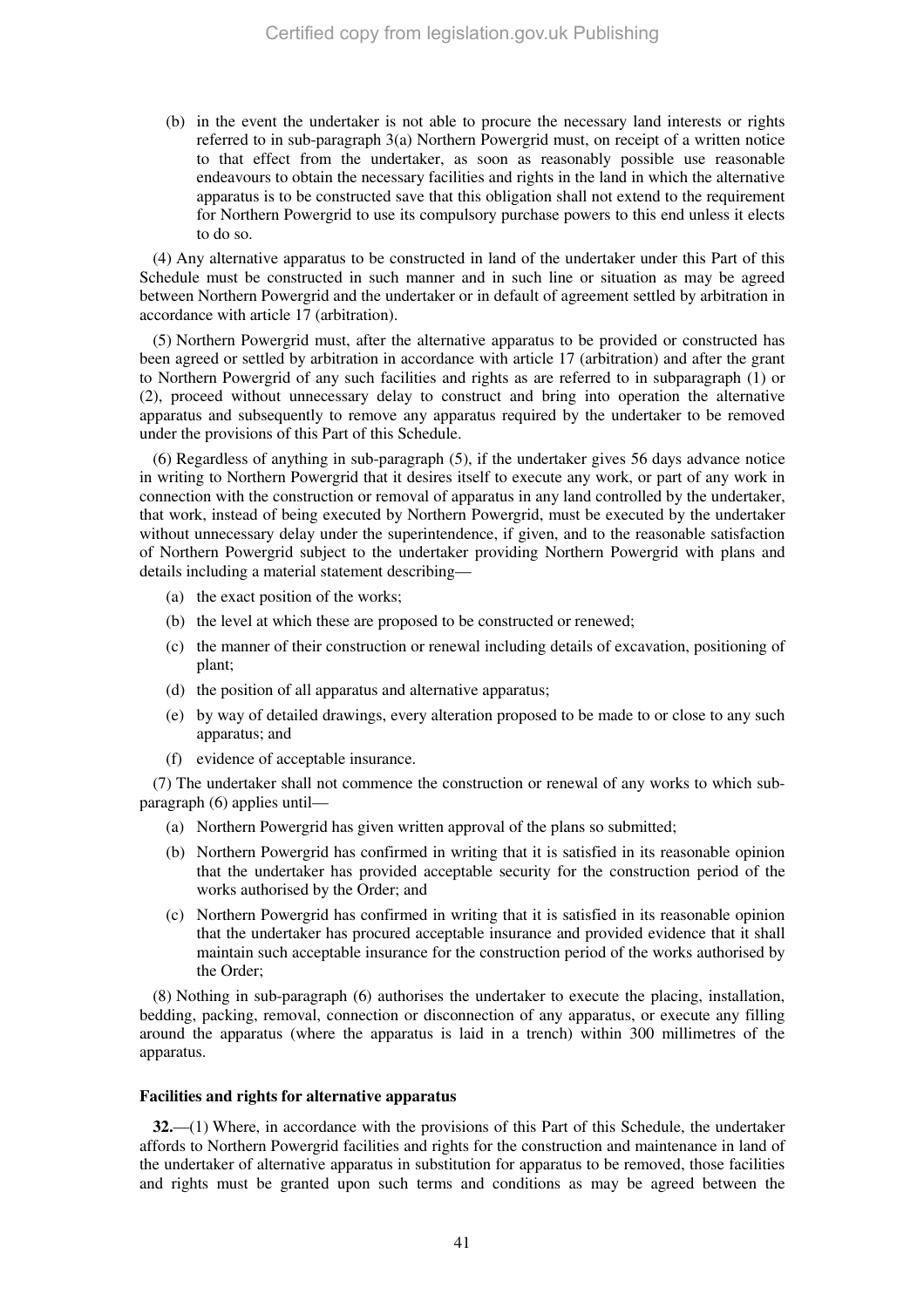(b) in the event the undertaker is not able to procure the necessary land interests or rights referred to in sub-paragraph 3(a) Northern Powergrid must, on receipt of a written notice to that effect from the undertaker, as soon as reasonably possible use reasonable endeavours to obtain the necessary facilities and rights in the land in which the alternative apparatus is to be constructed save that this obligation shall not extend to the requirement for Northern Powergrid to use its compulsory purchase powers to this end unless it elects to do so.

(4) Any alternative apparatus to be constructed in land of the undertaker under this Part of this Schedule must be constructed in such manner and in such line or situation as may be agreed between Northern Powergrid and the undertaker or in default of agreement settled by arbitration in accordance with article 17 (arbitration).

(5) Northern Powergrid must, after the alternative apparatus to be provided or constructed has been agreed or settled by arbitration in accordance with article 17 (arbitration) and after the grant to Northern Powergrid of any such facilities and rights as are referred to in subparagraph (1) or (2), proceed without unnecessary delay to construct and bring into operation the alternative apparatus and subsequently to remove any apparatus required by the undertaker to be removed under the provisions of this Part of this Schedule.

(6) Regardless of anything in sub-paragraph (5), if the undertaker gives 56 days advance notice in writing to Northern Powergrid that it desires itself to execute any work, or part of any work in connection with the construction or removal of apparatus in any land controlled by the undertaker, that work, instead of being executed by Northern Powergrid, must be executed by the undertaker without unnecessary delay under the superintendence, if given, and to the reasonable satisfaction of Northern Powergrid subject to the undertaker providing Northern Powergrid with plans and details including a material statement describing—

(a) the exact position of the works;

(b) the level at which these are proposed to be constructed or renewed;

(c) the manner of their construction or renewal including details of excavation, positioning of plant;

(d) the position of all apparatus and alternative apparatus;

(e) by way of detailed drawings, every alteration proposed to be made to or close to any such apparatus; and

(f) evidence of acceptable insurance.

(7) The undertaker shall not commence the construction or renewal of any works to which sub-paragraph (6) applies until—

(a) Northern Powergrid has given written approval of the plans so submitted;

(b) Northern Powergrid has confirmed in writing that it is satisfied in its reasonable opinion that the undertaker has provided acceptable security for the construction period of the works authorised by the Order; and

(c) Northern Powergrid has confirmed in writing that it is satisfied in its reasonable opinion that the undertaker has procured acceptable insurance and provided evidence that it shall maintain such acceptable insurance for the construction period of the works authorised by the Order;

(8) Nothing in sub-paragraph (6) authorises the undertaker to execute the placing, installation, bedding, packing, removal, connection or disconnection of any apparatus, or execute any filling around the apparatus (where the apparatus is laid in a trench) within 300 millimetres of the apparatus.

**Facilities and rights for alternative apparatus**

**32.**—(1) Where, in accordance with the provisions of this Part of this Schedule, the undertaker affords to Northern Powergrid facilities and rights for the construction and maintenance in land of the undertaker of alternative apparatus in substitution for apparatus to be removed, those facilities and rights must be granted upon such terms and conditions as may be agreed between the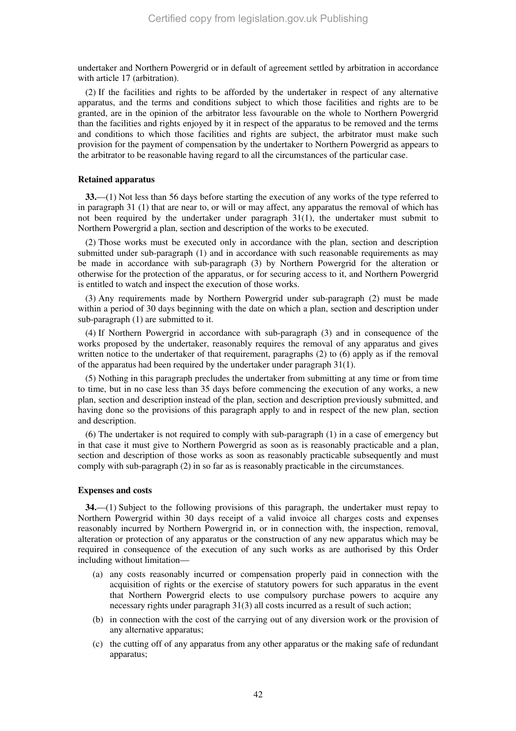undertaker and Northern Powergrid or in default of agreement settled by arbitration in accordance with article 17 (arbitration).

(2) If the facilities and rights to be afforded by the undertaker in respect of any alternative apparatus, and the terms and conditions subject to which those facilities and rights are to be granted, are in the opinion of the arbitrator less favourable on the whole to Northern Powergrid than the facilities and rights enjoyed by it in respect of the apparatus to be removed and the terms and conditions to which those facilities and rights are subject, the arbitrator must make such provision for the payment of compensation by the undertaker to Northern Powergrid as appears to the arbitrator to be reasonable having regard to all the circumstances of the particular case.

#### Retained apparatus

**33.**—(1) Not less than 56 days before starting the execution of any works of the type referred to in paragraph 31 (1) that are near to, or will or may affect, any apparatus the removal of which has not been required by the undertaker under paragraph 31(1), the undertaker must submit to Northern Powergrid a plan, section and description of the works to be executed.

(2) Those works must be executed only in accordance with the plan, section and description submitted under sub-paragraph (1) and in accordance with such reasonable requirements as may be made in accordance with sub-paragraph (3) by Northern Powergrid for the alteration or otherwise for the protection of the apparatus, or for securing access to it, and Northern Powergrid is entitled to watch and inspect the execution of those works.

(3) Any requirements made by Northern Powergrid under sub-paragraph (2) must be made within a period of 30 days beginning with the date on which a plan, section and description under sub-paragraph (1) are submitted to it.

(4) If Northern Powergrid in accordance with sub-paragraph (3) and in consequence of the works proposed by the undertaker, reasonably requires the removal of any apparatus and gives written notice to the undertaker of that requirement, paragraphs (2) to (6) apply as if the removal of the apparatus had been required by the undertaker under paragraph 31(1).

(5) Nothing in this paragraph precludes the undertaker from submitting at any time or from time to time, but in no case less than 35 days before commencing the execution of any works, a new plan, section and description instead of the plan, section and description previously submitted, and having done so the provisions of this paragraph apply to and in respect of the new plan, section and description.

(6) The undertaker is not required to comply with sub-paragraph (1) in a case of emergency but in that case it must give to Northern Powergrid as soon as is reasonably practicable and a plan, section and description of those works as soon as reasonably practicable subsequently and must comply with sub-paragraph (2) in so far as is reasonably practicable in the circumstances.

#### Expenses and costs

**34.**—(1) Subject to the following provisions of this paragraph, the undertaker must repay to Northern Powergrid within 30 days receipt of a valid invoice all charges costs and expenses reasonably incurred by Northern Powergrid in, or in connection with, the inspection, removal, alteration or protection of any apparatus or the construction of any new apparatus which may be required in consequence of the execution of any such works as are authorised by this Order including without limitation—

(a) any costs reasonably incurred or compensation properly paid in connection with the acquisition of rights or the exercise of statutory powers for such apparatus in the event that Northern Powergrid elects to use compulsory purchase powers to acquire any necessary rights under paragraph 31(3) all costs incurred as a result of such action;

(b) in connection with the cost of the carrying out of any diversion work or the provision of any alternative apparatus;

(c) the cutting off of any apparatus from any other apparatus or the making safe of redundant apparatus;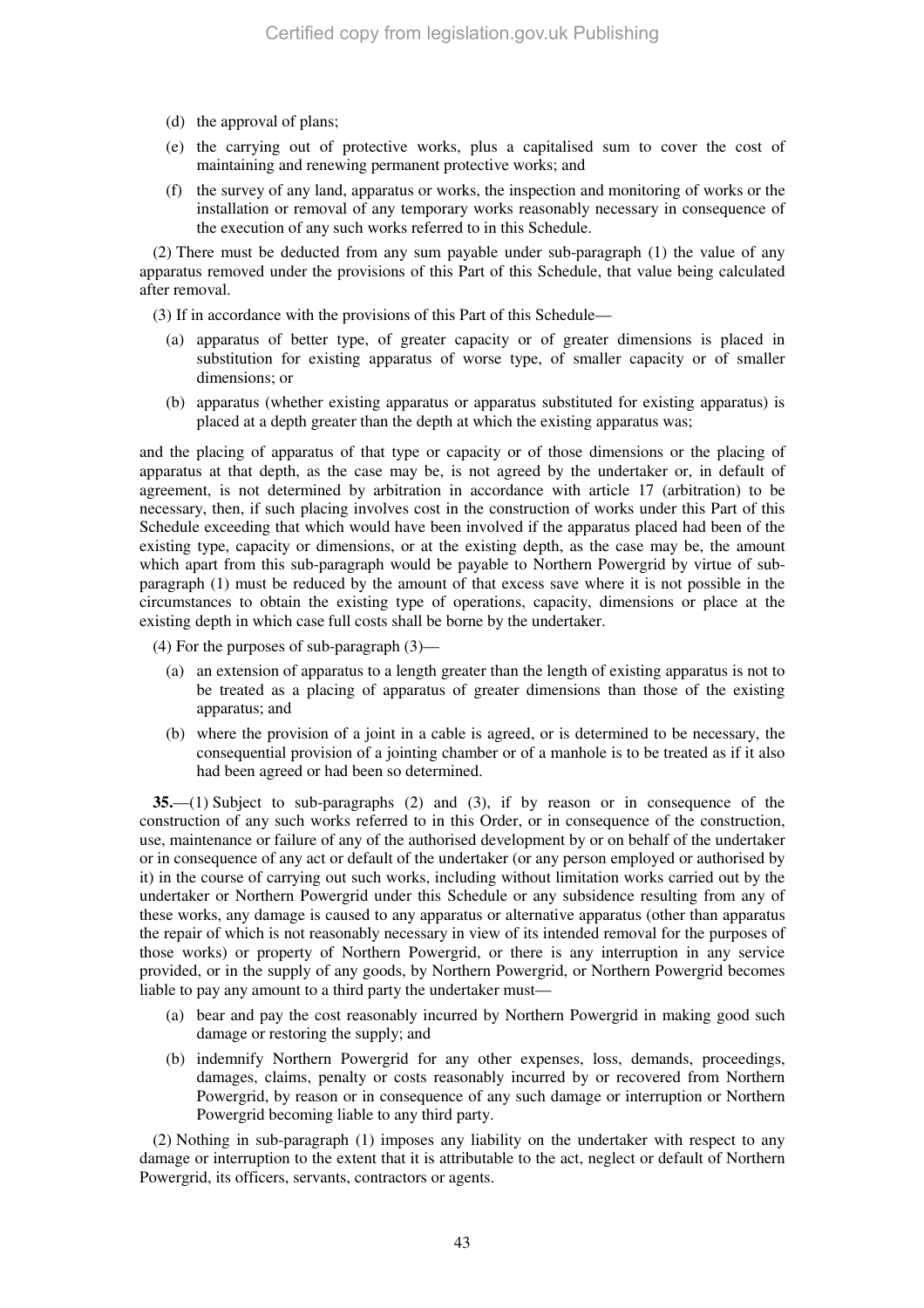(d) the approval of plans;

(e) the carrying out of protective works, plus a capitalised sum to cover the cost of maintaining and renewing permanent protective works; and

(f) the survey of any land, apparatus or works, the inspection and monitoring of works or the installation or removal of any temporary works reasonably necessary in consequence of the execution of any such works referred to in this Schedule.

(2) There must be deducted from any sum payable under sub-paragraph (1) the value of any apparatus removed under the provisions of this Part of this Schedule, that value being calculated after removal.

(3) If in accordance with the provisions of this Part of this Schedule—

(a) apparatus of better type, of greater capacity or of greater dimensions is placed in substitution for existing apparatus of worse type, of smaller capacity or of smaller dimensions; or

(b) apparatus (whether existing apparatus or apparatus substituted for existing apparatus) is placed at a depth greater than the depth at which the existing apparatus was;

and the placing of apparatus of that type or capacity or of those dimensions or the placing of apparatus at that depth, as the case may be, is not agreed by the undertaker or, in default of agreement, is not determined by arbitration in accordance with article 17 (arbitration) to be necessary, then, if such placing involves cost in the construction of works under this Part of this Schedule exceeding that which would have been involved if the apparatus placed had been of the existing type, capacity or dimensions, or at the existing depth, as the case may be, the amount which apart from this sub-paragraph would be payable to Northern Powergrid by virtue of sub-paragraph (1) must be reduced by the amount of that excess save where it is not possible in the circumstances to obtain the existing type of operations, capacity, dimensions or place at the existing depth in which case full costs shall be borne by the undertaker.

(4) For the purposes of sub-paragraph (3)—

(a) an extension of apparatus to a length greater than the length of existing apparatus is not to be treated as a placing of apparatus of greater dimensions than those of the existing apparatus; and

(b) where the provision of a joint in a cable is agreed, or is determined to be necessary, the consequential provision of a jointing chamber or of a manhole is to be treated as if it also had been agreed or had been so determined.

**35.**—(1) Subject to sub-paragraphs (2) and (3), if by reason or in consequence of the construction of any such works referred to in this Order, or in consequence of the construction, use, maintenance or failure of any of the authorised development by or on behalf of the undertaker or in consequence of any act or default of the undertaker (or any person employed or authorised by it) in the course of carrying out such works, including without limitation works carried out by the undertaker or Northern Powergrid under this Schedule or any subsidence resulting from any of these works, any damage is caused to any apparatus or alternative apparatus (other than apparatus the repair of which is not reasonably necessary in view of its intended removal for the purposes of those works) or property of Northern Powergrid, or there is any interruption in any service provided, or in the supply of any goods, by Northern Powergrid, or Northern Powergrid becomes liable to pay any amount to a third party the undertaker must—

(a) bear and pay the cost reasonably incurred by Northern Powergrid in making good such damage or restoring the supply; and

(b) indemnify Northern Powergrid for any other expenses, loss, demands, proceedings, damages, claims, penalty or costs reasonably incurred by or recovered from Northern Powergrid, by reason or in consequence of any such damage or interruption or Northern Powergrid becoming liable to any third party.

(2) Nothing in sub-paragraph (1) imposes any liability on the undertaker with respect to any damage or interruption to the extent that it is attributable to the act, neglect or default of Northern Powergrid, its officers, servants, contractors or agents.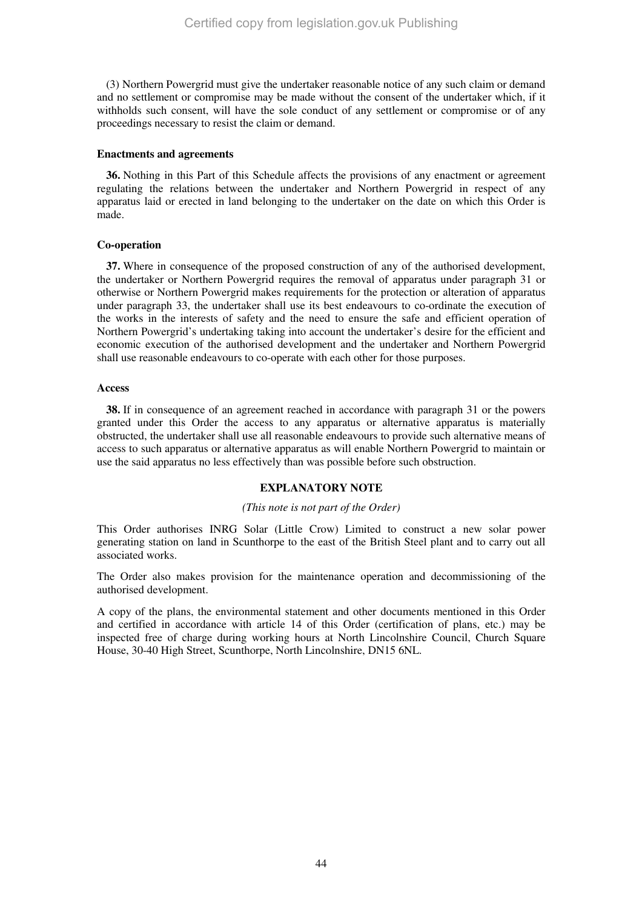(3) Northern Powergrid must give the undertaker reasonable notice of any such claim or demand and no settlement or compromise may be made without the consent of the undertaker which, if it withholds such consent, will have the sole conduct of any settlement or compromise or of any proceedings necessary to resist the claim or demand.

### Enactments and agreements

**36.** Nothing in this Part of this Schedule affects the provisions of any enactment or agreement regulating the relations between the undertaker and Northern Powergrid in respect of any apparatus laid or erected in land belonging to the undertaker on the date on which this Order is made.

### Co-operation

**37.** Where in consequence of the proposed construction of any of the authorised development, the undertaker or Northern Powergrid requires the removal of apparatus under paragraph 31 or otherwise or Northern Powergrid makes requirements for the protection or alteration of apparatus under paragraph 33, the undertaker shall use its best endeavours to co-ordinate the execution of the works in the interests of safety and the need to ensure the safe and efficient operation of Northern Powergrid's undertaking taking into account the undertaker's desire for the efficient and economic execution of the authorised development and the undertaker and Northern Powergrid shall use reasonable endeavours to co-operate with each other for those purposes.

### Access

**38.** If in consequence of an agreement reached in accordance with paragraph 31 or the powers granted under this Order the access to any apparatus or alternative apparatus is materially obstructed, the undertaker shall use all reasonable endeavours to provide such alternative means of access to such apparatus or alternative apparatus as will enable Northern Powergrid to maintain or use the said apparatus no less effectively than was possible before such obstruction.

## EXPLANATORY NOTE

*(This note is not part of the Order)*

This Order authorises INRG Solar (Little Crow) Limited to construct a new solar power generating station on land in Scunthorpe to the east of the British Steel plant and to carry out all associated works.

The Order also makes provision for the maintenance operation and decommissioning of the authorised development.

A copy of the plans, the environmental statement and other documents mentioned in this Order and certified in accordance with article 14 of this Order (certification of plans, etc.) may be inspected free of charge during working hours at North Lincolnshire Council, Church Square House, 30-40 High Street, Scunthorpe, North Lincolnshire, DN15 6NL.